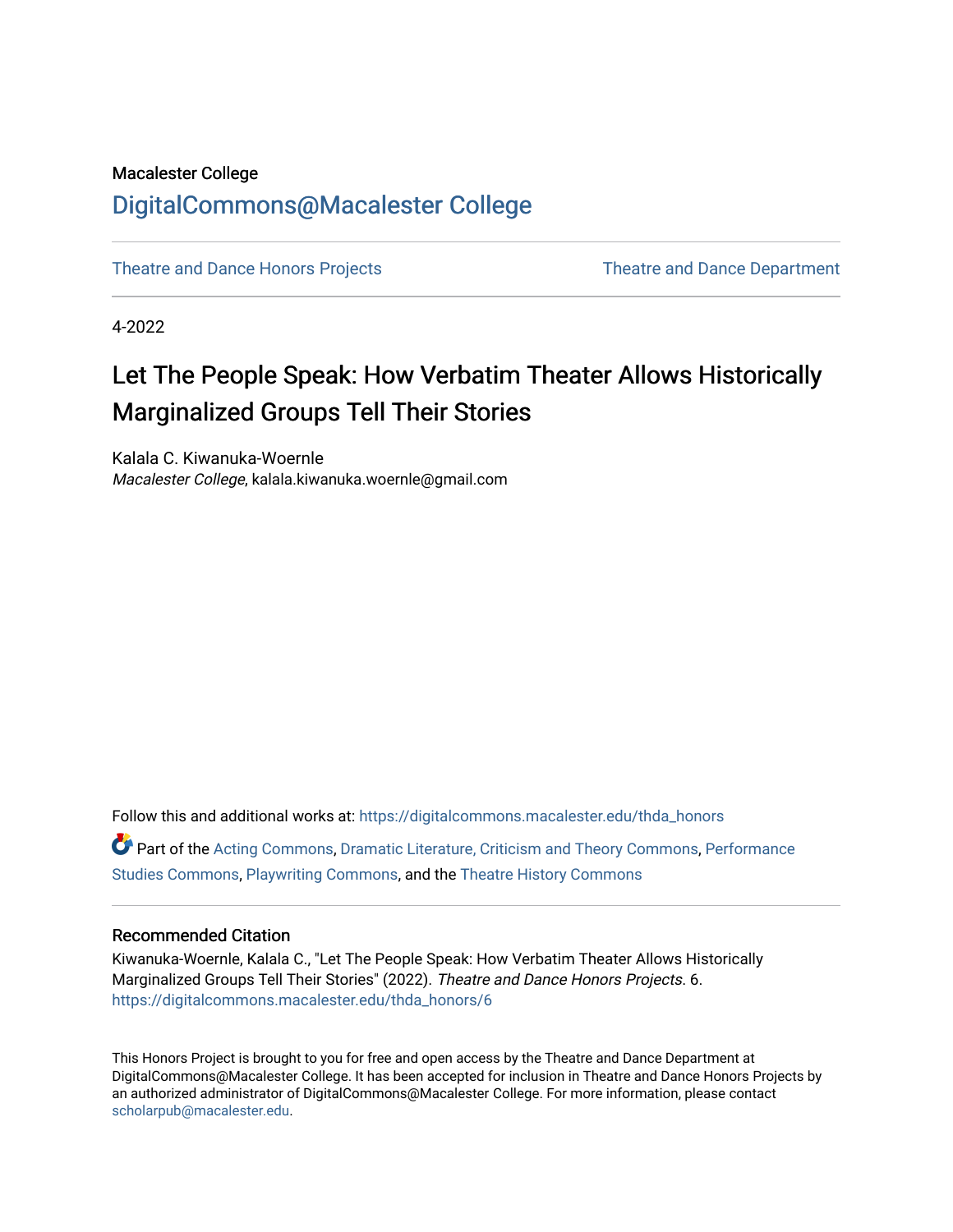Macalester College

# DigitalCommons@Macalester College

Theatre and Dance Honors Projects | Theatre and Dance Department

4-2022

# Let The People Speak: How Verbatim Theater Allows Historically Marginalized Groups Tell Their Stories

Kalala C. Kiwanuka-Woernle
*Macalester College*, kalala.kiwanuka.woernle@gmail.com

Follow this and additional works at: https://digitalcommons.macalester.edu/thda_honors

Part of the Acting Commons, Dramatic Literature, Criticism and Theory Commons, Performance Studies Commons, Playwriting Commons, and the Theatre History Commons

## Recommended Citation

Kiwanuka-Woernle, Kalala C., "Let The People Speak: How Verbatim Theater Allows Historically Marginalized Groups Tell Their Stories" (2022). *Theatre and Dance Honors Projects*. 6.
https://digitalcommons.macalester.edu/thda_honors/6

This Honors Project is brought to you for free and open access by the Theatre and Dance Department at DigitalCommons@Macalester College. It has been accepted for inclusion in Theatre and Dance Honors Projects by an authorized administrator of DigitalCommons@Macalester College. For more information, please contact scholarpub@macalester.edu.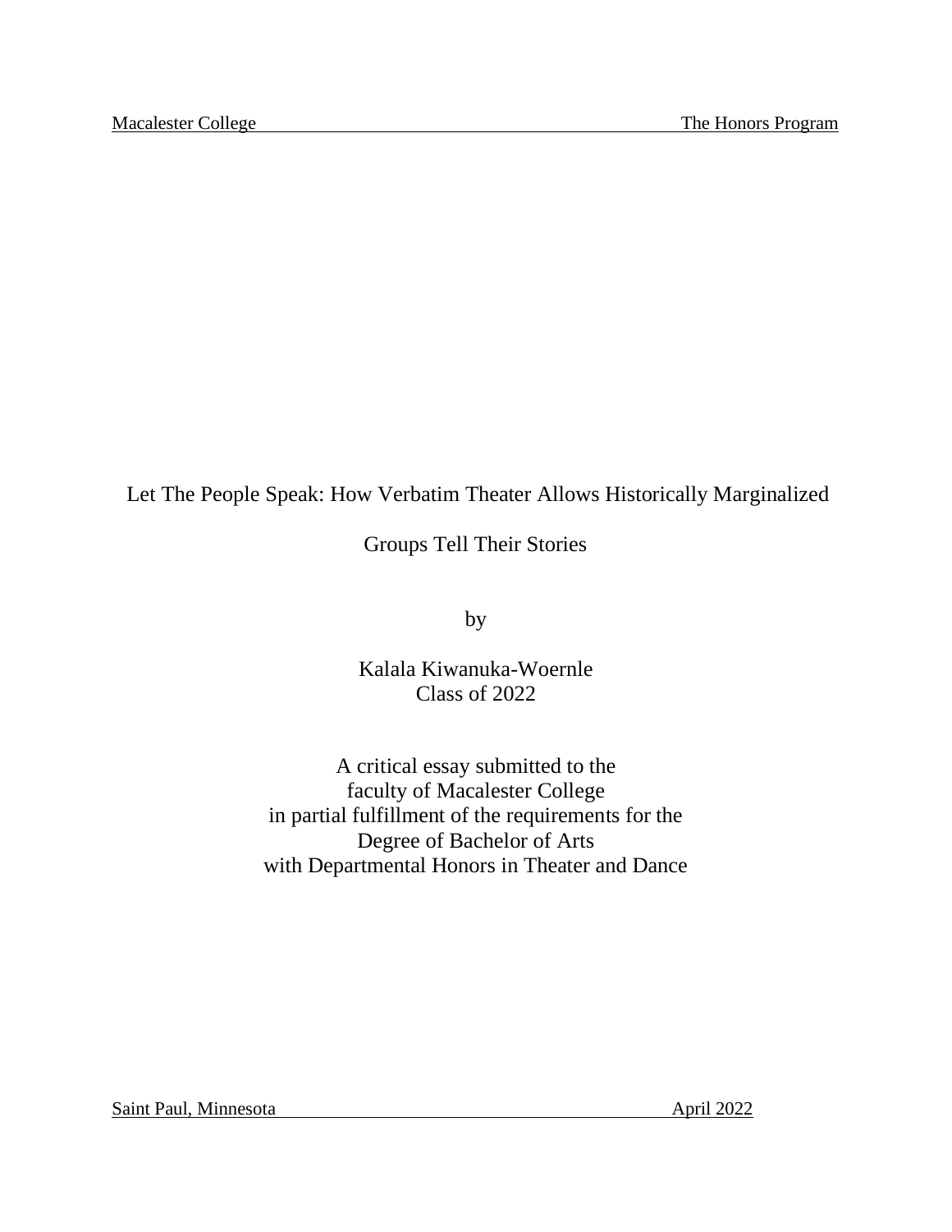Macalester College The Honors Program

# Let The People Speak: How Verbatim Theater Allows Historically Marginalized Groups Tell Their Stories

by

Kalala Kiwanuka-Woernle
Class of 2022

A critical essay submitted to the
faculty of Macalester College
in partial fulfillment of the requirements for the
Degree of Bachelor of Arts
with Departmental Honors in Theater and Dance

Saint Paul, Minnesota April 2022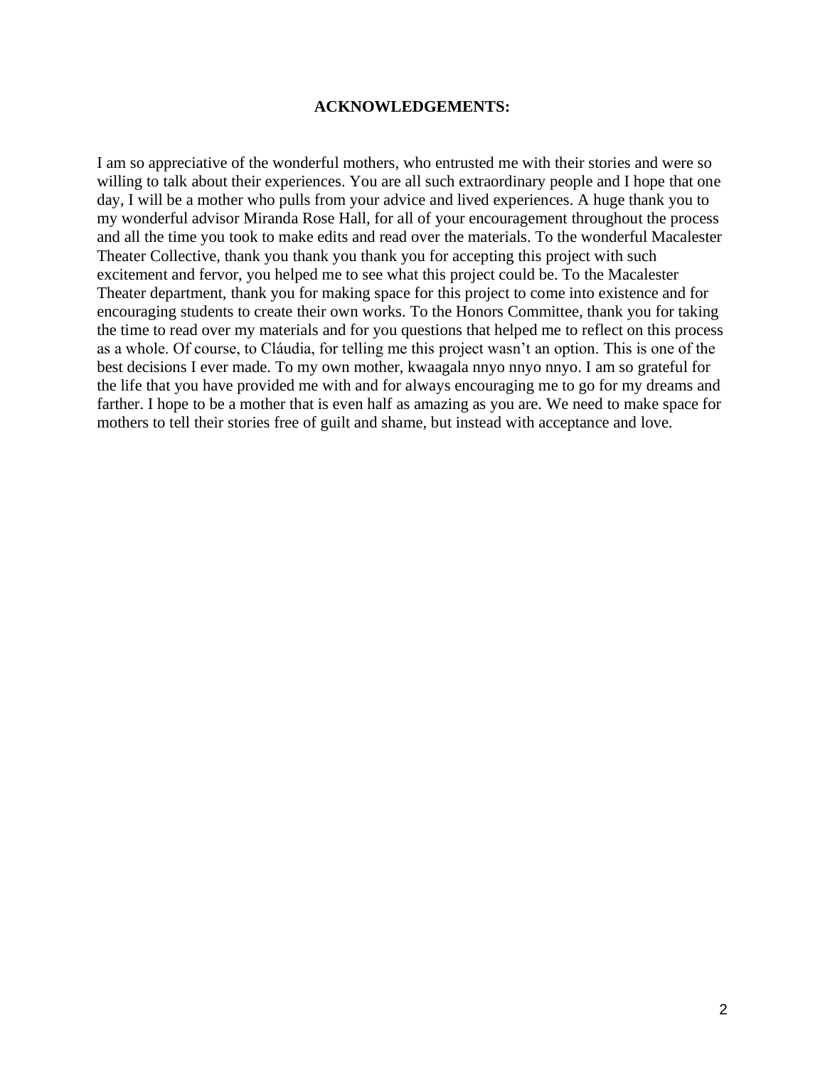# ACKNOWLEDGEMENTS:

I am so appreciative of the wonderful mothers, who entrusted me with their stories and were so willing to talk about their experiences. You are all such extraordinary people and I hope that one day, I will be a mother who pulls from your advice and lived experiences. A huge thank you to my wonderful advisor Miranda Rose Hall, for all of your encouragement throughout the process and all the time you took to make edits and read over the materials. To the wonderful Macalester Theater Collective, thank you thank you thank you for accepting this project with such excitement and fervor, you helped me to see what this project could be. To the Macalester Theater department, thank you for making space for this project to come into existence and for encouraging students to create their own works. To the Honors Committee, thank you for taking the time to read over my materials and for you questions that helped me to reflect on this process as a whole. Of course, to Cláudia, for telling me this project wasn't an option. This is one of the best decisions I ever made. To my own mother, kwaagala nnyo nnyo nnyo. I am so grateful for the life that you have provided me with and for always encouraging me to go for my dreams and farther. I hope to be a mother that is even half as amazing as you are. We need to make space for mothers to tell their stories free of guilt and shame, but instead with acceptance and love.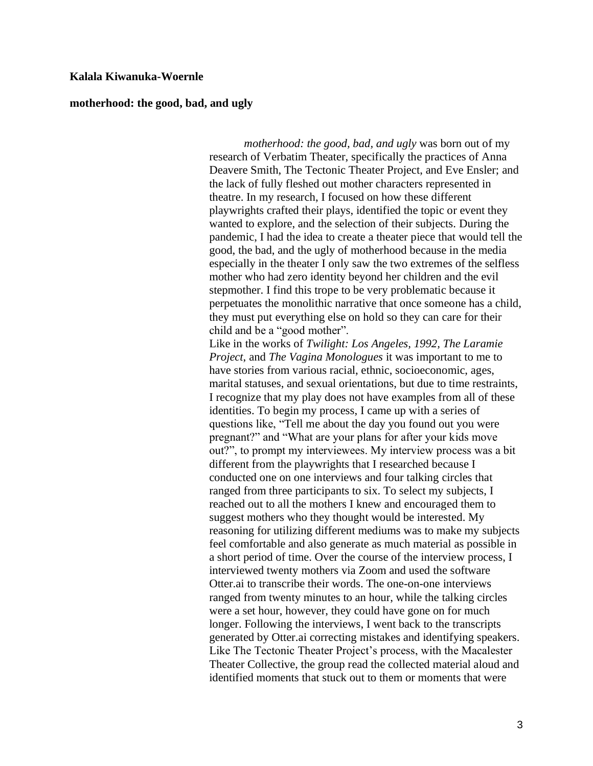**Kalala Kiwanuka-Woernle**

**motherhood: the good, bad, and ugly**

*motherhood: the good, bad, and ugly* was born out of my research of Verbatim Theater, specifically the practices of Anna Deavere Smith, The Tectonic Theater Project, and Eve Ensler; and the lack of fully fleshed out mother characters represented in theatre. In my research, I focused on how these different playwrights crafted their plays, identified the topic or event they wanted to explore, and the selection of their subjects. During the pandemic, I had the idea to create a theater piece that would tell the good, the bad, and the ugly of motherhood because in the media especially in the theater I only saw the two extremes of the selfless mother who had zero identity beyond her children and the evil stepmother. I find this trope to be very problematic because it perpetuates the monolithic narrative that once someone has a child, they must put everything else on hold so they can care for their child and be a "good mother".

Like in the works of *Twilight: Los Angeles, 1992, The Laramie Project*, and *The Vagina Monologues* it was important to me to have stories from various racial, ethnic, socioeconomic, ages, marital statuses, and sexual orientations, but due to time restraints, I recognize that my play does not have examples from all of these identities. To begin my process, I came up with a series of questions like, "Tell me about the day you found out you were pregnant?" and "What are your plans for after your kids move out?", to prompt my interviewees. My interview process was a bit different from the playwrights that I researched because I conducted one on one interviews and four talking circles that ranged from three participants to six. To select my subjects, I reached out to all the mothers I knew and encouraged them to suggest mothers who they thought would be interested. My reasoning for utilizing different mediums was to make my subjects feel comfortable and also generate as much material as possible in a short period of time. Over the course of the interview process, I interviewed twenty mothers via Zoom and used the software Otter.ai to transcribe their words. The one-on-one interviews ranged from twenty minutes to an hour, while the talking circles were a set hour, however, they could have gone on for much longer. Following the interviews, I went back to the transcripts generated by Otter.ai correcting mistakes and identifying speakers. Like The Tectonic Theater Project's process, with the Macalester Theater Collective, the group read the collected material aloud and identified moments that stuck out to them or moments that were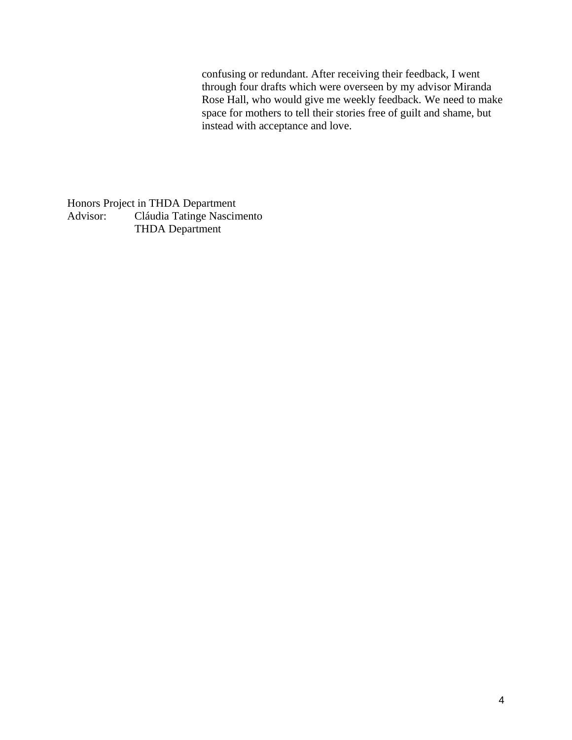confusing or redundant. After receiving their feedback, I went through four drafts which were overseen by my advisor Miranda Rose Hall, who would give me weekly feedback. We need to make space for mothers to tell their stories free of guilt and shame, but instead with acceptance and love.

Honors Project in THDA Department
Advisor: Cláudia Tatinge Nascimento
THDA Department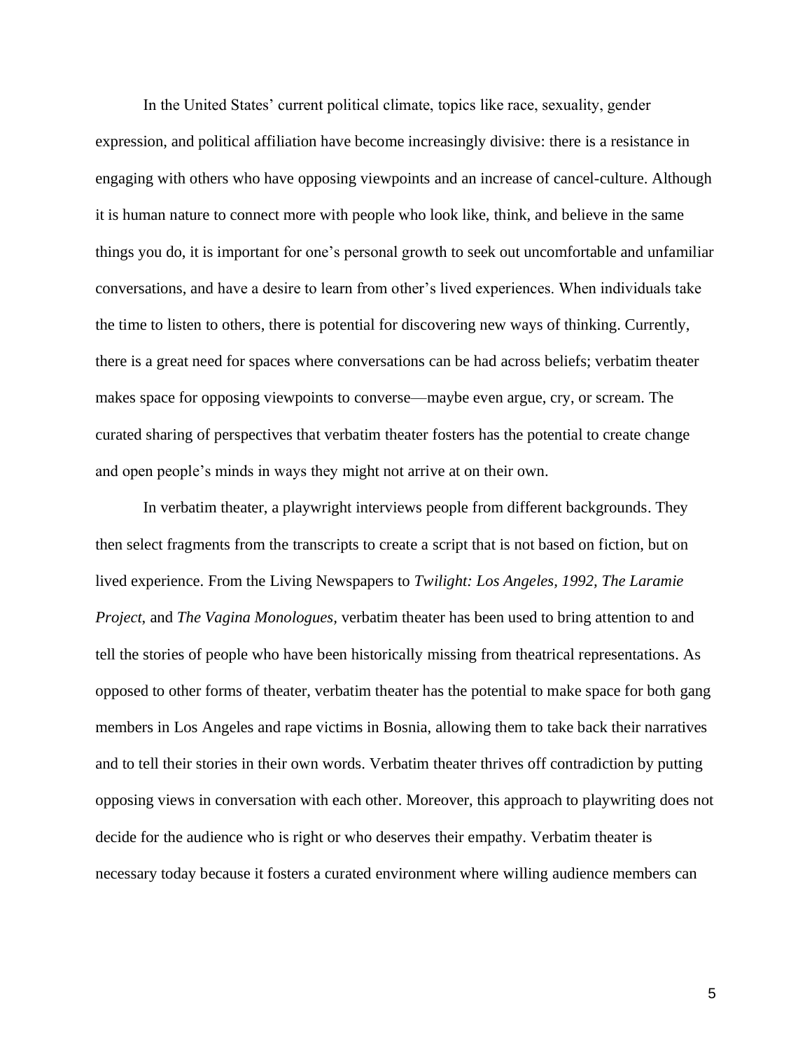In the United States' current political climate, topics like race, sexuality, gender expression, and political affiliation have become increasingly divisive: there is a resistance in engaging with others who have opposing viewpoints and an increase of cancel-culture. Although it is human nature to connect more with people who look like, think, and believe in the same things you do, it is important for one's personal growth to seek out uncomfortable and unfamiliar conversations, and have a desire to learn from other's lived experiences. When individuals take the time to listen to others, there is potential for discovering new ways of thinking. Currently, there is a great need for spaces where conversations can be had across beliefs; verbatim theater makes space for opposing viewpoints to converse—maybe even argue, cry, or scream. The curated sharing of perspectives that verbatim theater fosters has the potential to create change and open people's minds in ways they might not arrive at on their own.

In verbatim theater, a playwright interviews people from different backgrounds. They then select fragments from the transcripts to create a script that is not based on fiction, but on lived experience. From the Living Newspapers to *Twilight: Los Angeles, 1992, The Laramie Project*, and *The Vagina Monologues,* verbatim theater has been used to bring attention to and tell the stories of people who have been historically missing from theatrical representations. As opposed to other forms of theater, verbatim theater has the potential to make space for both gang members in Los Angeles and rape victims in Bosnia, allowing them to take back their narratives and to tell their stories in their own words. Verbatim theater thrives off contradiction by putting opposing views in conversation with each other. Moreover, this approach to playwriting does not decide for the audience who is right or who deserves their empathy. Verbatim theater is necessary today because it fosters a curated environment where willing audience members can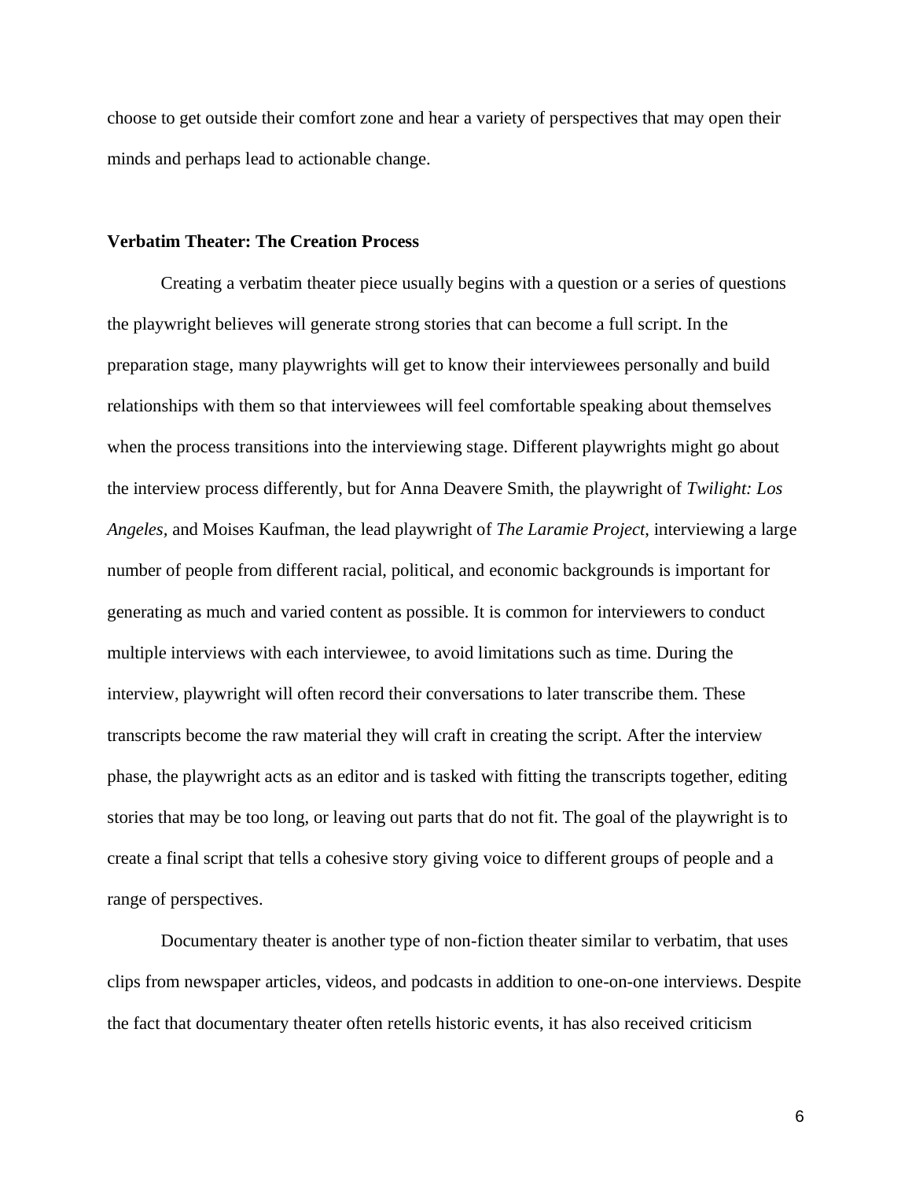choose to get outside their comfort zone and hear a variety of perspectives that may open their minds and perhaps lead to actionable change.

**Verbatim Theater: The Creation Process**

Creating a verbatim theater piece usually begins with a question or a series of questions the playwright believes will generate strong stories that can become a full script. In the preparation stage, many playwrights will get to know their interviewees personally and build relationships with them so that interviewees will feel comfortable speaking about themselves when the process transitions into the interviewing stage. Different playwrights might go about the interview process differently, but for Anna Deavere Smith, the playwright of *Twilight: Los Angeles,* and Moises Kaufman, the lead playwright of *The Laramie Project*, interviewing a large number of people from different racial, political, and economic backgrounds is important for generating as much and varied content as possible. It is common for interviewers to conduct multiple interviews with each interviewee, to avoid limitations such as time. During the interview, playwright will often record their conversations to later transcribe them. These transcripts become the raw material they will craft in creating the script. After the interview phase, the playwright acts as an editor and is tasked with fitting the transcripts together, editing stories that may be too long, or leaving out parts that do not fit. The goal of the playwright is to create a final script that tells a cohesive story giving voice to different groups of people and a range of perspectives.

Documentary theater is another type of non-fiction theater similar to verbatim, that uses clips from newspaper articles, videos, and podcasts in addition to one-on-one interviews. Despite the fact that documentary theater often retells historic events, it has also received criticism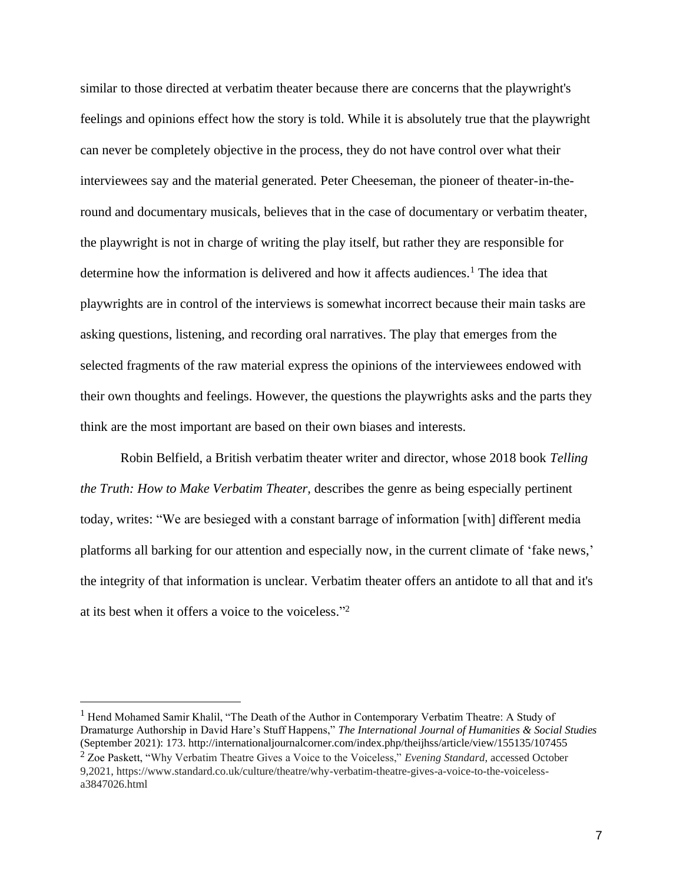similar to those directed at verbatim theater because there are concerns that the playwright's feelings and opinions effect how the story is told. While it is absolutely true that the playwright can never be completely objective in the process, they do not have control over what their interviewees say and the material generated. Peter Cheeseman, the pioneer of theater-in-the-round and documentary musicals, believes that in the case of documentary or verbatim theater, the playwright is not in charge of writing the play itself, but rather they are responsible for determine how the information is delivered and how it affects audiences.[1] The idea that playwrights are in control of the interviews is somewhat incorrect because their main tasks are asking questions, listening, and recording oral narratives. The play that emerges from the selected fragments of the raw material express the opinions of the interviewees endowed with their own thoughts and feelings. However, the questions the playwrights asks and the parts they think are the most important are based on their own biases and interests.

Robin Belfield, a British verbatim theater writer and director, whose 2018 book *Telling the Truth: How to Make Verbatim Theater*, describes the genre as being especially pertinent today, writes: "We are besieged with a constant barrage of information [with] different media platforms all barking for our attention and especially now, in the current climate of 'fake news,' the integrity of that information is unclear. Verbatim theater offers an antidote to all that and it's at its best when it offers a voice to the voiceless."[2]

---

[1] Hend Mohamed Samir Khalil, "The Death of the Author in Contemporary Verbatim Theatre: A Study of Dramaturge Authorship in David Hare's Stuff Happens," *The International Journal of Humanities & Social Studies* (September 2021): 173. http://internationaljournalcorner.com/index.php/theijhss/article/view/155135/107455

[2] Zoe Paskett, "Why Verbatim Theatre Gives a Voice to the Voiceless," *Evening Standard*, accessed October 9,2021, https://www.standard.co.uk/culture/theatre/why-verbatim-theatre-gives-a-voice-to-the-voiceless-a3847026.html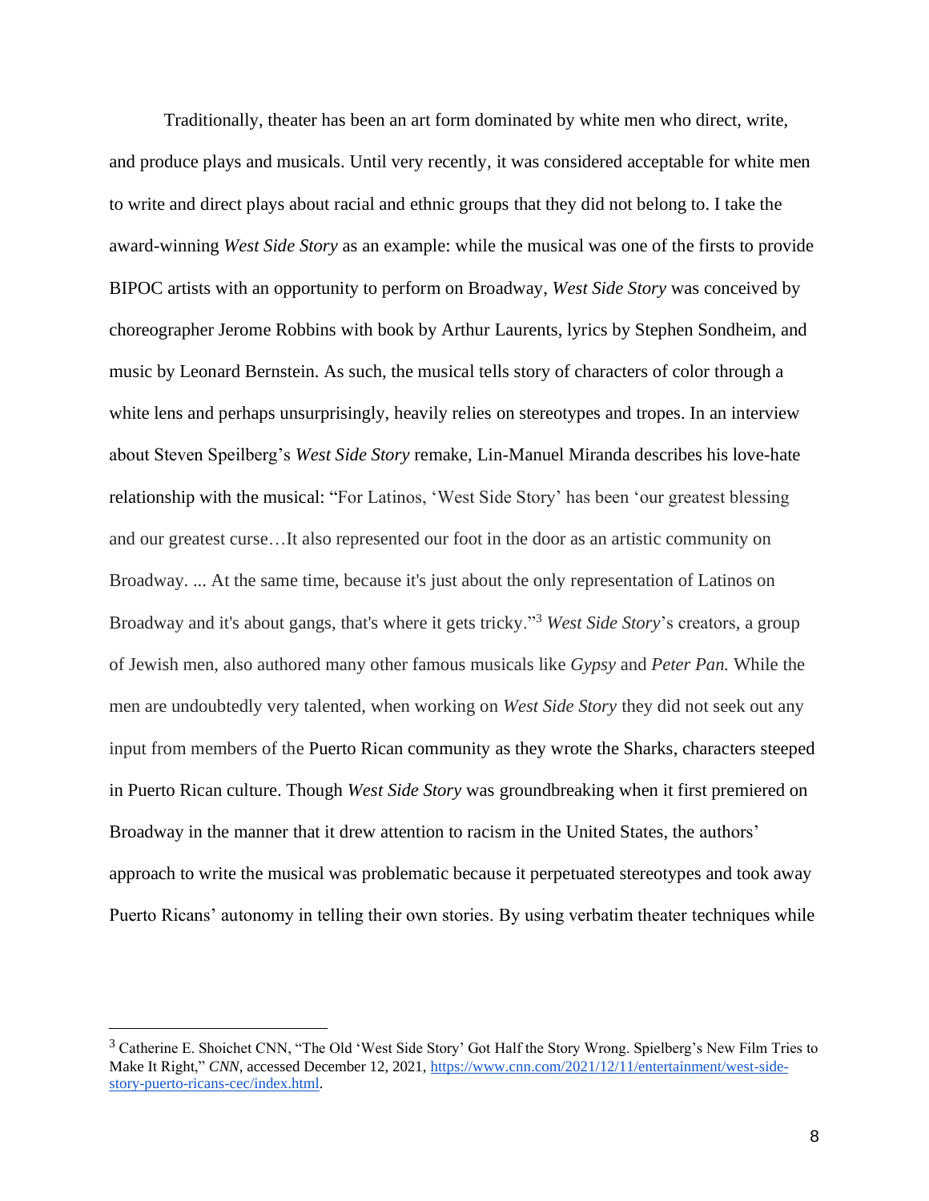Traditionally, theater has been an art form dominated by white men who direct, write, and produce plays and musicals. Until very recently, it was considered acceptable for white men to write and direct plays about racial and ethnic groups that they did not belong to. I take the award-winning *West Side Story* as an example: while the musical was one of the firsts to provide BIPOC artists with an opportunity to perform on Broadway, *West Side Story* was conceived by choreographer Jerome Robbins with book by Arthur Laurents, lyrics by Stephen Sondheim, and music by Leonard Bernstein. As such, the musical tells story of characters of color through a white lens and perhaps unsurprisingly, heavily relies on stereotypes and tropes. In an interview about Steven Speilberg's *West Side Story* remake, Lin-Manuel Miranda describes his love-hate relationship with the musical: "For Latinos, 'West Side Story' has been 'our greatest blessing and our greatest curse…It also represented our foot in the door as an artistic community on Broadway. ... At the same time, because it's just about the only representation of Latinos on Broadway and it's about gangs, that's where it gets tricky."[3] *West Side Story*'s creators, a group of Jewish men, also authored many other famous musicals like *Gypsy* and *Peter Pan.* While the men are undoubtedly very talented, when working on *West Side Story* they did not seek out any input from members of the Puerto Rican community as they wrote the Sharks, characters steeped in Puerto Rican culture. Though *West Side Story* was groundbreaking when it first premiered on Broadway in the manner that it drew attention to racism in the United States, the authors' approach to write the musical was problematic because it perpetuated stereotypes and took away Puerto Ricans' autonomy in telling their own stories. By using verbatim theater techniques while

---

[3] Catherine E. Shoichet CNN, "The Old 'West Side Story' Got Half the Story Wrong. Spielberg's New Film Tries to Make It Right," *CNN*, accessed December 12, 2021, https://www.cnn.com/2021/12/11/entertainment/west-side-story-puerto-ricans-cec/index.html.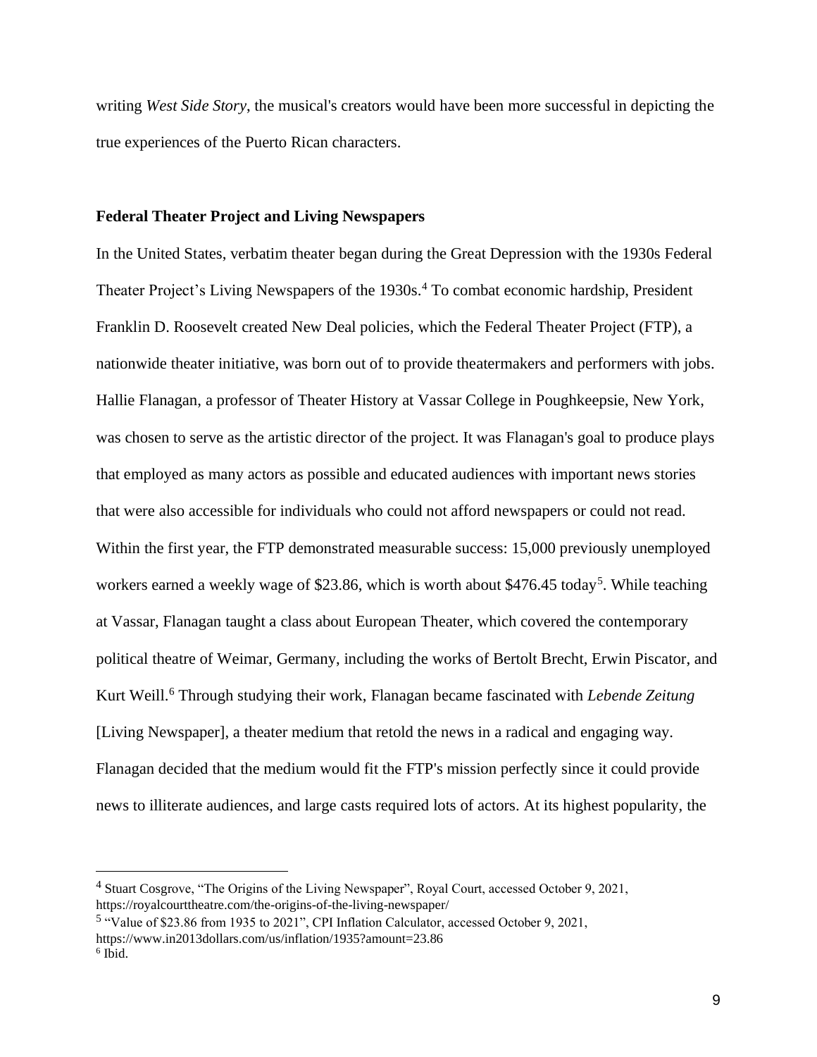writing *West Side Story*, the musical's creators would have been more successful in depicting the true experiences of the Puerto Rican characters.

**Federal Theater Project and Living Newspapers**

In the United States, verbatim theater began during the Great Depression with the 1930s Federal Theater Project's Living Newspapers of the 1930s.[4] To combat economic hardship, President Franklin D. Roosevelt created New Deal policies, which the Federal Theater Project (FTP), a nationwide theater initiative, was born out of to provide theatermakers and performers with jobs. Hallie Flanagan, a professor of Theater History at Vassar College in Poughkeepsie, New York, was chosen to serve as the artistic director of the project. It was Flanagan's goal to produce plays that employed as many actors as possible and educated audiences with important news stories that were also accessible for individuals who could not afford newspapers or could not read. Within the first year, the FTP demonstrated measurable success: 15,000 previously unemployed workers earned a weekly wage of $23.86, which is worth about $476.45 today[5]. While teaching at Vassar, Flanagan taught a class about European Theater, which covered the contemporary political theatre of Weimar, Germany, including the works of Bertolt Brecht, Erwin Piscator, and Kurt Weill.[6] Through studying their work, Flanagan became fascinated with *Lebende Zeitung* [Living Newspaper], a theater medium that retold the news in a radical and engaging way. Flanagan decided that the medium would fit the FTP's mission perfectly since it could provide news to illiterate audiences, and large casts required lots of actors. At its highest popularity, the

---

[4] Stuart Cosgrove, "The Origins of the Living Newspaper", Royal Court, accessed October 9, 2021, https://royalcourttheatre.com/the-origins-of-the-living-newspaper/

[5] "Value of $23.86 from 1935 to 2021", CPI Inflation Calculator, accessed October 9, 2021, https://www.in2013dollars.com/us/inflation/1935?amount=23.86

[6] Ibid.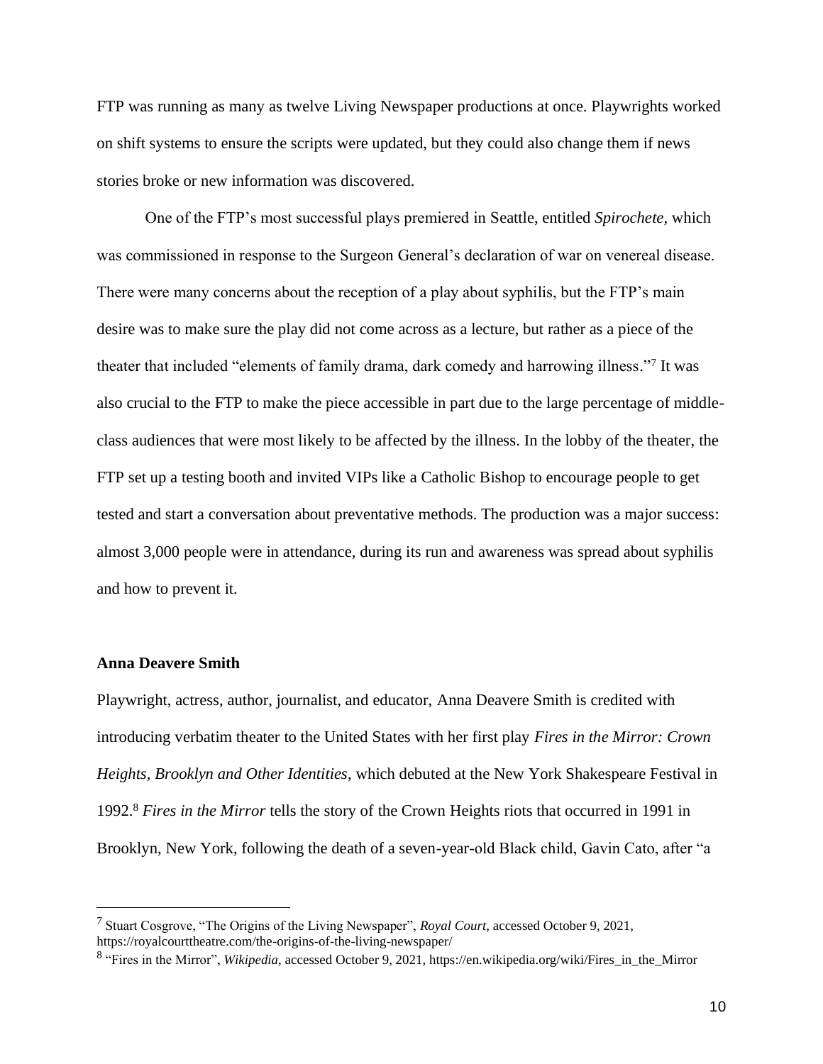FTP was running as many as twelve Living Newspaper productions at once. Playwrights worked on shift systems to ensure the scripts were updated, but they could also change them if news stories broke or new information was discovered.

One of the FTP's most successful plays premiered in Seattle, entitled *Spirochete*, which was commissioned in response to the Surgeon General's declaration of war on venereal disease. There were many concerns about the reception of a play about syphilis, but the FTP's main desire was to make sure the play did not come across as a lecture, but rather as a piece of the theater that included "elements of family drama, dark comedy and harrowing illness."[7] It was also crucial to the FTP to make the piece accessible in part due to the large percentage of middle-class audiences that were most likely to be affected by the illness. In the lobby of the theater, the FTP set up a testing booth and invited VIPs like a Catholic Bishop to encourage people to get tested and start a conversation about preventative methods. The production was a major success: almost 3,000 people were in attendance, during its run and awareness was spread about syphilis and how to prevent it.

### Anna Deavere Smith

Playwright, actress, author, journalist, and educator, Anna Deavere Smith is credited with introducing verbatim theater to the United States with her first play *Fires in the Mirror: Crown Heights, Brooklyn and Other Identities*, which debuted at the New York Shakespeare Festival in 1992.[8] *Fires in the Mirror* tells the story of the Crown Heights riots that occurred in 1991 in Brooklyn, New York, following the death of a seven-year-old Black child, Gavin Cato, after "a

---

[7] Stuart Cosgrove, "The Origins of the Living Newspaper", *Royal Court*, accessed October 9, 2021, https://royalcourttheatre.com/the-origins-of-the-living-newspaper/

[8] "Fires in the Mirror", *Wikipedia*, accessed October 9, 2021, https://en.wikipedia.org/wiki/Fires_in_the_Mirror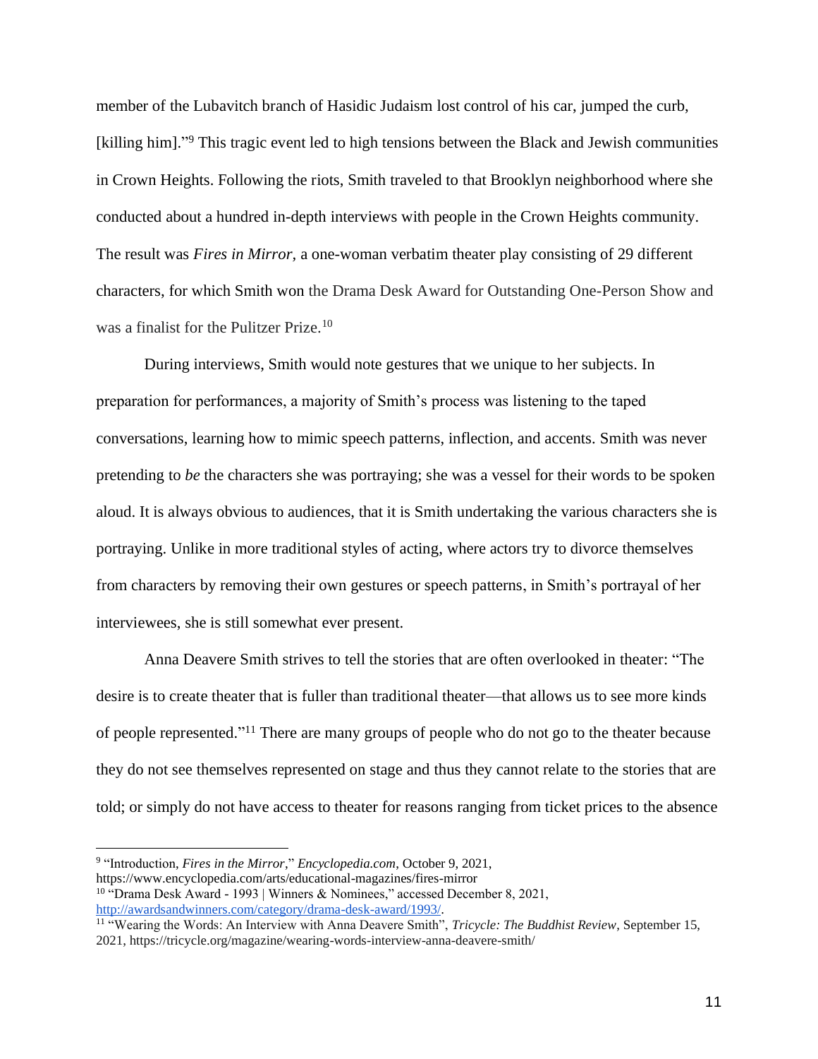member of the Lubavitch branch of Hasidic Judaism lost control of his car, jumped the curb, [killing him]."[9] This tragic event led to high tensions between the Black and Jewish communities in Crown Heights. Following the riots, Smith traveled to that Brooklyn neighborhood where she conducted about a hundred in-depth interviews with people in the Crown Heights community. The result was *Fires in Mirror,* a one-woman verbatim theater play consisting of 29 different characters, for which Smith won the Drama Desk Award for Outstanding One-Person Show and was a finalist for the Pulitzer Prize.[10]

During interviews, Smith would note gestures that we unique to her subjects. In preparation for performances, a majority of Smith's process was listening to the taped conversations, learning how to mimic speech patterns, inflection, and accents. Smith was never pretending to *be* the characters she was portraying; she was a vessel for their words to be spoken aloud. It is always obvious to audiences, that it is Smith undertaking the various characters she is portraying. Unlike in more traditional styles of acting, where actors try to divorce themselves from characters by removing their own gestures or speech patterns, in Smith's portrayal of her interviewees, she is still somewhat ever present.

Anna Deavere Smith strives to tell the stories that are often overlooked in theater: "The desire is to create theater that is fuller than traditional theater—that allows us to see more kinds of people represented."[11] There are many groups of people who do not go to the theater because they do not see themselves represented on stage and thus they cannot relate to the stories that are told; or simply do not have access to theater for reasons ranging from ticket prices to the absence

---

[9] "Introduction, *Fires in the Mirror*," *Encyclopedia.com*, October 9, 2021, https://www.encyclopedia.com/arts/educational-magazines/fires-mirror

[10] "Drama Desk Award - 1993 | Winners & Nominees," accessed December 8, 2021, http://awardsandwinners.com/category/drama-desk-award/1993/.

[11] "Wearing the Words: An Interview with Anna Deavere Smith", *Tricycle: The Buddhist Review*, September 15, 2021, https://tricycle.org/magazine/wearing-words-interview-anna-deavere-smith/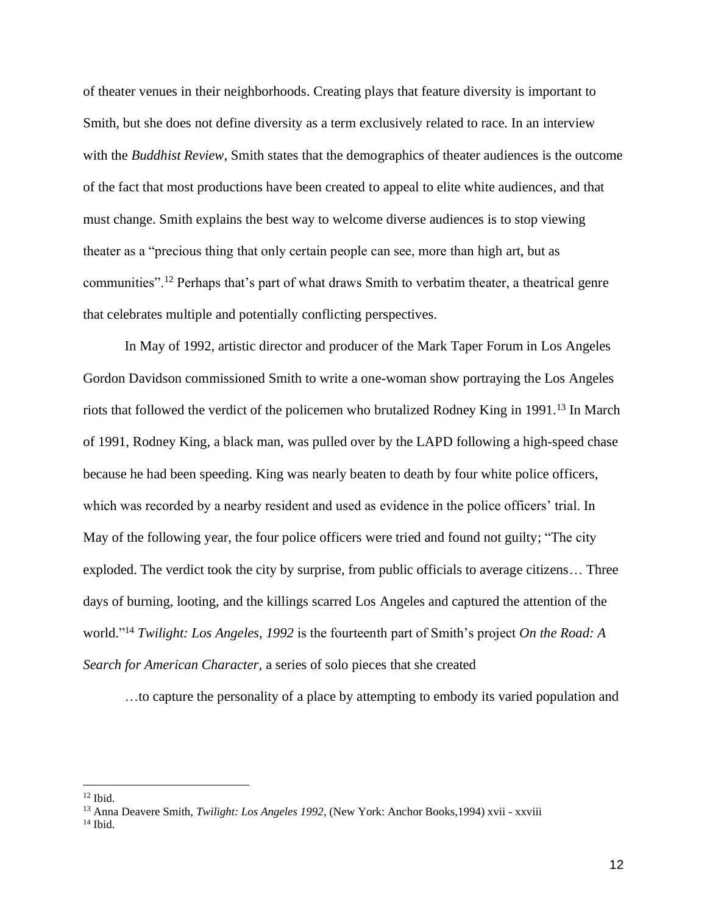of theater venues in their neighborhoods. Creating plays that feature diversity is important to Smith, but she does not define diversity as a term exclusively related to race. In an interview with the *Buddhist Review*, Smith states that the demographics of theater audiences is the outcome of the fact that most productions have been created to appeal to elite white audiences, and that must change. Smith explains the best way to welcome diverse audiences is to stop viewing theater as a "precious thing that only certain people can see, more than high art, but as communities".[12] Perhaps that's part of what draws Smith to verbatim theater, a theatrical genre that celebrates multiple and potentially conflicting perspectives.

In May of 1992, artistic director and producer of the Mark Taper Forum in Los Angeles Gordon Davidson commissioned Smith to write a one-woman show portraying the Los Angeles riots that followed the verdict of the policemen who brutalized Rodney King in 1991.[13] In March of 1991, Rodney King, a black man, was pulled over by the LAPD following a high-speed chase because he had been speeding. King was nearly beaten to death by four white police officers, which was recorded by a nearby resident and used as evidence in the police officers' trial. In May of the following year, the four police officers were tried and found not guilty; "The city exploded. The verdict took the city by surprise, from public officials to average citizens… Three days of burning, looting, and the killings scarred Los Angeles and captured the attention of the world."[14] *Twilight: Los Angeles, 1992* is the fourteenth part of Smith's project *On the Road: A Search for American Character,* a series of solo pieces that she created

…to capture the personality of a place by attempting to embody its varied population and

---

[12] Ibid.

[13] Anna Deavere Smith, *Twilight: Los Angeles 1992*, (New York: Anchor Books,1994) xvii - xxviii

[14] Ibid.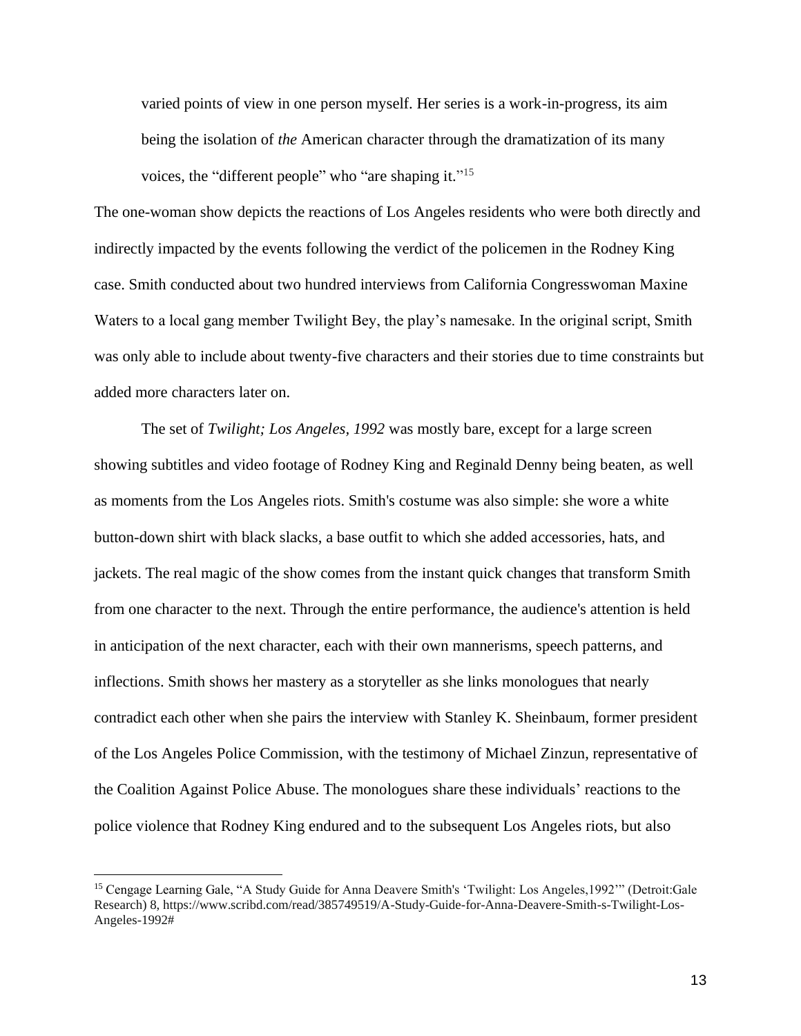varied points of view in one person myself. Her series is a work-in-progress, its aim being the isolation of *the* American character through the dramatization of its many voices, the "different people" who "are shaping it."[15]

The one-woman show depicts the reactions of Los Angeles residents who were both directly and indirectly impacted by the events following the verdict of the policemen in the Rodney King case. Smith conducted about two hundred interviews from California Congresswoman Maxine Waters to a local gang member Twilight Bey, the play's namesake. In the original script, Smith was only able to include about twenty-five characters and their stories due to time constraints but added more characters later on.

The set of *Twilight; Los Angeles, 1992* was mostly bare, except for a large screen showing subtitles and video footage of Rodney King and Reginald Denny being beaten, as well as moments from the Los Angeles riots. Smith's costume was also simple: she wore a white button-down shirt with black slacks, a base outfit to which she added accessories, hats, and jackets. The real magic of the show comes from the instant quick changes that transform Smith from one character to the next. Through the entire performance, the audience's attention is held in anticipation of the next character, each with their own mannerisms, speech patterns, and inflections. Smith shows her mastery as a storyteller as she links monologues that nearly contradict each other when she pairs the interview with Stanley K. Sheinbaum, former president of the Los Angeles Police Commission, with the testimony of Michael Zinzun, representative of the Coalition Against Police Abuse. The monologues share these individuals' reactions to the police violence that Rodney King endured and to the subsequent Los Angeles riots, but also

[15] Cengage Learning Gale, "A Study Guide for Anna Deavere Smith's 'Twilight: Los Angeles,1992'" (Detroit:Gale Research) 8, https://www.scribd.com/read/385749519/A-Study-Guide-for-Anna-Deavere-Smith-s-Twilight-Los-Angeles-1992#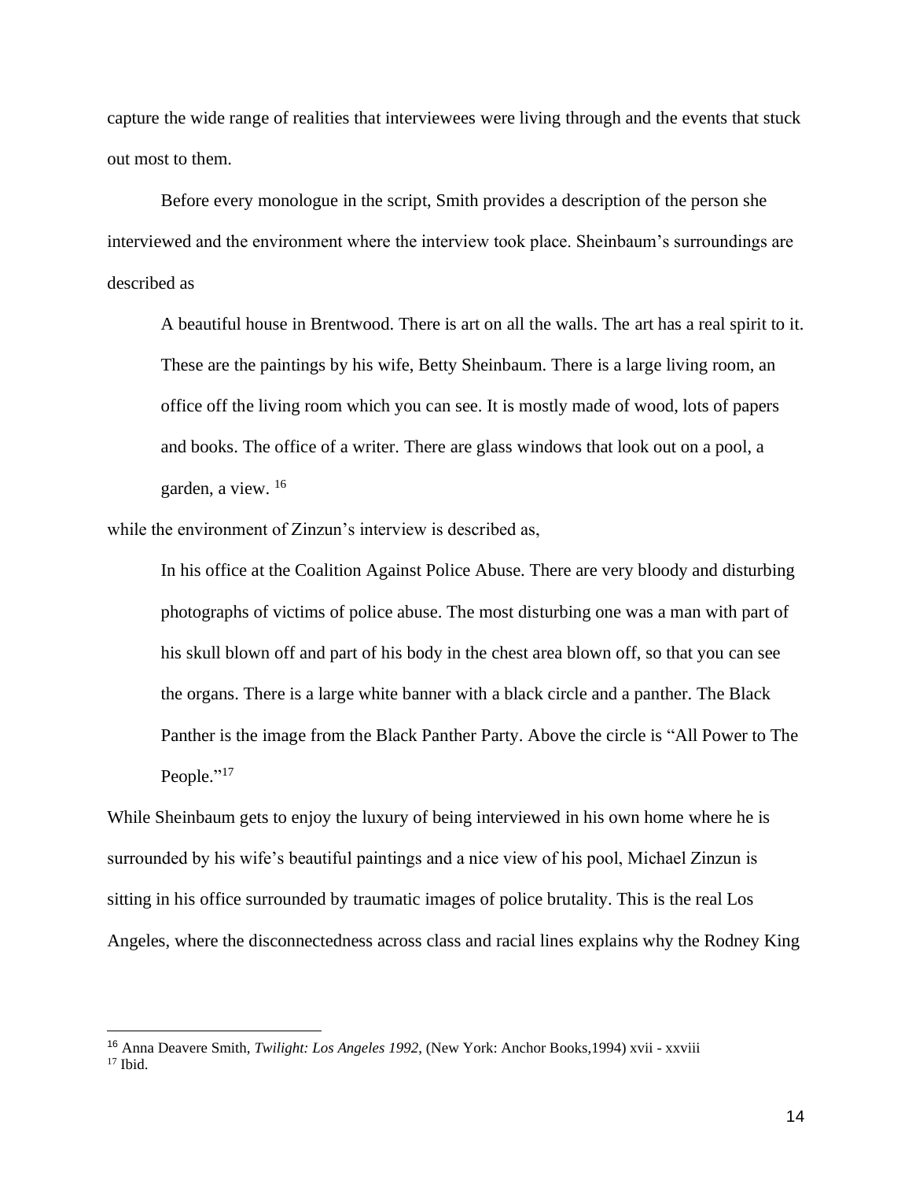capture the wide range of realities that interviewees were living through and the events that stuck out most to them.

Before every monologue in the script, Smith provides a description of the person she interviewed and the environment where the interview took place. Sheinbaum's surroundings are described as

> A beautiful house in Brentwood. There is art on all the walls. The art has a real spirit to it. These are the paintings by his wife, Betty Sheinbaum. There is a large living room, an office off the living room which you can see. It is mostly made of wood, lots of papers and books. The office of a writer. There are glass windows that look out on a pool, a garden, a view. [16]

while the environment of Zinzun's interview is described as,

> In his office at the Coalition Against Police Abuse. There are very bloody and disturbing photographs of victims of police abuse. The most disturbing one was a man with part of his skull blown off and part of his body in the chest area blown off, so that you can see the organs. There is a large white banner with a black circle and a panther. The Black Panther is the image from the Black Panther Party. Above the circle is "All Power to The People."[17]

While Sheinbaum gets to enjoy the luxury of being interviewed in his own home where he is surrounded by his wife's beautiful paintings and a nice view of his pool, Michael Zinzun is sitting in his office surrounded by traumatic images of police brutality. This is the real Los Angeles, where the disconnectedness across class and racial lines explains why the Rodney King

---

[16] Anna Deavere Smith, *Twilight: Los Angeles 1992*, (New York: Anchor Books,1994) xvii - xxviii

[17] Ibid.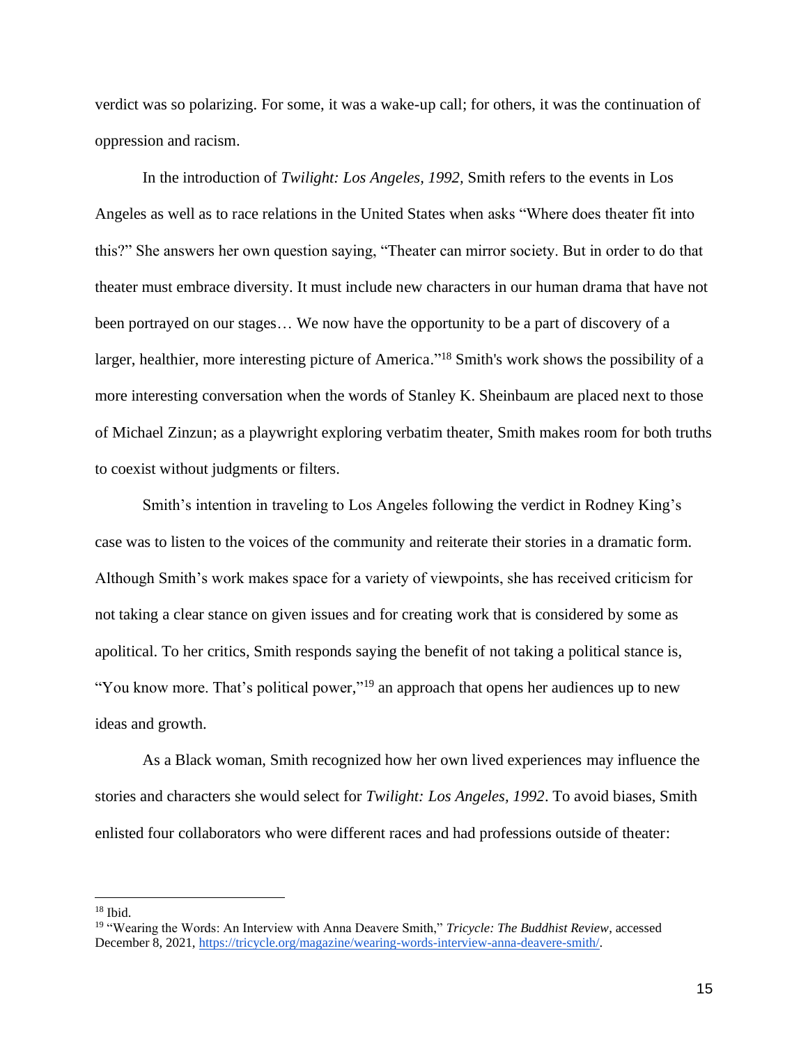verdict was so polarizing. For some, it was a wake-up call; for others, it was the continuation of oppression and racism.

In the introduction of *Twilight: Los Angeles, 1992,* Smith refers to the events in Los Angeles as well as to race relations in the United States when asks "Where does theater fit into this?" She answers her own question saying, "Theater can mirror society. But in order to do that theater must embrace diversity. It must include new characters in our human drama that have not been portrayed on our stages… We now have the opportunity to be a part of discovery of a larger, healthier, more interesting picture of America."[18] Smith's work shows the possibility of a more interesting conversation when the words of Stanley K. Sheinbaum are placed next to those of Michael Zinzun; as a playwright exploring verbatim theater, Smith makes room for both truths to coexist without judgments or filters.

Smith's intention in traveling to Los Angeles following the verdict in Rodney King's case was to listen to the voices of the community and reiterate their stories in a dramatic form. Although Smith's work makes space for a variety of viewpoints, she has received criticism for not taking a clear stance on given issues and for creating work that is considered by some as apolitical. To her critics, Smith responds saying the benefit of not taking a political stance is, "You know more. That's political power,"[19] an approach that opens her audiences up to new ideas and growth.

As a Black woman, Smith recognized how her own lived experiences may influence the stories and characters she would select for *Twilight: Los Angeles, 1992*. To avoid biases, Smith enlisted four collaborators who were different races and had professions outside of theater:

---

[18] Ibid.

[19] "Wearing the Words: An Interview with Anna Deavere Smith," *Tricycle: The Buddhist Review*, accessed December 8, 2021, https://tricycle.org/magazine/wearing-words-interview-anna-deavere-smith/.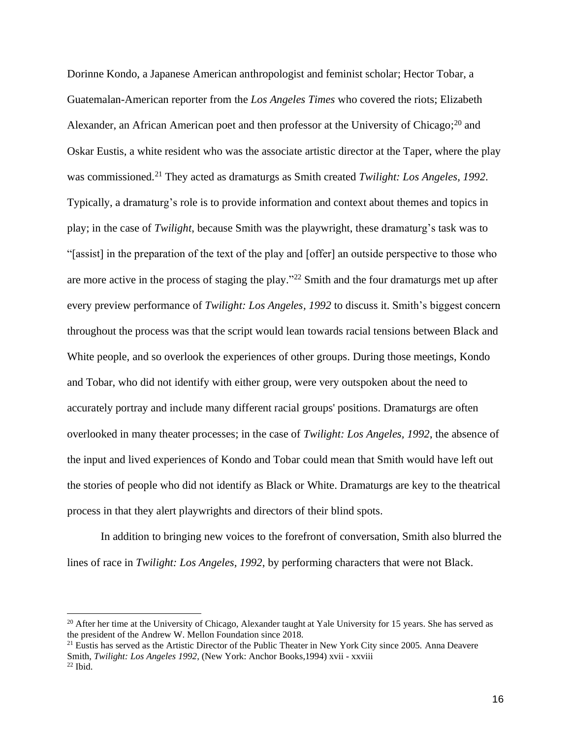Dorinne Kondo, a Japanese American anthropologist and feminist scholar; Hector Tobar, a Guatemalan-American reporter from the *Los Angeles Times* who covered the riots; Elizabeth Alexander, an African American poet and then professor at the University of Chicago;[20] and Oskar Eustis, a white resident who was the associate artistic director at the Taper, where the play was commissioned.[21] They acted as dramaturgs as Smith created *Twilight: Los Angeles, 1992*. Typically, a dramaturg's role is to provide information and context about themes and topics in play; in the case of *Twilight*, because Smith was the playwright, these dramaturg's task was to "[assist] in the preparation of the text of the play and [offer] an outside perspective to those who are more active in the process of staging the play."[22] Smith and the four dramaturgs met up after every preview performance of *Twilight: Los Angeles, 1992* to discuss it. Smith's biggest concern throughout the process was that the script would lean towards racial tensions between Black and White people, and so overlook the experiences of other groups. During those meetings, Kondo and Tobar, who did not identify with either group, were very outspoken about the need to accurately portray and include many different racial groups' positions. Dramaturgs are often overlooked in many theater processes; in the case of *Twilight: Los Angeles, 1992*, the absence of the input and lived experiences of Kondo and Tobar could mean that Smith would have left out the stories of people who did not identify as Black or White. Dramaturgs are key to the theatrical process in that they alert playwrights and directors of their blind spots.

In addition to bringing new voices to the forefront of conversation, Smith also blurred the lines of race in *Twilight: Los Angeles, 1992*, by performing characters that were not Black.

---

[20] After her time at the University of Chicago, Alexander taught at Yale University for 15 years. She has served as the president of the Andrew W. Mellon Foundation since 2018.

[21] Eustis has served as the Artistic Director of the Public Theater in New York City since 2005. Anna Deavere Smith, *Twilight: Los Angeles 1992*, (New York: Anchor Books,1994) xvii - xxviii

[22] Ibid.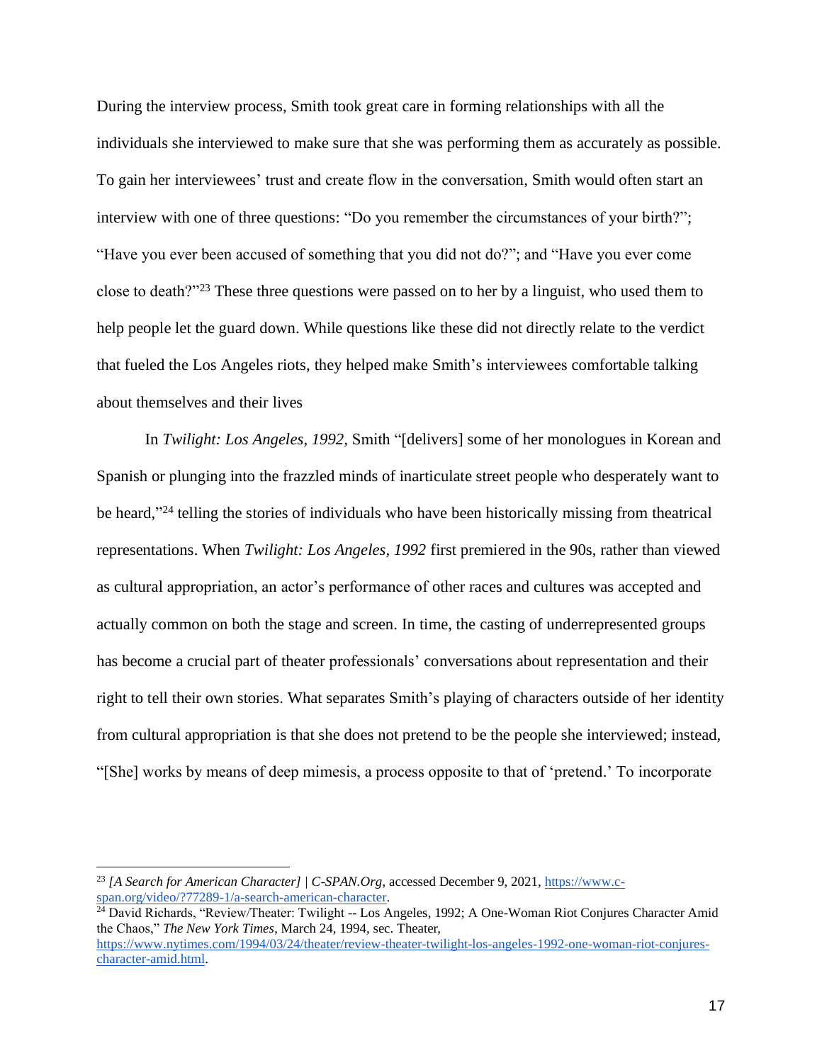During the interview process, Smith took great care in forming relationships with all the individuals she interviewed to make sure that she was performing them as accurately as possible. To gain her interviewees' trust and create flow in the conversation, Smith would often start an interview with one of three questions: "Do you remember the circumstances of your birth?"; "Have you ever been accused of something that you did not do?"; and "Have you ever come close to death?"[23] These three questions were passed on to her by a linguist, who used them to help people let the guard down. While questions like these did not directly relate to the verdict that fueled the Los Angeles riots, they helped make Smith's interviewees comfortable talking about themselves and their lives

In *Twilight: Los Angeles, 1992,* Smith "[delivers] some of her monologues in Korean and Spanish or plunging into the frazzled minds of inarticulate street people who desperately want to be heard,"[24] telling the stories of individuals who have been historically missing from theatrical representations. When *Twilight: Los Angeles, 1992* first premiered in the 90s, rather than viewed as cultural appropriation, an actor's performance of other races and cultures was accepted and actually common on both the stage and screen. In time, the casting of underrepresented groups has become a crucial part of theater professionals' conversations about representation and their right to tell their own stories. What separates Smith's playing of characters outside of her identity from cultural appropriation is that she does not pretend to be the people she interviewed; instead, "[She] works by means of deep mimesis, a process opposite to that of 'pretend.' To incorporate

---

[23] *[A Search for American Character] | C-SPAN.Org*, accessed December 9, 2021, https://www.c-span.org/video/?77289-1/a-search-american-character.

[24] David Richards, "Review/Theater: Twilight -- Los Angeles, 1992; A One-Woman Riot Conjures Character Amid the Chaos," *The New York Times*, March 24, 1994, sec. Theater, https://www.nytimes.com/1994/03/24/theater/review-theater-twilight-los-angeles-1992-one-woman-riot-conjures-character-amid.html.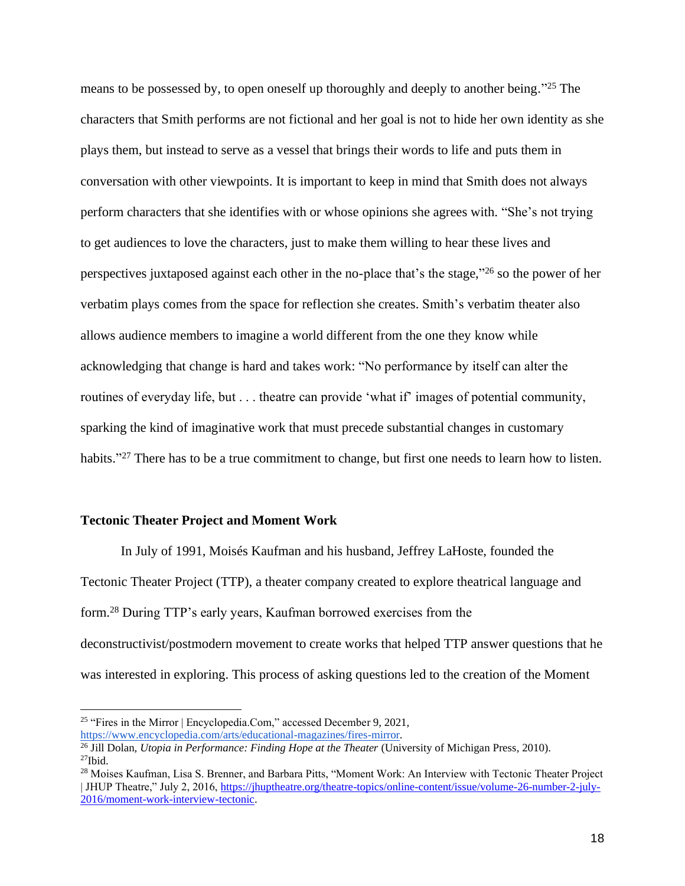means to be possessed by, to open oneself up thoroughly and deeply to another being."[25] The characters that Smith performs are not fictional and her goal is not to hide her own identity as she plays them, but instead to serve as a vessel that brings their words to life and puts them in conversation with other viewpoints. It is important to keep in mind that Smith does not always perform characters that she identifies with or whose opinions she agrees with. "She's not trying to get audiences to love the characters, just to make them willing to hear these lives and perspectives juxtaposed against each other in the no-place that's the stage,"[26] so the power of her verbatim plays comes from the space for reflection she creates. Smith's verbatim theater also allows audience members to imagine a world different from the one they know while acknowledging that change is hard and takes work: "No performance by itself can alter the routines of everyday life, but . . . theatre can provide 'what if' images of potential community, sparking the kind of imaginative work that must precede substantial changes in customary habits."[27] There has to be a true commitment to change, but first one needs to learn how to listen.

### Tectonic Theater Project and Moment Work

In July of 1991, Moisés Kaufman and his husband, Jeffrey LaHoste, founded the Tectonic Theater Project (TTP), a theater company created to explore theatrical language and form.[28] During TTP's early years, Kaufman borrowed exercises from the deconstructivist/postmodern movement to create works that helped TTP answer questions that he was interested in exploring. This process of asking questions led to the creation of the Moment

---

[25] "Fires in the Mirror | Encyclopedia.Com," accessed December 9, 2021, https://www.encyclopedia.com/arts/educational-magazines/fires-mirror.

[26] Jill Dolan, *Utopia in Performance: Finding Hope at the Theater* (University of Michigan Press, 2010).

[27] Ibid.

[28] Moises Kaufman, Lisa S. Brenner, and Barbara Pitts, "Moment Work: An Interview with Tectonic Theater Project | JHUP Theatre," July 2, 2016, https://jhuptheatre.org/theatre-topics/online-content/issue/volume-26-number-2-july-2016/moment-work-interview-tectonic.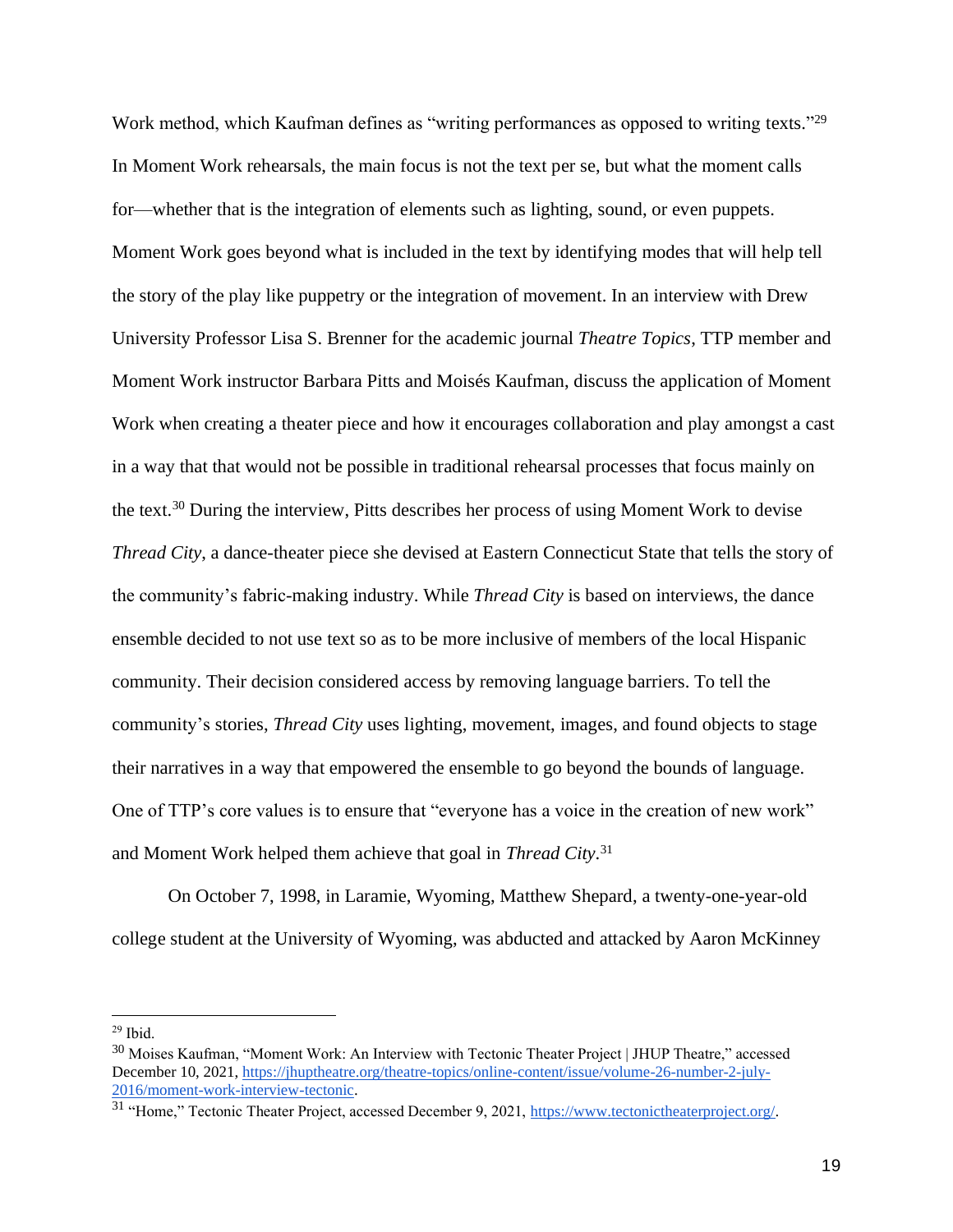Work method, which Kaufman defines as "writing performances as opposed to writing texts."[29] In Moment Work rehearsals, the main focus is not the text per se, but what the moment calls for—whether that is the integration of elements such as lighting, sound, or even puppets. Moment Work goes beyond what is included in the text by identifying modes that will help tell the story of the play like puppetry or the integration of movement. In an interview with Drew University Professor Lisa S. Brenner for the academic journal *Theatre Topics*, TTP member and Moment Work instructor Barbara Pitts and Moisés Kaufman, discuss the application of Moment Work when creating a theater piece and how it encourages collaboration and play amongst a cast in a way that that would not be possible in traditional rehearsal processes that focus mainly on the text.[30] During the interview, Pitts describes her process of using Moment Work to devise *Thread City*, a dance-theater piece she devised at Eastern Connecticut State that tells the story of the community's fabric-making industry. While *Thread City* is based on interviews, the dance ensemble decided to not use text so as to be more inclusive of members of the local Hispanic community. Their decision considered access by removing language barriers. To tell the community's stories, *Thread City* uses lighting, movement, images, and found objects to stage their narratives in a way that empowered the ensemble to go beyond the bounds of language. One of TTP's core values is to ensure that "everyone has a voice in the creation of new work" and Moment Work helped them achieve that goal in *Thread City*.[31]

On October 7, 1998, in Laramie, Wyoming, Matthew Shepard, a twenty-one-year-old college student at the University of Wyoming, was abducted and attacked by Aaron McKinney

---

[29] Ibid.

[30] Moises Kaufman, "Moment Work: An Interview with Tectonic Theater Project | JHUP Theatre," accessed December 10, 2021, https://jhuptheatre.org/theatre-topics/online-content/issue/volume-26-number-2-july-2016/moment-work-interview-tectonic.

[31] "Home," Tectonic Theater Project, accessed December 9, 2021, https://www.tectonictheaterproject.org/.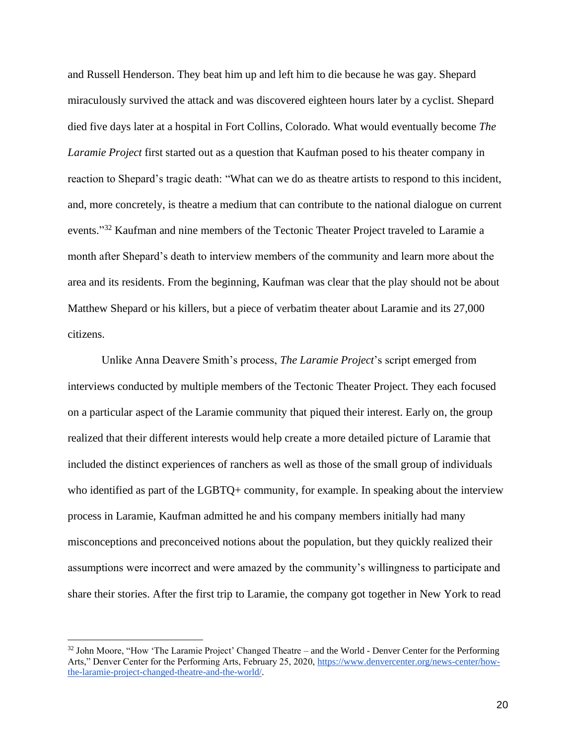and Russell Henderson. They beat him up and left him to die because he was gay. Shepard miraculously survived the attack and was discovered eighteen hours later by a cyclist. Shepard died five days later at a hospital in Fort Collins, Colorado. What would eventually become *The Laramie Project* first started out as a question that Kaufman posed to his theater company in reaction to Shepard's tragic death: "What can we do as theatre artists to respond to this incident, and, more concretely, is theatre a medium that can contribute to the national dialogue on current events."[32] Kaufman and nine members of the Tectonic Theater Project traveled to Laramie a month after Shepard's death to interview members of the community and learn more about the area and its residents. From the beginning, Kaufman was clear that the play should not be about Matthew Shepard or his killers, but a piece of verbatim theater about Laramie and its 27,000 citizens.

Unlike Anna Deavere Smith's process, *The Laramie Project*'s script emerged from interviews conducted by multiple members of the Tectonic Theater Project. They each focused on a particular aspect of the Laramie community that piqued their interest. Early on, the group realized that their different interests would help create a more detailed picture of Laramie that included the distinct experiences of ranchers as well as those of the small group of individuals who identified as part of the LGBTQ+ community, for example. In speaking about the interview process in Laramie, Kaufman admitted he and his company members initially had many misconceptions and preconceived notions about the population, but they quickly realized their assumptions were incorrect and were amazed by the community's willingness to participate and share their stories. After the first trip to Laramie, the company got together in New York to read

---

[32] John Moore, "How 'The Laramie Project' Changed Theatre – and the World - Denver Center for the Performing Arts," Denver Center for the Performing Arts, February 25, 2020, https://www.denvercenter.org/news-center/how-the-laramie-project-changed-theatre-and-the-world/.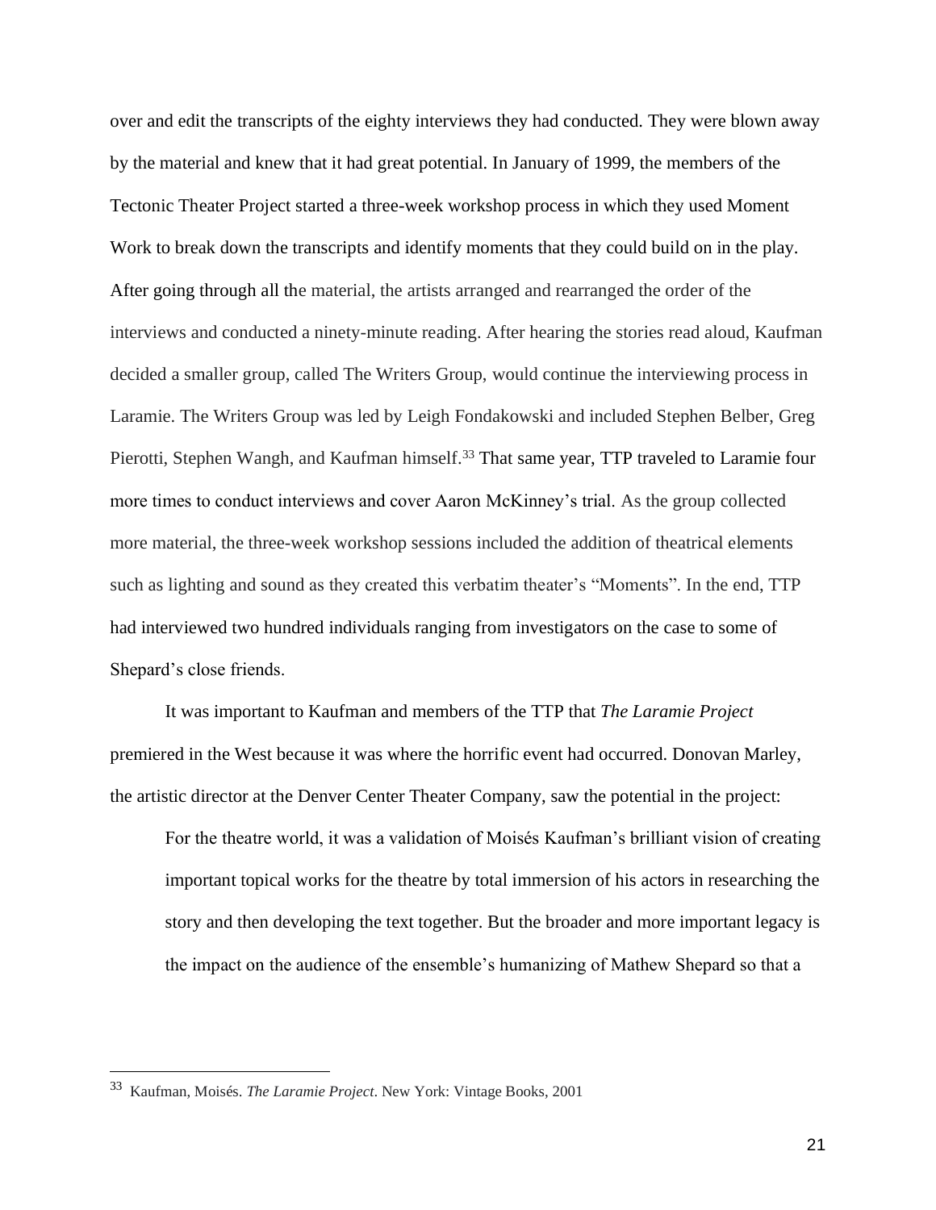over and edit the transcripts of the eighty interviews they had conducted. They were blown away by the material and knew that it had great potential. In January of 1999, the members of the Tectonic Theater Project started a three-week workshop process in which they used Moment Work to break down the transcripts and identify moments that they could build on in the play. After going through all the material, the artists arranged and rearranged the order of the interviews and conducted a ninety-minute reading. After hearing the stories read aloud, Kaufman decided a smaller group, called The Writers Group, would continue the interviewing process in Laramie. The Writers Group was led by Leigh Fondakowski and included Stephen Belber, Greg Pierotti, Stephen Wangh, and Kaufman himself.[33] That same year, TTP traveled to Laramie four more times to conduct interviews and cover Aaron McKinney's trial. As the group collected more material, the three-week workshop sessions included the addition of theatrical elements such as lighting and sound as they created this verbatim theater's "Moments". In the end, TTP had interviewed two hundred individuals ranging from investigators on the case to some of Shepard's close friends.

It was important to Kaufman and members of the TTP that *The Laramie Project* premiered in the West because it was where the horrific event had occurred. Donovan Marley, the artistic director at the Denver Center Theater Company, saw the potential in the project:

> For the theatre world, it was a validation of Moisés Kaufman's brilliant vision of creating important topical works for the theatre by total immersion of his actors in researching the story and then developing the text together. But the broader and more important legacy is the impact on the audience of the ensemble's humanizing of Mathew Shepard so that a

[33] Kaufman, Moisés. *The Laramie Project*. New York: Vintage Books, 2001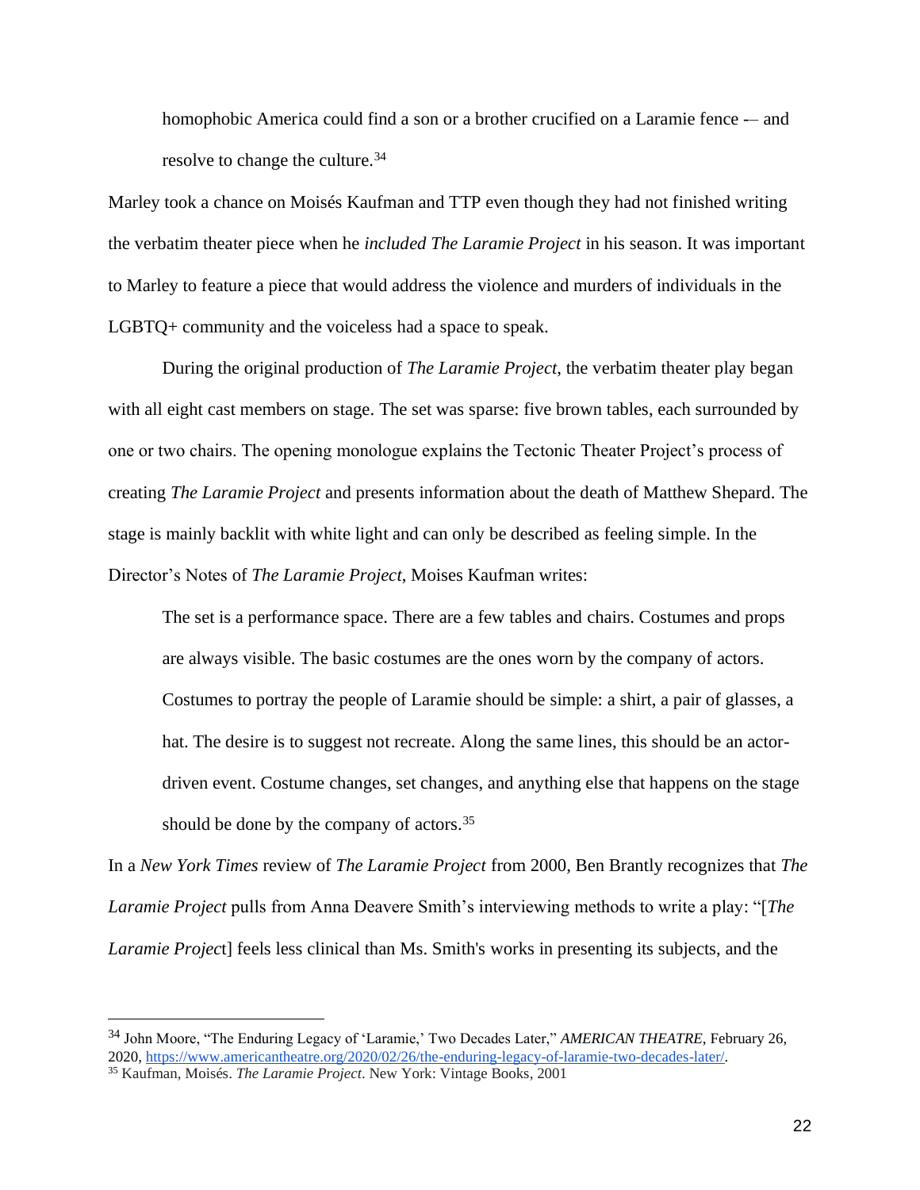> homophobic America could find a son or a brother crucified on a Laramie fence -– and resolve to change the culture.[34]

Marley took a chance on Moisés Kaufman and TTP even though they had not finished writing the verbatim theater piece when he *included The Laramie Project* in his season. It was important to Marley to feature a piece that would address the violence and murders of individuals in the LGBTQ+ community and the voiceless had a space to speak.

During the original production of *The Laramie Project*, the verbatim theater play began with all eight cast members on stage. The set was sparse: five brown tables, each surrounded by one or two chairs. The opening monologue explains the Tectonic Theater Project's process of creating *The Laramie Project* and presents information about the death of Matthew Shepard. The stage is mainly backlit with white light and can only be described as feeling simple. In the Director's Notes of *The Laramie Project*, Moises Kaufman writes:

> The set is a performance space. There are a few tables and chairs. Costumes and props are always visible. The basic costumes are the ones worn by the company of actors. Costumes to portray the people of Laramie should be simple: a shirt, a pair of glasses, a hat. The desire is to suggest not recreate. Along the same lines, this should be an actor-driven event. Costume changes, set changes, and anything else that happens on the stage should be done by the company of actors.[35]

In a *New York Times* review of *The Laramie Project* from 2000, Ben Brantly recognizes that *The Laramie Project* pulls from Anna Deavere Smith's interviewing methods to write a play: "[*The Laramie Project*] feels less clinical than Ms. Smith's works in presenting its subjects, and the

---

[34] John Moore, "The Enduring Legacy of 'Laramie,' Two Decades Later," *AMERICAN THEATRE*, February 26, 2020, https://www.americantheatre.org/2020/02/26/the-enduring-legacy-of-laramie-two-decades-later/.

[35] Kaufman, Moisés. *The Laramie Project*. New York: Vintage Books, 2001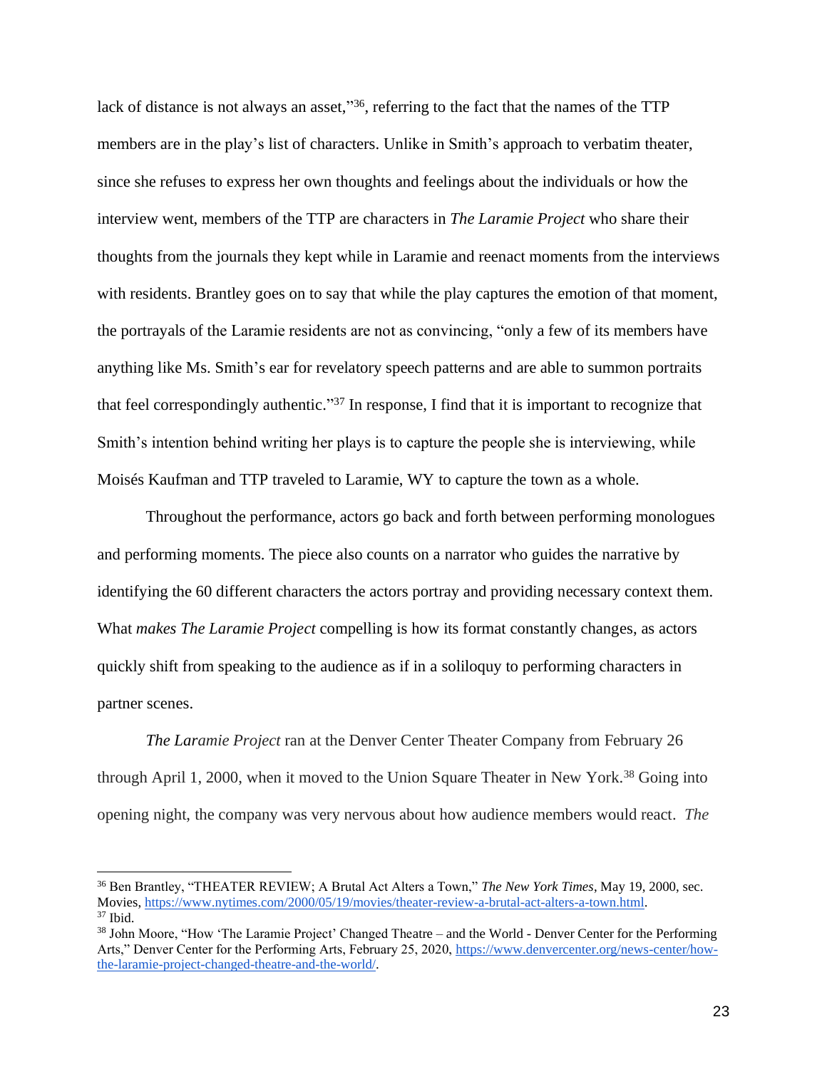lack of distance is not always an asset,"[36], referring to the fact that the names of the TTP members are in the play's list of characters. Unlike in Smith's approach to verbatim theater, since she refuses to express her own thoughts and feelings about the individuals or how the interview went, members of the TTP are characters in *The Laramie Project* who share their thoughts from the journals they kept while in Laramie and reenact moments from the interviews with residents. Brantley goes on to say that while the play captures the emotion of that moment, the portrayals of the Laramie residents are not as convincing, "only a few of its members have anything like Ms. Smith's ear for revelatory speech patterns and are able to summon portraits that feel correspondingly authentic."[37] In response, I find that it is important to recognize that Smith's intention behind writing her plays is to capture the people she is interviewing, while Moisés Kaufman and TTP traveled to Laramie, WY to capture the town as a whole.

Throughout the performance, actors go back and forth between performing monologues and performing moments. The piece also counts on a narrator who guides the narrative by identifying the 60 different characters the actors portray and providing necessary context them. What *makes The Laramie Project* compelling is how its format constantly changes, as actors quickly shift from speaking to the audience as if in a soliloquy to performing characters in partner scenes.

*The Laramie Project* ran at the Denver Center Theater Company from February 26 through April 1, 2000, when it moved to the Union Square Theater in New York.[38] Going into opening night, the company was very nervous about how audience members would react. *The*

---

[36] Ben Brantley, "THEATER REVIEW; A Brutal Act Alters a Town," *The New York Times*, May 19, 2000, sec. Movies, https://www.nytimes.com/2000/05/19/movies/theater-review-a-brutal-act-alters-a-town.html.

[37] Ibid.

[38] John Moore, "How 'The Laramie Project' Changed Theatre – and the World - Denver Center for the Performing Arts," Denver Center for the Performing Arts, February 25, 2020, https://www.denvercenter.org/news-center/how-the-laramie-project-changed-theatre-and-the-world/.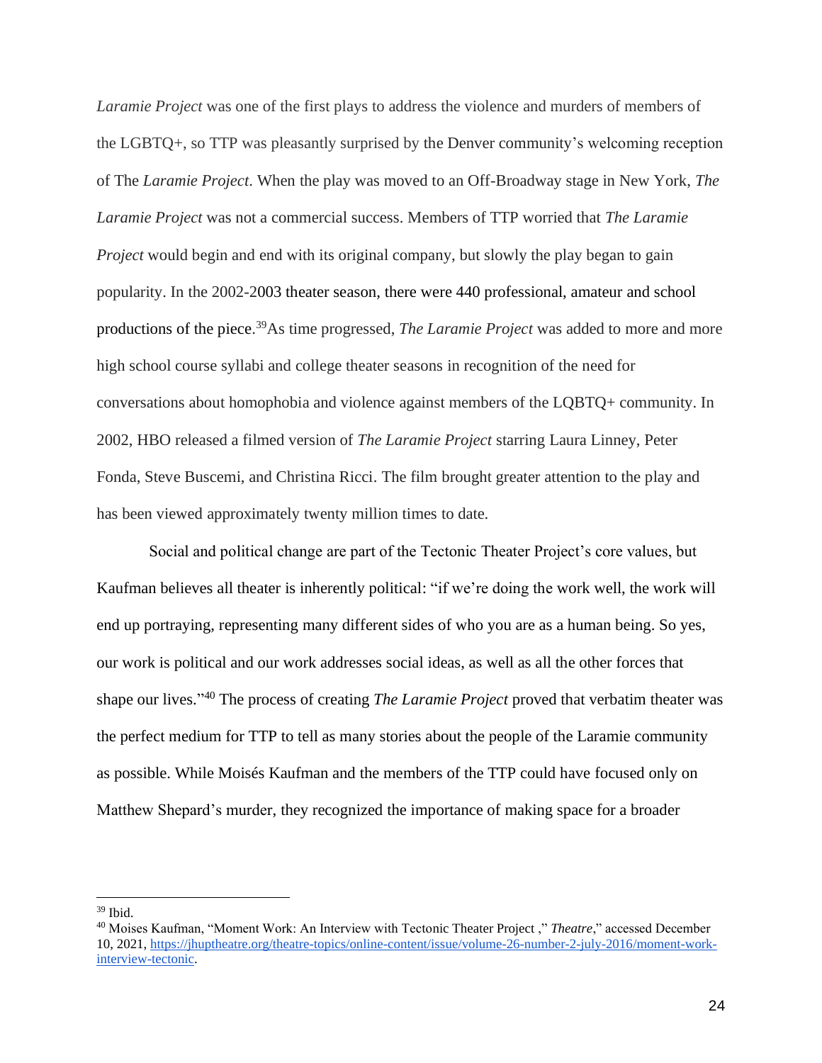*Laramie Project* was one of the first plays to address the violence and murders of members of the LGBTQ+, so TTP was pleasantly surprised by the Denver community's welcoming reception of The *Laramie Project*. When the play was moved to an Off-Broadway stage in New York, *The Laramie Project* was not a commercial success. Members of TTP worried that *The Laramie Project* would begin and end with its original company, but slowly the play began to gain popularity. In the 2002-2003 theater season, there were 440 professional, amateur and school productions of the piece.[39]As time progressed, *The Laramie Project* was added to more and more high school course syllabi and college theater seasons in recognition of the need for conversations about homophobia and violence against members of the LQBTQ+ community. In 2002, HBO released a filmed version of *The Laramie Project* starring Laura Linney, Peter Fonda, Steve Buscemi, and Christina Ricci. The film brought greater attention to the play and has been viewed approximately twenty million times to date.

Social and political change are part of the Tectonic Theater Project's core values, but Kaufman believes all theater is inherently political: "if we're doing the work well, the work will end up portraying, representing many different sides of who you are as a human being. So yes, our work is political and our work addresses social ideas, as well as all the other forces that shape our lives."[40] The process of creating *The Laramie Project* proved that verbatim theater was the perfect medium for TTP to tell as many stories about the people of the Laramie community as possible. While Moisés Kaufman and the members of the TTP could have focused only on Matthew Shepard's murder, they recognized the importance of making space for a broader

---

[39] Ibid.

[40] Moises Kaufman, "Moment Work: An Interview with Tectonic Theater Project ," *Theatre*," accessed December 10, 2021, https://jhuptheatre.org/theatre-topics/online-content/issue/volume-26-number-2-july-2016/moment-work-interview-tectonic.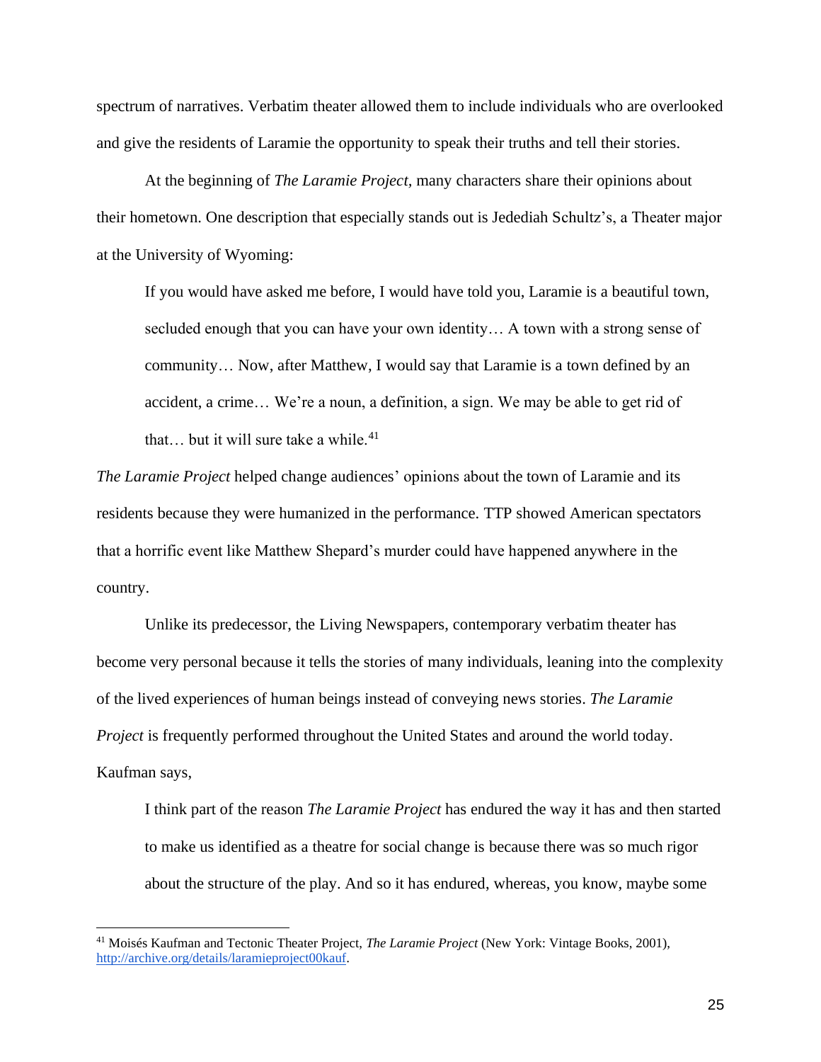spectrum of narratives. Verbatim theater allowed them to include individuals who are overlooked and give the residents of Laramie the opportunity to speak their truths and tell their stories.

At the beginning of *The Laramie Project*, many characters share their opinions about their hometown. One description that especially stands out is Jedediah Schultz's, a Theater major at the University of Wyoming:

> If you would have asked me before, I would have told you, Laramie is a beautiful town, secluded enough that you can have your own identity… A town with a strong sense of community… Now, after Matthew, I would say that Laramie is a town defined by an accident, a crime… We're a noun, a definition, a sign. We may be able to get rid of that… but it will sure take a while.[41]

*The Laramie Project* helped change audiences' opinions about the town of Laramie and its residents because they were humanized in the performance. TTP showed American spectators that a horrific event like Matthew Shepard's murder could have happened anywhere in the country.

Unlike its predecessor, the Living Newspapers, contemporary verbatim theater has become very personal because it tells the stories of many individuals, leaning into the complexity of the lived experiences of human beings instead of conveying news stories. *The Laramie Project* is frequently performed throughout the United States and around the world today. Kaufman says,

> I think part of the reason *The Laramie Project* has endured the way it has and then started to make us identified as a theatre for social change is because there was so much rigor about the structure of the play. And so it has endured, whereas, you know, maybe some

---

[41] Moisés Kaufman and Tectonic Theater Project, *The Laramie Project* (New York: Vintage Books, 2001), http://archive.org/details/laramieproject00kauf.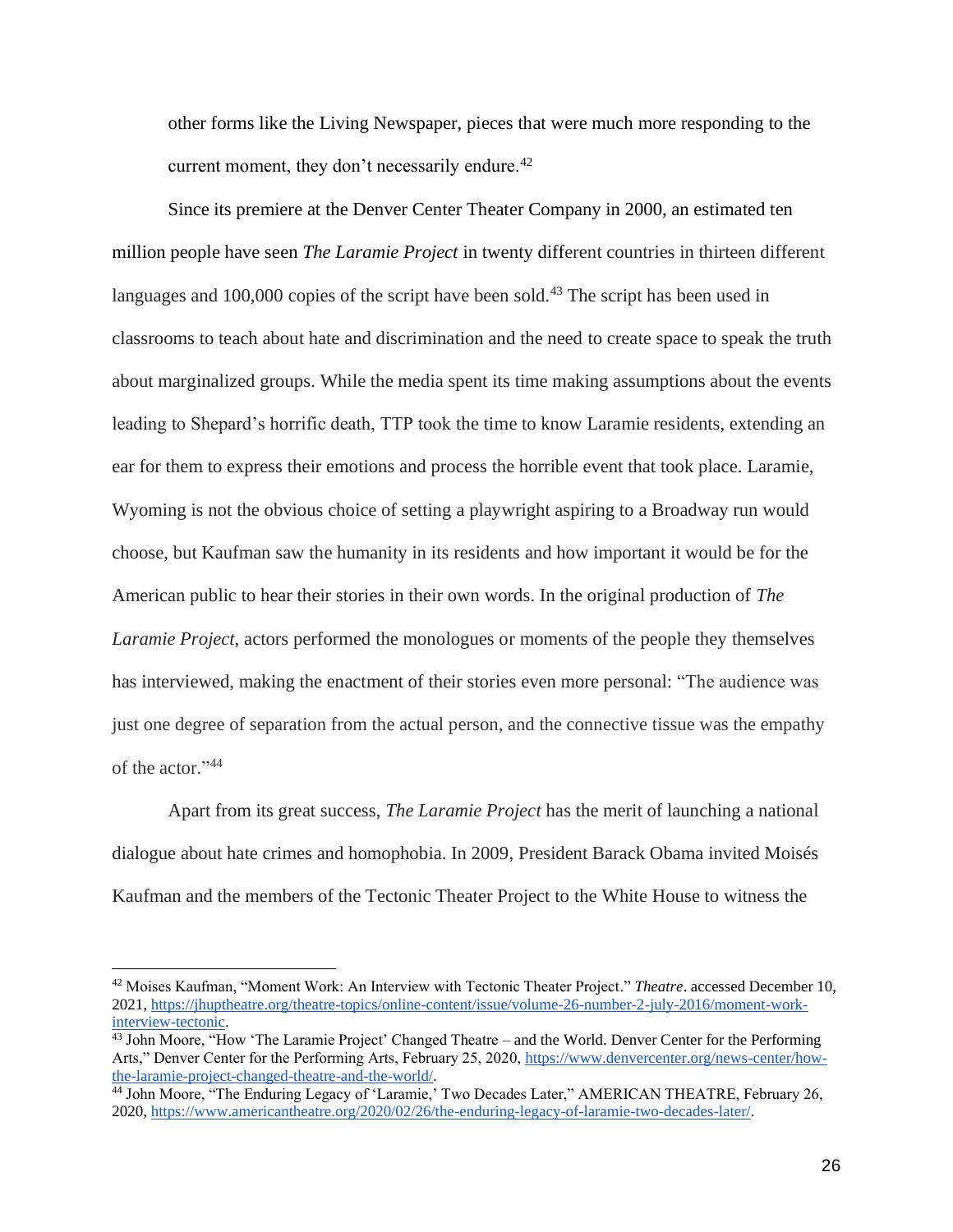other forms like the Living Newspaper, pieces that were much more responding to the current moment, they don't necessarily endure.[42]

Since its premiere at the Denver Center Theater Company in 2000, an estimated ten million people have seen *The Laramie Project* in twenty different countries in thirteen different languages and 100,000 copies of the script have been sold.[43] The script has been used in classrooms to teach about hate and discrimination and the need to create space to speak the truth about marginalized groups. While the media spent its time making assumptions about the events leading to Shepard's horrific death, TTP took the time to know Laramie residents, extending an ear for them to express their emotions and process the horrible event that took place. Laramie, Wyoming is not the obvious choice of setting a playwright aspiring to a Broadway run would choose, but Kaufman saw the humanity in its residents and how important it would be for the American public to hear their stories in their own words. In the original production of *The Laramie Project*, actors performed the monologues or moments of the people they themselves has interviewed, making the enactment of their stories even more personal: "The audience was just one degree of separation from the actual person, and the connective tissue was the empathy of the actor."[44]

Apart from its great success, *The Laramie Project* has the merit of launching a national dialogue about hate crimes and homophobia. In 2009, President Barack Obama invited Moisés Kaufman and the members of the Tectonic Theater Project to the White House to witness the

---

[42] Moises Kaufman, "Moment Work: An Interview with Tectonic Theater Project." *Theatre*. accessed December 10, 2021, https://jhuptheatre.org/theatre-topics/online-content/issue/volume-26-number-2-july-2016/moment-work-interview-tectonic.

[43] John Moore, "How 'The Laramie Project' Changed Theatre – and the World. Denver Center for the Performing Arts," Denver Center for the Performing Arts, February 25, 2020, https://www.denvercenter.org/news-center/how-the-laramie-project-changed-theatre-and-the-world/.

[44] John Moore, "The Enduring Legacy of 'Laramie,' Two Decades Later," AMERICAN THEATRE, February 26, 2020, https://www.americantheatre.org/2020/02/26/the-enduring-legacy-of-laramie-two-decades-later/.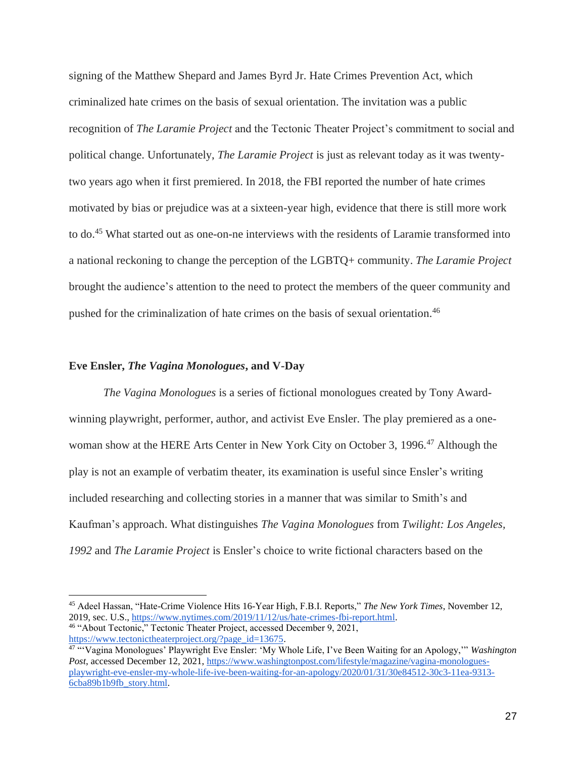signing of the Matthew Shepard and James Byrd Jr. Hate Crimes Prevention Act, which criminalized hate crimes on the basis of sexual orientation. The invitation was a public recognition of *The Laramie Project* and the Tectonic Theater Project's commitment to social and political change. Unfortunately, *The Laramie Project* is just as relevant today as it was twenty-two years ago when it first premiered. In 2018, the FBI reported the number of hate crimes motivated by bias or prejudice was at a sixteen-year high, evidence that there is still more work to do.[45] What started out as one-on-ne interviews with the residents of Laramie transformed into a national reckoning to change the perception of the LGBTQ+ community. *The Laramie Project* brought the audience's attention to the need to protect the members of the queer community and pushed for the criminalization of hate crimes on the basis of sexual orientation.[46]

### Eve Ensler, *The Vagina Monologues*, and V-Day

*The Vagina Monologues* is a series of fictional monologues created by Tony Award-winning playwright, performer, author, and activist Eve Ensler. The play premiered as a one-woman show at the HERE Arts Center in New York City on October 3, 1996.[47] Although the play is not an example of verbatim theater, its examination is useful since Ensler's writing included researching and collecting stories in a manner that was similar to Smith's and Kaufman's approach. What distinguishes *The Vagina Monologues* from *Twilight: Los Angeles, 1992* and *The Laramie Project* is Ensler's choice to write fictional characters based on the

---

[45] Adeel Hassan, "Hate-Crime Violence Hits 16-Year High, F.B.I. Reports," *The New York Times*, November 12, 2019, sec. U.S., https://www.nytimes.com/2019/11/12/us/hate-crimes-fbi-report.html.

[46] "About Tectonic," Tectonic Theater Project, accessed December 9, 2021, https://www.tectonictheaterproject.org/?page_id=13675.

[47] "'Vagina Monologues' Playwright Eve Ensler: 'My Whole Life, I've Been Waiting for an Apology,'" *Washington Post*, accessed December 12, 2021, https://www.washingtonpost.com/lifestyle/magazine/vagina-monologues-playwright-eve-ensler-my-whole-life-ive-been-waiting-for-an-apology/2020/01/31/30e84512-30c3-11ea-9313-6cba89b1b9fb_story.html.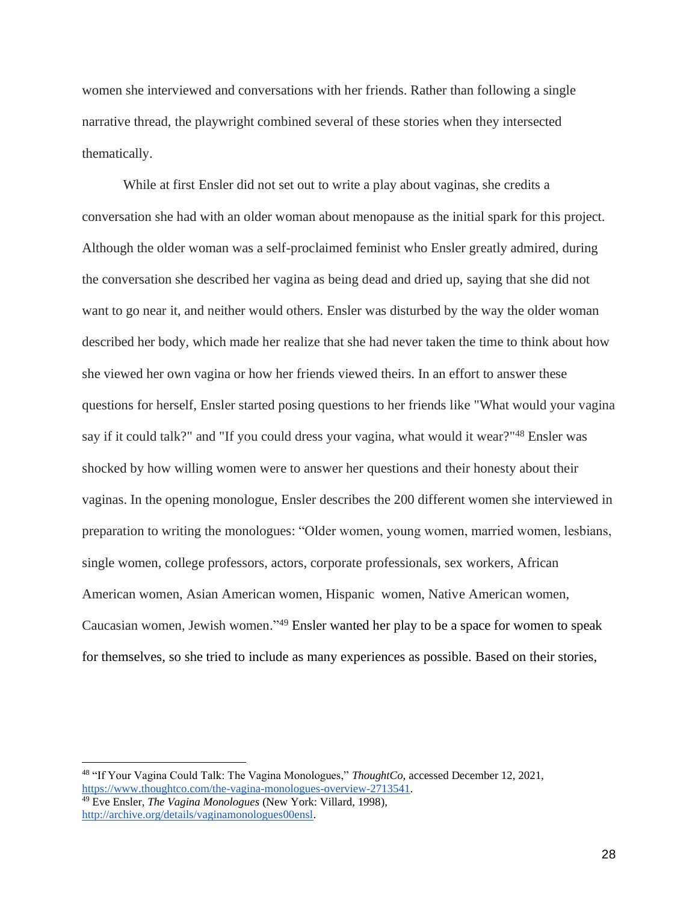women she interviewed and conversations with her friends. Rather than following a single narrative thread, the playwright combined several of these stories when they intersected thematically.

While at first Ensler did not set out to write a play about vaginas, she credits a conversation she had with an older woman about menopause as the initial spark for this project. Although the older woman was a self-proclaimed feminist who Ensler greatly admired, during the conversation she described her vagina as being dead and dried up, saying that she did not want to go near it, and neither would others. Ensler was disturbed by the way the older woman described her body, which made her realize that she had never taken the time to think about how she viewed her own vagina or how her friends viewed theirs. In an effort to answer these questions for herself, Ensler started posing questions to her friends like "What would your vagina say if it could talk?" and "If you could dress your vagina, what would it wear?"[48] Ensler was shocked by how willing women were to answer her questions and their honesty about their vaginas. In the opening monologue, Ensler describes the 200 different women she interviewed in preparation to writing the monologues: "Older women, young women, married women, lesbians, single women, college professors, actors, corporate professionals, sex workers, African American women, Asian American women, Hispanic women, Native American women, Caucasian women, Jewish women."[49] Ensler wanted her play to be a space for women to speak for themselves, so she tried to include as many experiences as possible. Based on their stories,

---

[48] "If Your Vagina Could Talk: The Vagina Monologues," *ThoughtCo,* accessed December 12, 2021, https://www.thoughtco.com/the-vagina-monologues-overview-2713541.

[49] Eve Ensler, *The Vagina Monologues* (New York: Villard, 1998), http://archive.org/details/vaginamonologues00ensl.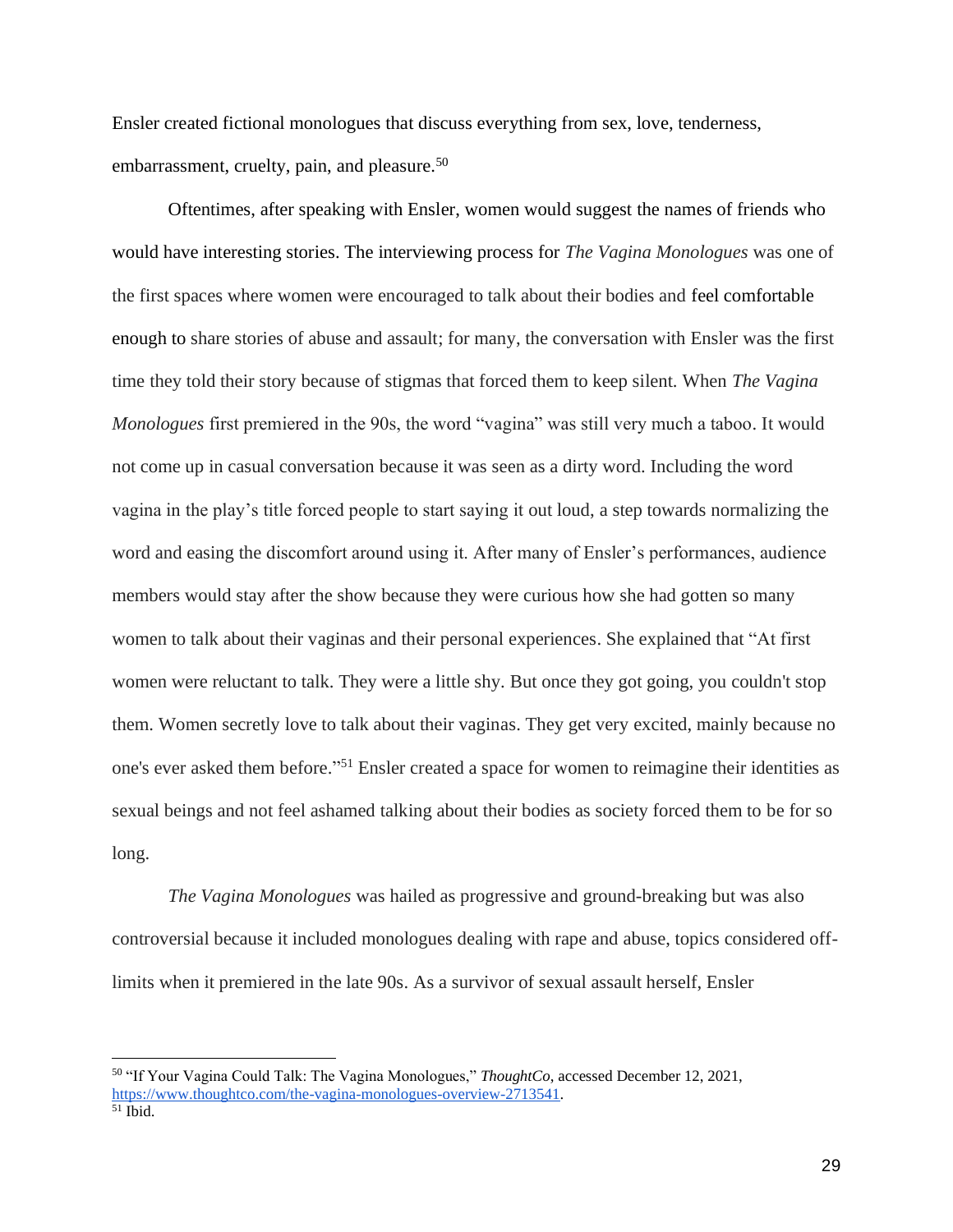Ensler created fictional monologues that discuss everything from sex, love, tenderness, embarrassment, cruelty, pain, and pleasure.[50]

Oftentimes, after speaking with Ensler, women would suggest the names of friends who would have interesting stories. The interviewing process for *The Vagina Monologues* was one of the first spaces where women were encouraged to talk about their bodies and feel comfortable enough to share stories of abuse and assault; for many, the conversation with Ensler was the first time they told their story because of stigmas that forced them to keep silent. When *The Vagina Monologues* first premiered in the 90s, the word "vagina" was still very much a taboo. It would not come up in casual conversation because it was seen as a dirty word. Including the word vagina in the play's title forced people to start saying it out loud, a step towards normalizing the word and easing the discomfort around using it. After many of Ensler's performances, audience members would stay after the show because they were curious how she had gotten so many women to talk about their vaginas and their personal experiences. She explained that "At first women were reluctant to talk. They were a little shy. But once they got going, you couldn't stop them. Women secretly love to talk about their vaginas. They get very excited, mainly because no one's ever asked them before."[51] Ensler created a space for women to reimagine their identities as sexual beings and not feel ashamed talking about their bodies as society forced them to be for so long.

*The Vagina Monologues* was hailed as progressive and ground-breaking but was also controversial because it included monologues dealing with rape and abuse, topics considered off-limits when it premiered in the late 90s. As a survivor of sexual assault herself, Ensler

---

[50] "If Your Vagina Could Talk: The Vagina Monologues," *ThoughtCo*, accessed December 12, 2021, https://www.thoughtco.com/the-vagina-monologues-overview-2713541.

[51] Ibid.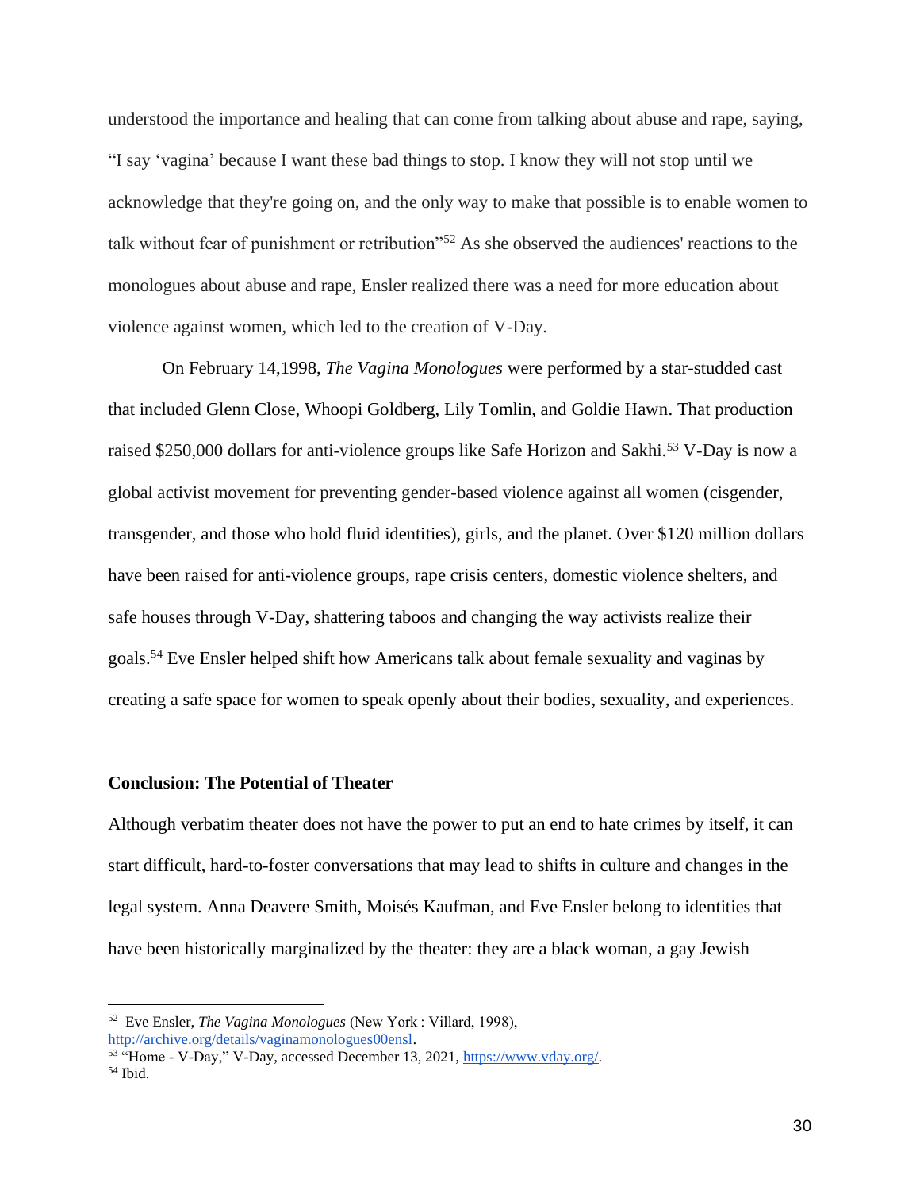understood the importance and healing that can come from talking about abuse and rape, saying, "I say 'vagina' because I want these bad things to stop. I know they will not stop until we acknowledge that they're going on, and the only way to make that possible is to enable women to talk without fear of punishment or retribution"[52] As she observed the audiences' reactions to the monologues about abuse and rape, Ensler realized there was a need for more education about violence against women, which led to the creation of V-Day.

On February 14,1998, *The Vagina Monologues* were performed by a star-studded cast that included Glenn Close, Whoopi Goldberg, Lily Tomlin, and Goldie Hawn. That production raised $250,000 dollars for anti-violence groups like Safe Horizon and Sakhi.[53] V-Day is now a global activist movement for preventing gender-based violence against all women (cisgender, transgender, and those who hold fluid identities), girls, and the planet. Over $120 million dollars have been raised for anti-violence groups, rape crisis centers, domestic violence shelters, and safe houses through V-Day, shattering taboos and changing the way activists realize their goals.[54] Eve Ensler helped shift how Americans talk about female sexuality and vaginas by creating a safe space for women to speak openly about their bodies, sexuality, and experiences.

**Conclusion: The Potential of Theater**

Although verbatim theater does not have the power to put an end to hate crimes by itself, it can start difficult, hard-to-foster conversations that may lead to shifts in culture and changes in the legal system. Anna Deavere Smith, Moisés Kaufman, and Eve Ensler belong to identities that have been historically marginalized by the theater: they are a black woman, a gay Jewish

---

[52] Eve Ensler, *The Vagina Monologues* (New York : Villard, 1998), http://archive.org/details/vaginamonologues00ensl.

[53] "Home - V-Day," V-Day, accessed December 13, 2021, https://www.vday.org/.

[54] Ibid.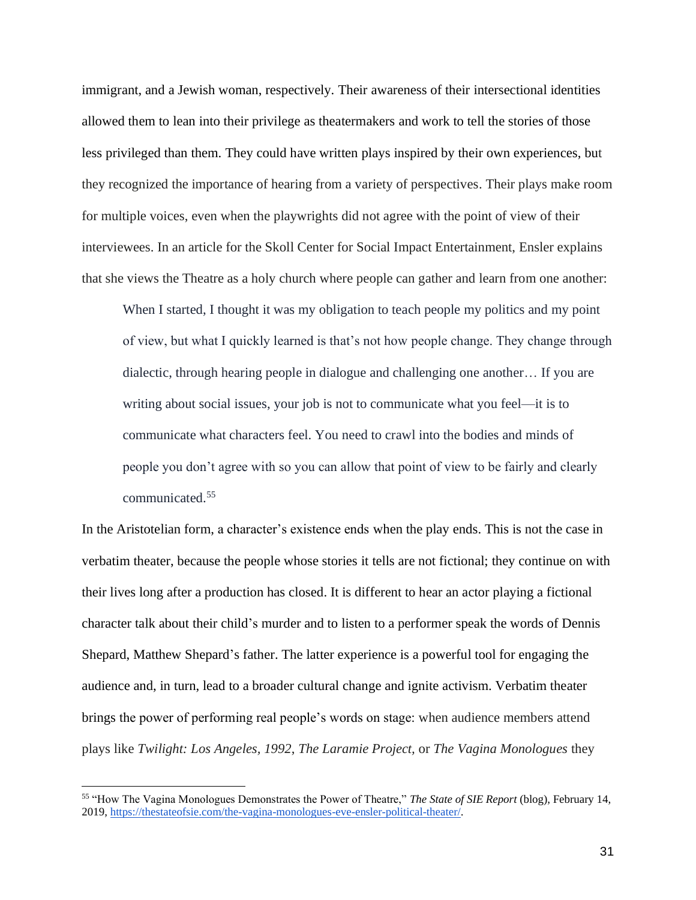immigrant, and a Jewish woman, respectively. Their awareness of their intersectional identities allowed them to lean into their privilege as theatermakers and work to tell the stories of those less privileged than them. They could have written plays inspired by their own experiences, but they recognized the importance of hearing from a variety of perspectives. Their plays make room for multiple voices, even when the playwrights did not agree with the point of view of their interviewees. In an article for the Skoll Center for Social Impact Entertainment, Ensler explains that she views the Theatre as a holy church where people can gather and learn from one another:

> When I started, I thought it was my obligation to teach people my politics and my point of view, but what I quickly learned is that's not how people change. They change through dialectic, through hearing people in dialogue and challenging one another… If you are writing about social issues, your job is not to communicate what you feel—it is to communicate what characters feel. You need to crawl into the bodies and minds of people you don't agree with so you can allow that point of view to be fairly and clearly communicated.[55]

In the Aristotelian form, a character's existence ends when the play ends. This is not the case in verbatim theater, because the people whose stories it tells are not fictional; they continue on with their lives long after a production has closed. It is different to hear an actor playing a fictional character talk about their child's murder and to listen to a performer speak the words of Dennis Shepard, Matthew Shepard's father. The latter experience is a powerful tool for engaging the audience and, in turn, lead to a broader cultural change and ignite activism. Verbatim theater brings the power of performing real people's words on stage: when audience members attend plays like *Twilight: Los Angeles, 1992*, *The Laramie Project*, or *The Vagina Monologues* they

---

[55] "How The Vagina Monologues Demonstrates the Power of Theatre," *The State of SIE Report* (blog), February 14, 2019, https://thestateofsie.com/the-vagina-monologues-eve-ensler-political-theater/.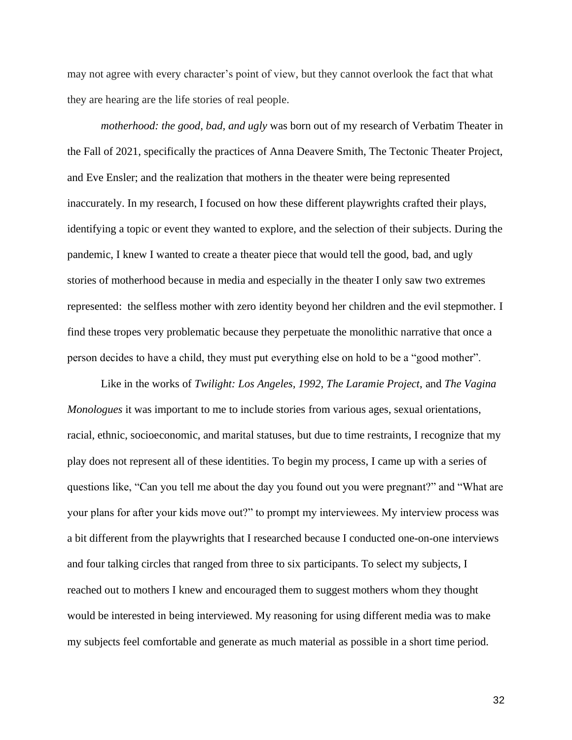may not agree with every character's point of view, but they cannot overlook the fact that what they are hearing are the life stories of real people.

*motherhood: the good, bad, and ugly* was born out of my research of Verbatim Theater in the Fall of 2021, specifically the practices of Anna Deavere Smith, The Tectonic Theater Project, and Eve Ensler; and the realization that mothers in the theater were being represented inaccurately. In my research, I focused on how these different playwrights crafted their plays, identifying a topic or event they wanted to explore, and the selection of their subjects. During the pandemic, I knew I wanted to create a theater piece that would tell the good, bad, and ugly stories of motherhood because in media and especially in the theater I only saw two extremes represented:  the selfless mother with zero identity beyond her children and the evil stepmother. I find these tropes very problematic because they perpetuate the monolithic narrative that once a person decides to have a child, they must put everything else on hold to be a "good mother".

Like in the works of *Twilight: Los Angeles, 1992, The Laramie Project,* and *The Vagina Monologues* it was important to me to include stories from various ages, sexual orientations, racial, ethnic, socioeconomic, and marital statuses, but due to time restraints, I recognize that my play does not represent all of these identities. To begin my process, I came up with a series of questions like, "Can you tell me about the day you found out you were pregnant?" and "What are your plans for after your kids move out?" to prompt my interviewees. My interview process was a bit different from the playwrights that I researched because I conducted one-on-one interviews and four talking circles that ranged from three to six participants. To select my subjects, I reached out to mothers I knew and encouraged them to suggest mothers whom they thought would be interested in being interviewed. My reasoning for using different media was to make my subjects feel comfortable and generate as much material as possible in a short time period.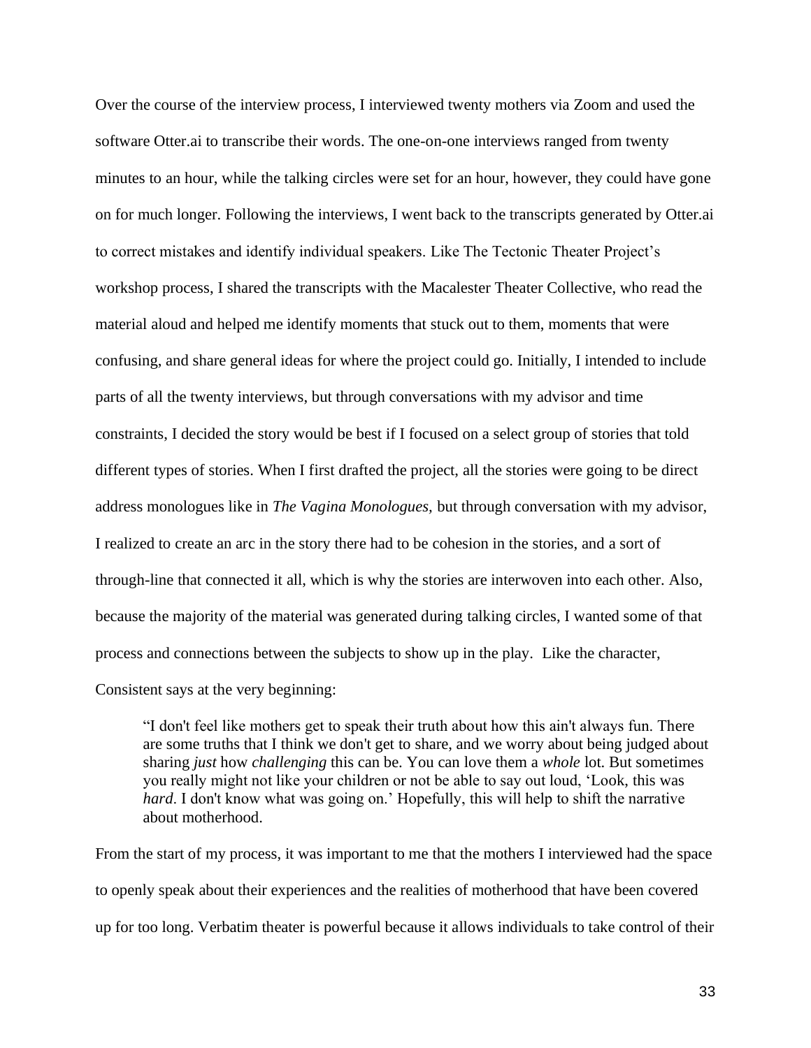Over the course of the interview process, I interviewed twenty mothers via Zoom and used the software Otter.ai to transcribe their words. The one-on-one interviews ranged from twenty minutes to an hour, while the talking circles were set for an hour, however, they could have gone on for much longer. Following the interviews, I went back to the transcripts generated by Otter.ai to correct mistakes and identify individual speakers. Like The Tectonic Theater Project's workshop process, I shared the transcripts with the Macalester Theater Collective, who read the material aloud and helped me identify moments that stuck out to them, moments that were confusing, and share general ideas for where the project could go. Initially, I intended to include parts of all the twenty interviews, but through conversations with my advisor and time constraints, I decided the story would be best if I focused on a select group of stories that told different types of stories. When I first drafted the project, all the stories were going to be direct address monologues like in *The Vagina Monologues,* but through conversation with my advisor, I realized to create an arc in the story there had to be cohesion in the stories, and a sort of through-line that connected it all, which is why the stories are interwoven into each other. Also, because the majority of the material was generated during talking circles, I wanted some of that process and connections between the subjects to show up in the play. Like the character, Consistent says at the very beginning:

> "I don't feel like mothers get to speak their truth about how this ain't always fun. There are some truths that I think we don't get to share, and we worry about being judged about sharing *just* how *challenging* this can be. You can love them a *whole* lot. But sometimes you really might not like your children or not be able to say out loud, 'Look, this was *hard*. I don't know what was going on.' Hopefully, this will help to shift the narrative about motherhood.

From the start of my process, it was important to me that the mothers I interviewed had the space to openly speak about their experiences and the realities of motherhood that have been covered up for too long. Verbatim theater is powerful because it allows individuals to take control of their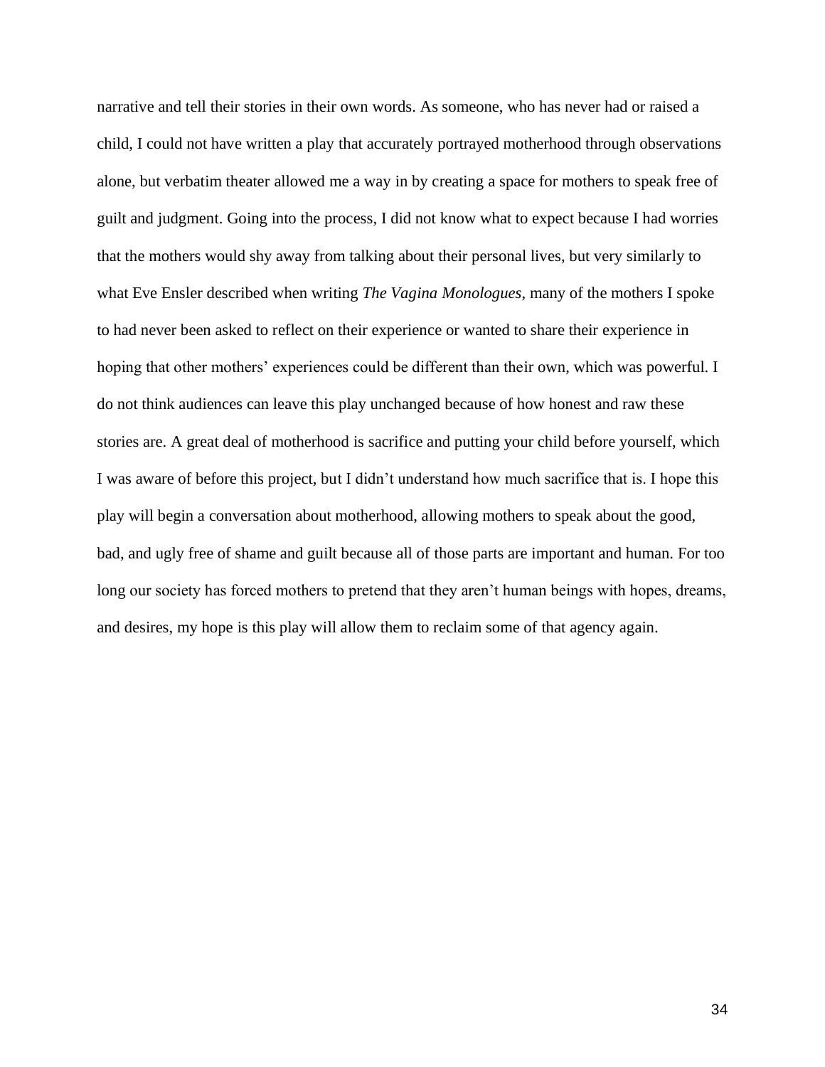narrative and tell their stories in their own words. As someone, who has never had or raised a child, I could not have written a play that accurately portrayed motherhood through observations alone, but verbatim theater allowed me a way in by creating a space for mothers to speak free of guilt and judgment. Going into the process, I did not know what to expect because I had worries that the mothers would shy away from talking about their personal lives, but very similarly to what Eve Ensler described when writing *The Vagina Monologues*, many of the mothers I spoke to had never been asked to reflect on their experience or wanted to share their experience in hoping that other mothers' experiences could be different than their own, which was powerful. I do not think audiences can leave this play unchanged because of how honest and raw these stories are. A great deal of motherhood is sacrifice and putting your child before yourself, which I was aware of before this project, but I didn't understand how much sacrifice that is. I hope this play will begin a conversation about motherhood, allowing mothers to speak about the good, bad, and ugly free of shame and guilt because all of those parts are important and human. For too long our society has forced mothers to pretend that they aren't human beings with hopes, dreams, and desires, my hope is this play will allow them to reclaim some of that agency again.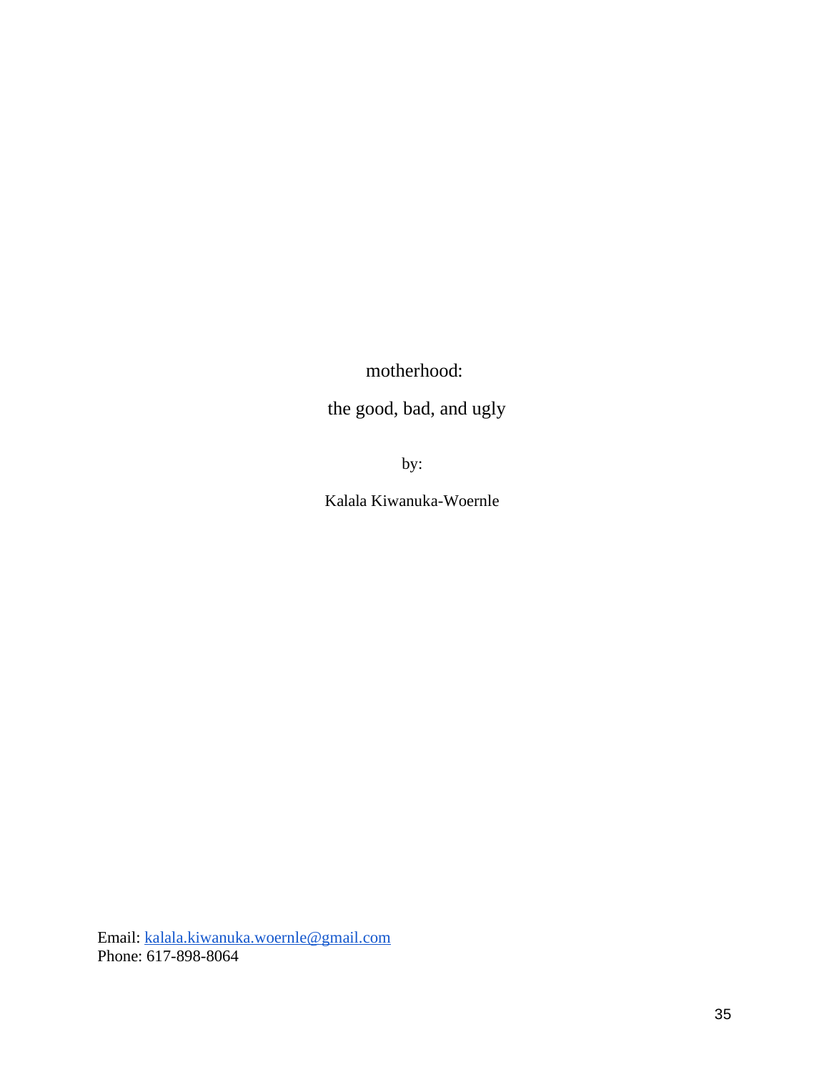motherhood:

the good, bad, and ugly

by:

Kalala Kiwanuka-Woernle

Email: [kalala.kiwanuka.woernle@gmail.com](mailto:kalala.kiwanuka.woernle@gmail.com)
Phone: 617-898-8064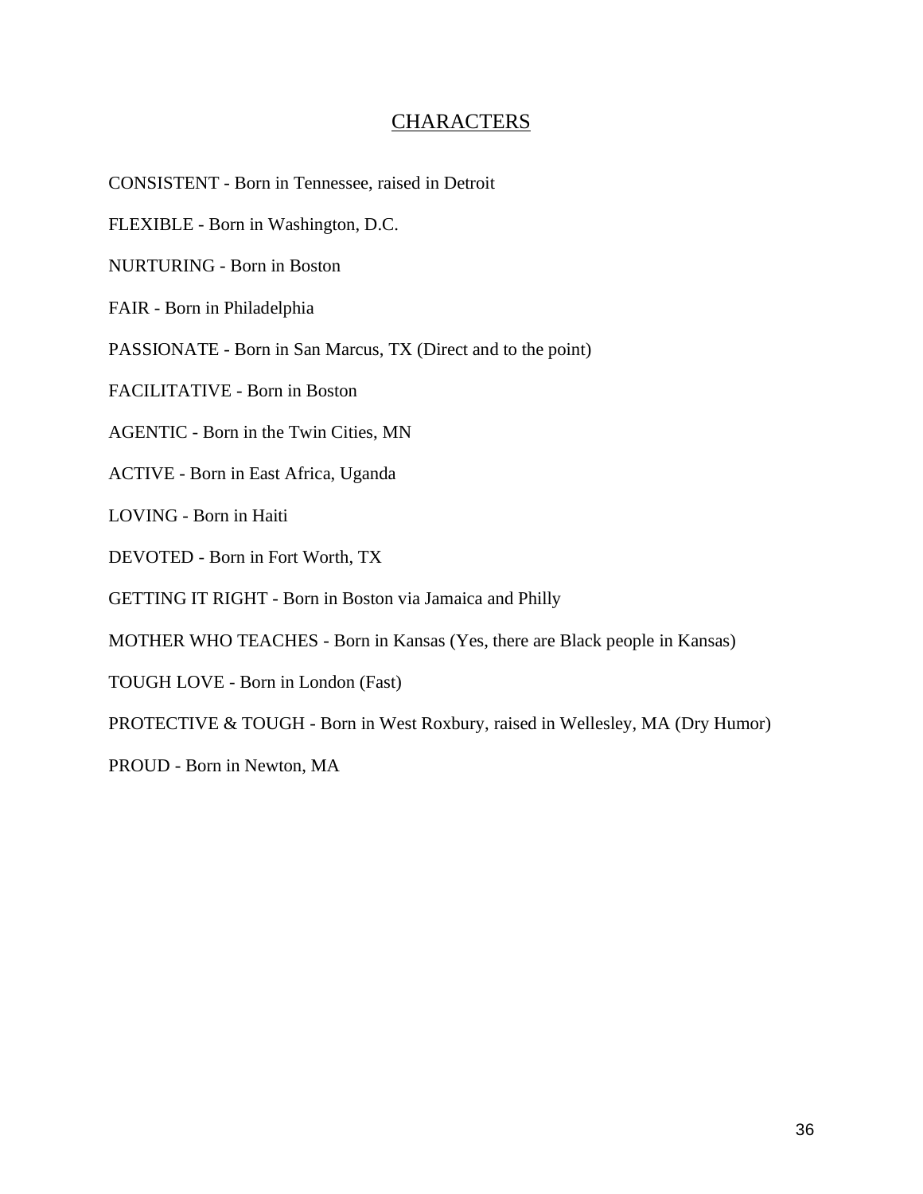## CHARACTERS

CONSISTENT - Born in Tennessee, raised in Detroit

FLEXIBLE - Born in Washington, D.C.

NURTURING - Born in Boston

FAIR - Born in Philadelphia

PASSIONATE - Born in San Marcus, TX (Direct and to the point)

FACILITATIVE - Born in Boston

AGENTIC - Born in the Twin Cities, MN

ACTIVE - Born in East Africa, Uganda

LOVING - Born in Haiti

DEVOTED - Born in Fort Worth, TX

GETTING IT RIGHT - Born in Boston via Jamaica and Philly

MOTHER WHO TEACHES - Born in Kansas (Yes, there are Black people in Kansas)

TOUGH LOVE - Born in London (Fast)

PROTECTIVE & TOUGH - Born in West Roxbury, raised in Wellesley, MA (Dry Humor)

PROUD - Born in Newton, MA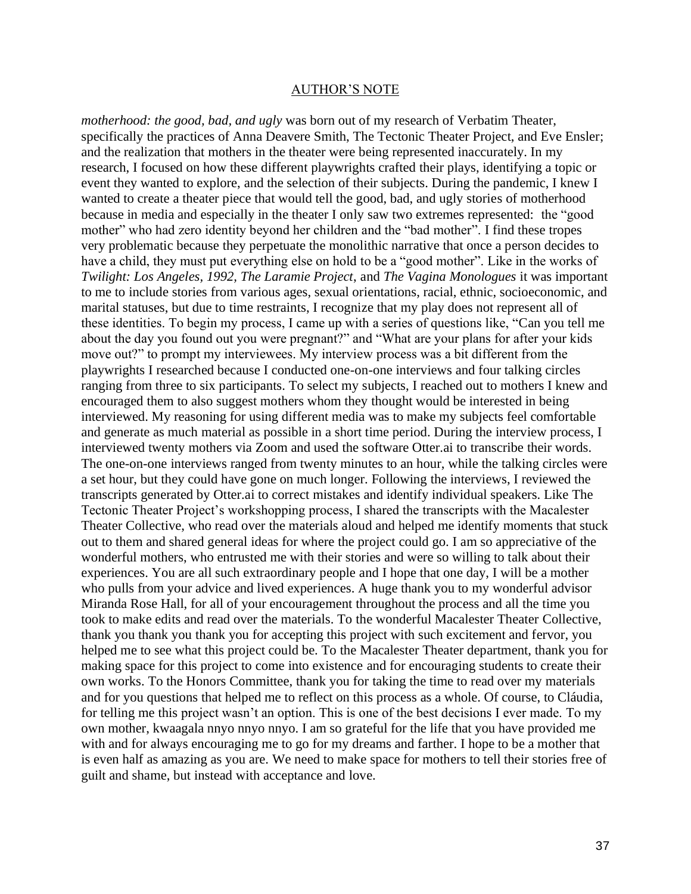## AUTHOR'S NOTE

*motherhood: the good, bad, and ugly* was born out of my research of Verbatim Theater, specifically the practices of Anna Deavere Smith, The Tectonic Theater Project, and Eve Ensler; and the realization that mothers in the theater were being represented inaccurately. In my research, I focused on how these different playwrights crafted their plays, identifying a topic or event they wanted to explore, and the selection of their subjects. During the pandemic, I knew I wanted to create a theater piece that would tell the good, bad, and ugly stories of motherhood because in media and especially in the theater I only saw two extremes represented: the "good mother" who had zero identity beyond her children and the "bad mother". I find these tropes very problematic because they perpetuate the monolithic narrative that once a person decides to have a child, they must put everything else on hold to be a "good mother". Like in the works of *Twilight: Los Angeles, 1992, The Laramie Project*, and *The Vagina Monologues* it was important to me to include stories from various ages, sexual orientations, racial, ethnic, socioeconomic, and marital statuses, but due to time restraints, I recognize that my play does not represent all of these identities. To begin my process, I came up with a series of questions like, "Can you tell me about the day you found out you were pregnant?" and "What are your plans for after your kids move out?" to prompt my interviewees. My interview process was a bit different from the playwrights I researched because I conducted one-on-one interviews and four talking circles ranging from three to six participants. To select my subjects, I reached out to mothers I knew and encouraged them to also suggest mothers whom they thought would be interested in being interviewed. My reasoning for using different media was to make my subjects feel comfortable and generate as much material as possible in a short time period. During the interview process, I interviewed twenty mothers via Zoom and used the software Otter.ai to transcribe their words. The one-on-one interviews ranged from twenty minutes to an hour, while the talking circles were a set hour, but they could have gone on much longer. Following the interviews, I reviewed the transcripts generated by Otter.ai to correct mistakes and identify individual speakers. Like The Tectonic Theater Project's workshopping process, I shared the transcripts with the Macalester Theater Collective, who read over the materials aloud and helped me identify moments that stuck out to them and shared general ideas for where the project could go. I am so appreciative of the wonderful mothers, who entrusted me with their stories and were so willing to talk about their experiences. You are all such extraordinary people and I hope that one day, I will be a mother who pulls from your advice and lived experiences. A huge thank you to my wonderful advisor Miranda Rose Hall, for all of your encouragement throughout the process and all the time you took to make edits and read over the materials. To the wonderful Macalester Theater Collective, thank you thank you thank you for accepting this project with such excitement and fervor, you helped me to see what this project could be. To the Macalester Theater department, thank you for making space for this project to come into existence and for encouraging students to create their own works. To the Honors Committee, thank you for taking the time to read over my materials and for you questions that helped me to reflect on this process as a whole. Of course, to Cláudia, for telling me this project wasn't an option. This is one of the best decisions I ever made. To my own mother, kwaagala nnyo nnyo nnyo. I am so grateful for the life that you have provided me with and for always encouraging me to go for my dreams and farther. I hope to be a mother that is even half as amazing as you are. We need to make space for mothers to tell their stories free of guilt and shame, but instead with acceptance and love.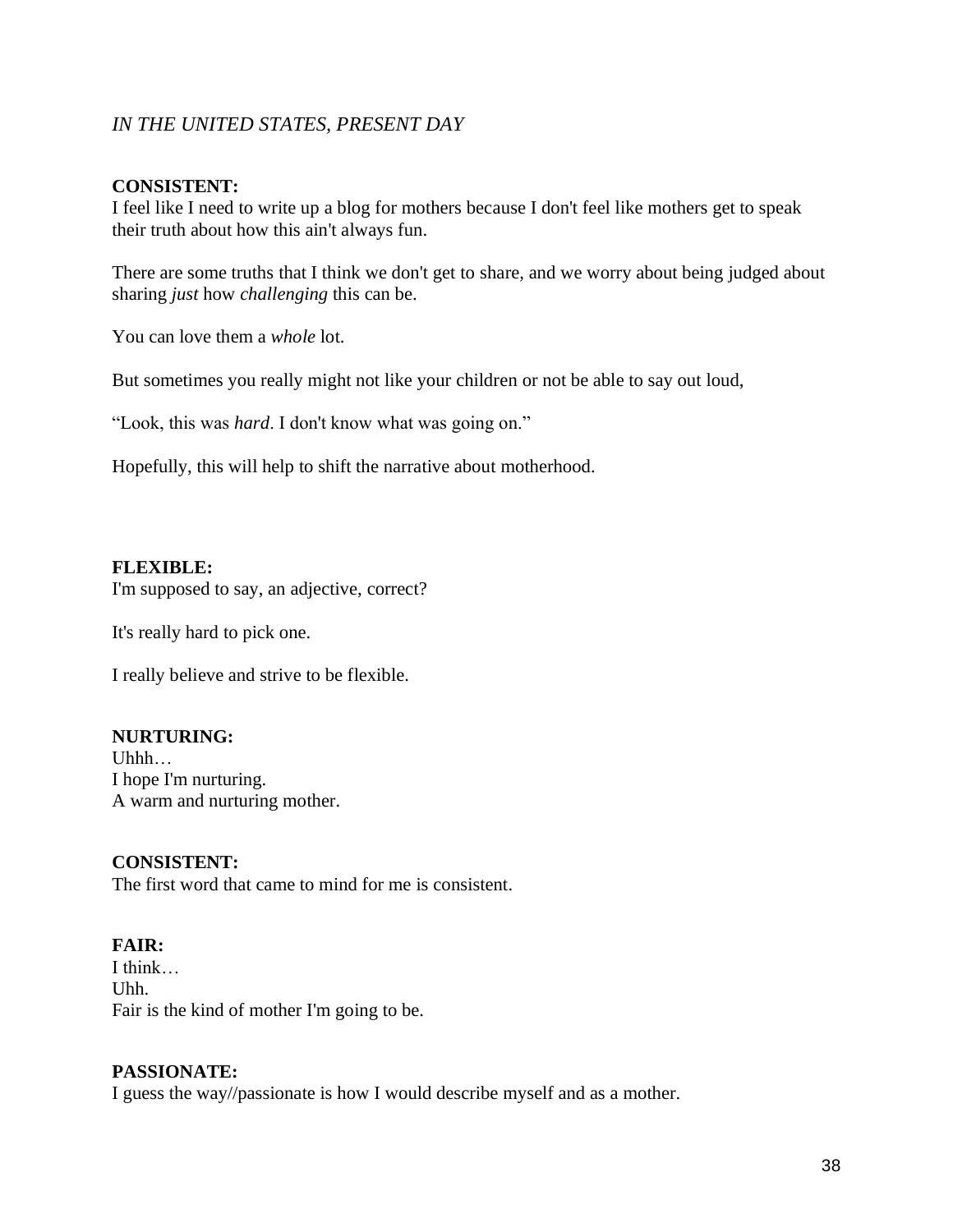*IN THE UNITED STATES, PRESENT DAY*

**CONSISTENT:**
I feel like I need to write up a blog for mothers because I don't feel like mothers get to speak their truth about how this ain't always fun.

There are some truths that I think we don't get to share, and we worry about being judged about sharing *just* how *challenging* this can be.

You can love them a *whole* lot.

But sometimes you really might not like your children or not be able to say out loud,

"Look, this was *hard*. I don't know what was going on."

Hopefully, this will help to shift the narrative about motherhood.

**FLEXIBLE:**
I'm supposed to say, an adjective, correct?

It's really hard to pick one.

I really believe and strive to be flexible.

**NURTURING:**
Uhhh…
I hope I'm nurturing.
A warm and nurturing mother.

**CONSISTENT:**
The first word that came to mind for me is consistent.

**FAIR:**
I think…
Uhh.
Fair is the kind of mother I'm going to be.

**PASSIONATE:**
I guess the way//passionate is how I would describe myself and as a mother.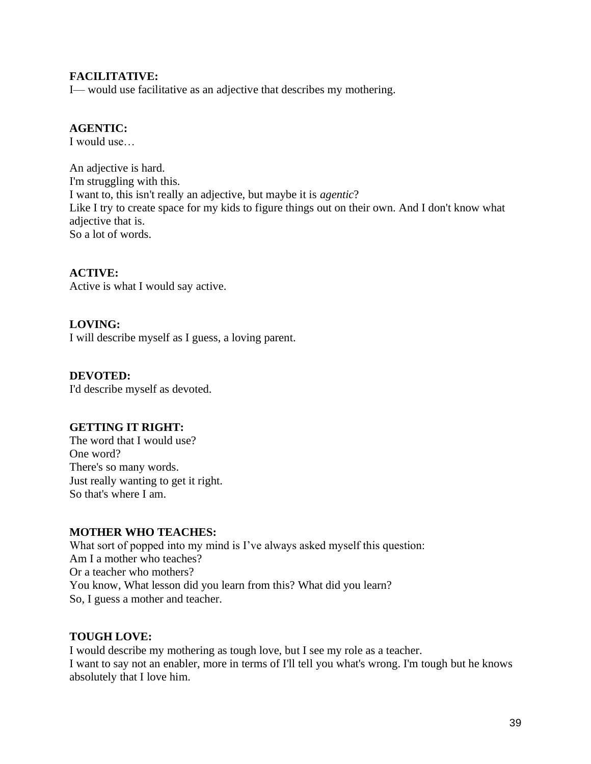**FACILITATIVE:**
I— would use facilitative as an adjective that describes my mothering.

**AGENTIC:**
I would use…

An adjective is hard.
I'm struggling with this.
I want to, this isn't really an adjective, but maybe it is *agentic*?
Like I try to create space for my kids to figure things out on their own. And I don't know what adjective that is.
So a lot of words.

**ACTIVE:**
Active is what I would say active.

**LOVING:**
I will describe myself as I guess, a loving parent.

**DEVOTED:**
I'd describe myself as devoted.

**GETTING IT RIGHT:**
The word that I would use?
One word?
There's so many words.
Just really wanting to get it right.
So that's where I am.

**MOTHER WHO TEACHES:**
What sort of popped into my mind is I've always asked myself this question:
Am I a mother who teaches?
Or a teacher who mothers?
You know, What lesson did you learn from this? What did you learn?
So, I guess a mother and teacher.

**TOUGH LOVE:**
I would describe my mothering as tough love, but I see my role as a teacher.
I want to say not an enabler, more in terms of I'll tell you what's wrong. I'm tough but he knows absolutely that I love him.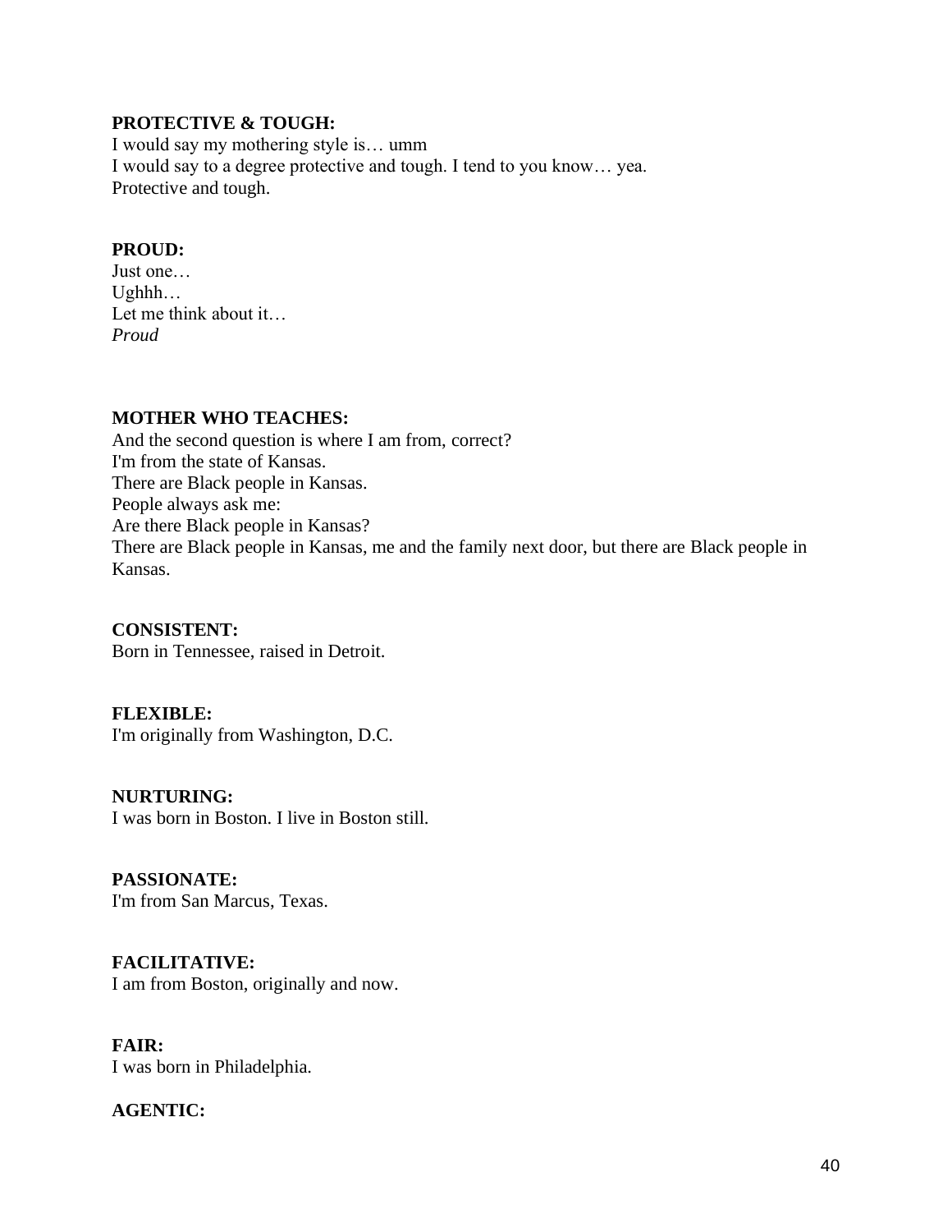**PROTECTIVE & TOUGH:**
I would say my mothering style is… umm
I would say to a degree protective and tough. I tend to you know… yea.
Protective and tough.

**PROUD:**
Just one…
Ughhh…
Let me think about it…
*Proud*

**MOTHER WHO TEACHES:**
And the second question is where I am from, correct?
I'm from the state of Kansas.
There are Black people in Kansas.
People always ask me:
Are there Black people in Kansas?
There are Black people in Kansas, me and the family next door, but there are Black people in Kansas.

**CONSISTENT:**
Born in Tennessee, raised in Detroit.

**FLEXIBLE:**
I'm originally from Washington, D.C.

**NURTURING:**
I was born in Boston. I live in Boston still.

**PASSIONATE:**
I'm from San Marcus, Texas.

**FACILITATIVE:**
I am from Boston, originally and now.

**FAIR:**
I was born in Philadelphia.

**AGENTIC:**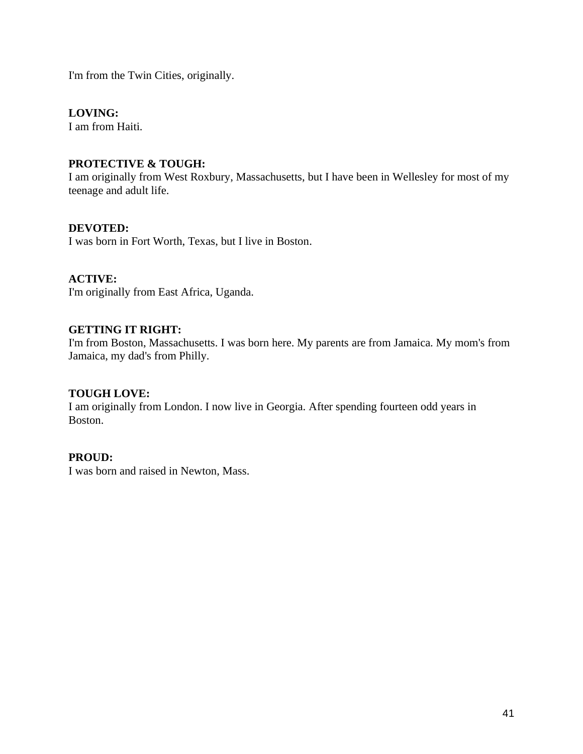I'm from the Twin Cities, originally.

**LOVING:**
I am from Haiti.

**PROTECTIVE & TOUGH:**
I am originally from West Roxbury, Massachusetts, but I have been in Wellesley for most of my teenage and adult life.

**DEVOTED:**
I was born in Fort Worth, Texas, but I live in Boston.

**ACTIVE:**
I'm originally from East Africa, Uganda.

**GETTING IT RIGHT:**
I'm from Boston, Massachusetts. I was born here. My parents are from Jamaica. My mom's from Jamaica, my dad's from Philly.

**TOUGH LOVE:**
I am originally from London. I now live in Georgia. After spending fourteen odd years in Boston.

**PROUD:**
I was born and raised in Newton, Mass.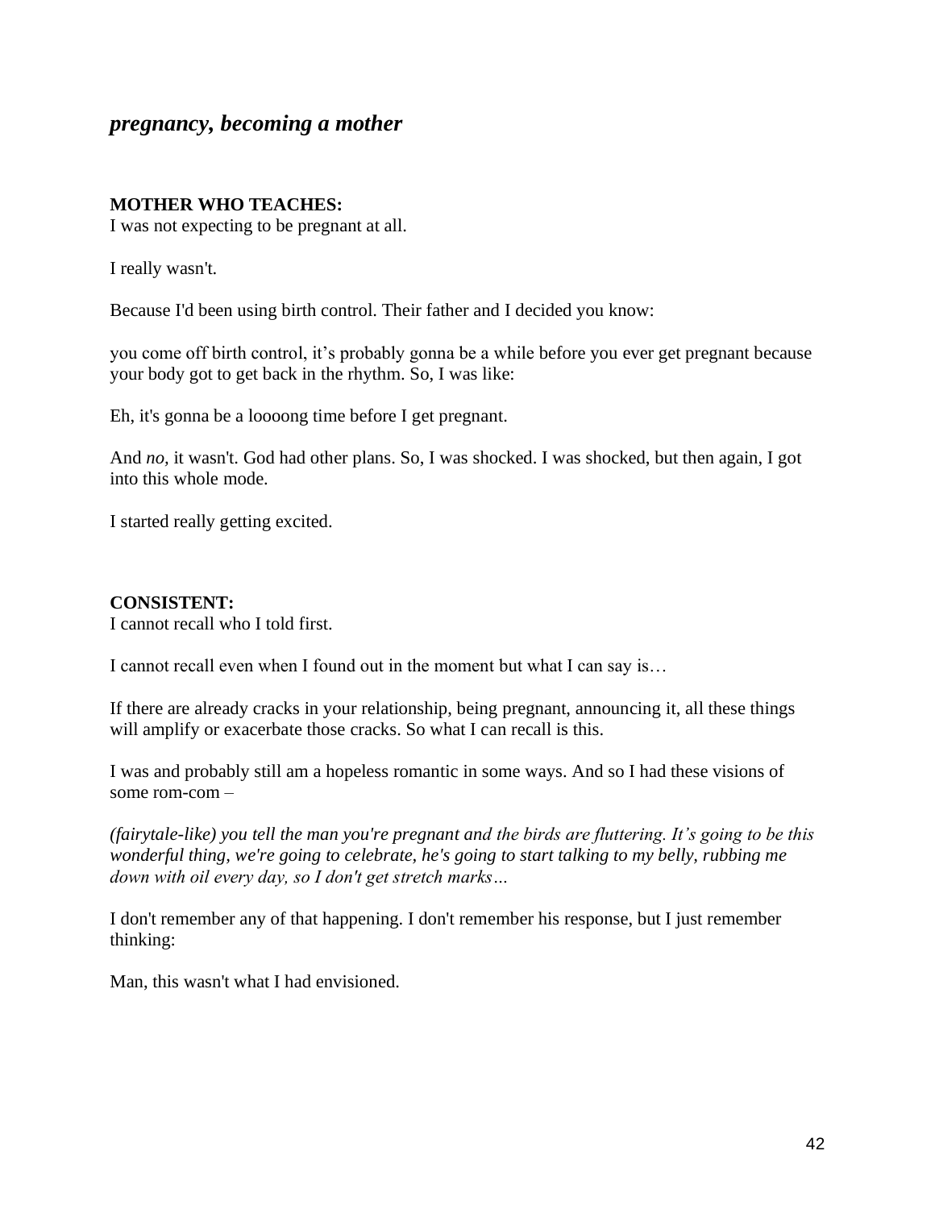## *pregnancy, becoming a mother*

**MOTHER WHO TEACHES:**
I was not expecting to be pregnant at all.

I really wasn't.

Because I'd been using birth control. Their father and I decided you know:

you come off birth control, it's probably gonna be a while before you ever get pregnant because your body got to get back in the rhythm. So, I was like:

Eh, it's gonna be a loooong time before I get pregnant.

And *no*, it wasn't. God had other plans. So, I was shocked. I was shocked, but then again, I got into this whole mode.

I started really getting excited.

**CONSISTENT:**
I cannot recall who I told first.

I cannot recall even when I found out in the moment but what I can say is…

If there are already cracks in your relationship, being pregnant, announcing it, all these things will amplify or exacerbate those cracks. So what I can recall is this.

I was and probably still am a hopeless romantic in some ways. And so I had these visions of some rom-com –

*(fairytale-like) you tell the man you're pregnant and the birds are fluttering. It's going to be this wonderful thing, we're going to celebrate, he's going to start talking to my belly, rubbing me down with oil every day, so I don't get stretch marks…*

I don't remember any of that happening. I don't remember his response, but I just remember thinking:

Man, this wasn't what I had envisioned.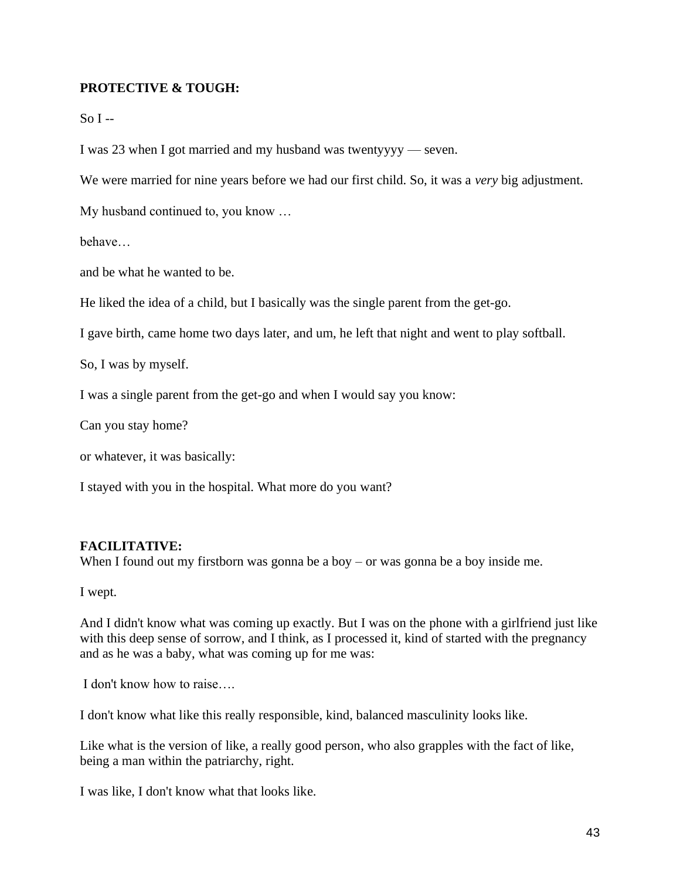**PROTECTIVE & TOUGH:**

So I --

I was 23 when I got married and my husband was twentyyyy — seven.

We were married for nine years before we had our first child. So, it was a *very* big adjustment.

My husband continued to, you know …

behave…

and be what he wanted to be.

He liked the idea of a child, but I basically was the single parent from the get-go.

I gave birth, came home two days later, and um, he left that night and went to play softball.

So, I was by myself.

I was a single parent from the get-go and when I would say you know:

Can you stay home?

or whatever, it was basically:

I stayed with you in the hospital. What more do you want?

**FACILITATIVE:**
When I found out my firstborn was gonna be a boy – or was gonna be a boy inside me.

I wept.

And I didn't know what was coming up exactly. But I was on the phone with a girlfriend just like with this deep sense of sorrow, and I think, as I processed it, kind of started with the pregnancy and as he was a baby, what was coming up for me was:

I don't know how to raise….

I don't know what like this really responsible, kind, balanced masculinity looks like.

Like what is the version of like, a really good person, who also grapples with the fact of like, being a man within the patriarchy, right.

I was like, I don't know what that looks like.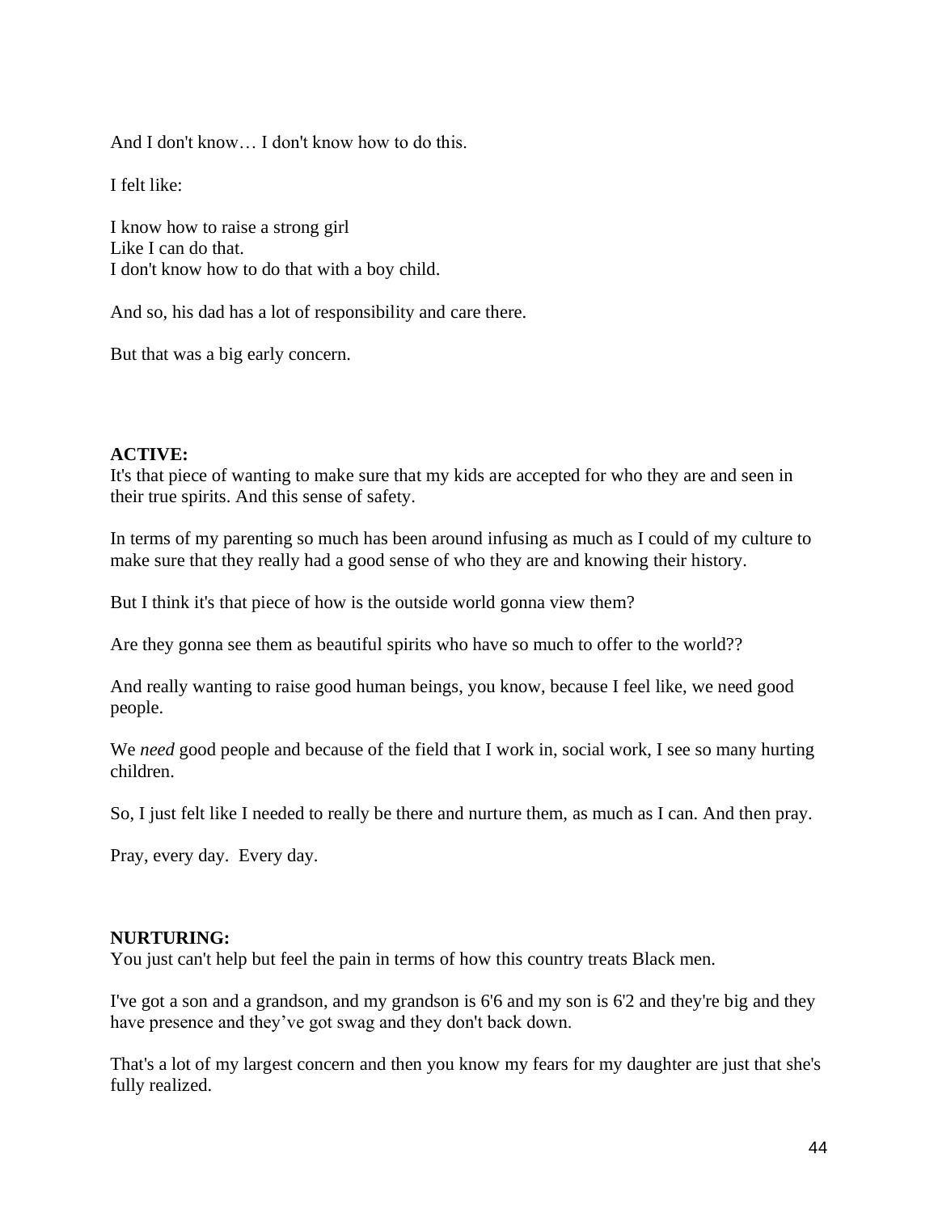And I don't know… I don't know how to do this.

I felt like:

I know how to raise a strong girl  
Like I can do that.  
I don't know how to do that with a boy child.

And so, his dad has a lot of responsibility and care there.

But that was a big early concern.

**ACTIVE:**  
It's that piece of wanting to make sure that my kids are accepted for who they are and seen in their true spirits. And this sense of safety.

In terms of my parenting so much has been around infusing as much as I could of my culture to make sure that they really had a good sense of who they are and knowing their history.

But I think it's that piece of how is the outside world gonna view them?

Are they gonna see them as beautiful spirits who have so much to offer to the world??

And really wanting to raise good human beings, you know, because I feel like, we need good people.

We *need* good people and because of the field that I work in, social work, I see so many hurting children.

So, I just felt like I needed to really be there and nurture them, as much as I can. And then pray.

Pray, every day. Every day.

**NURTURING:**  
You just can't help but feel the pain in terms of how this country treats Black men.

I've got a son and a grandson, and my grandson is 6'6 and my son is 6'2 and they're big and they have presence and they've got swag and they don't back down.

That's a lot of my largest concern and then you know my fears for my daughter are just that she's fully realized.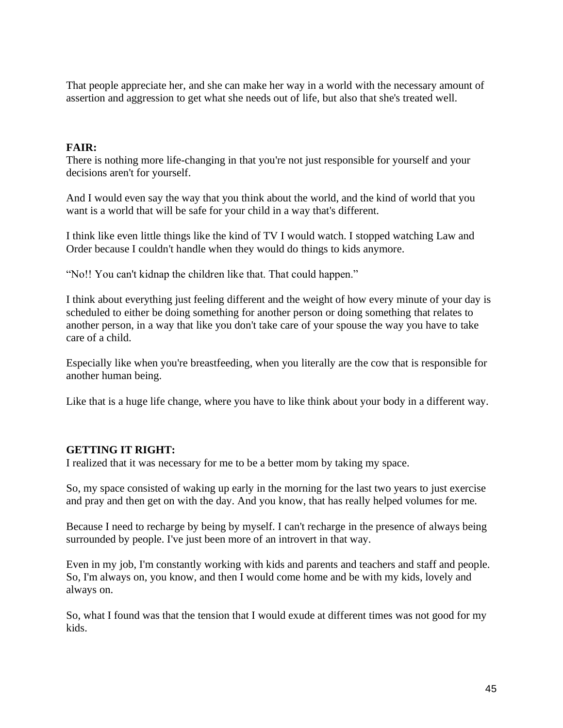That people appreciate her, and she can make her way in a world with the necessary amount of assertion and aggression to get what she needs out of life, but also that she's treated well.

**FAIR:**
There is nothing more life-changing in that you're not just responsible for yourself and your decisions aren't for yourself.

And I would even say the way that you think about the world, and the kind of world that you want is a world that will be safe for your child in a way that's different.

I think like even little things like the kind of TV I would watch. I stopped watching Law and Order because I couldn't handle when they would do things to kids anymore.

"No!! You can't kidnap the children like that. That could happen."

I think about everything just feeling different and the weight of how every minute of your day is scheduled to either be doing something for another person or doing something that relates to another person, in a way that like you don't take care of your spouse the way you have to take care of a child.

Especially like when you're breastfeeding, when you literally are the cow that is responsible for another human being.

Like that is a huge life change, where you have to like think about your body in a different way.

**GETTING IT RIGHT:**
I realized that it was necessary for me to be a better mom by taking my space.

So, my space consisted of waking up early in the morning for the last two years to just exercise and pray and then get on with the day. And you know, that has really helped volumes for me.

Because I need to recharge by being by myself. I can't recharge in the presence of always being surrounded by people. I've just been more of an introvert in that way.

Even in my job, I'm constantly working with kids and parents and teachers and staff and people. So, I'm always on, you know, and then I would come home and be with my kids, lovely and always on.

So, what I found was that the tension that I would exude at different times was not good for my kids.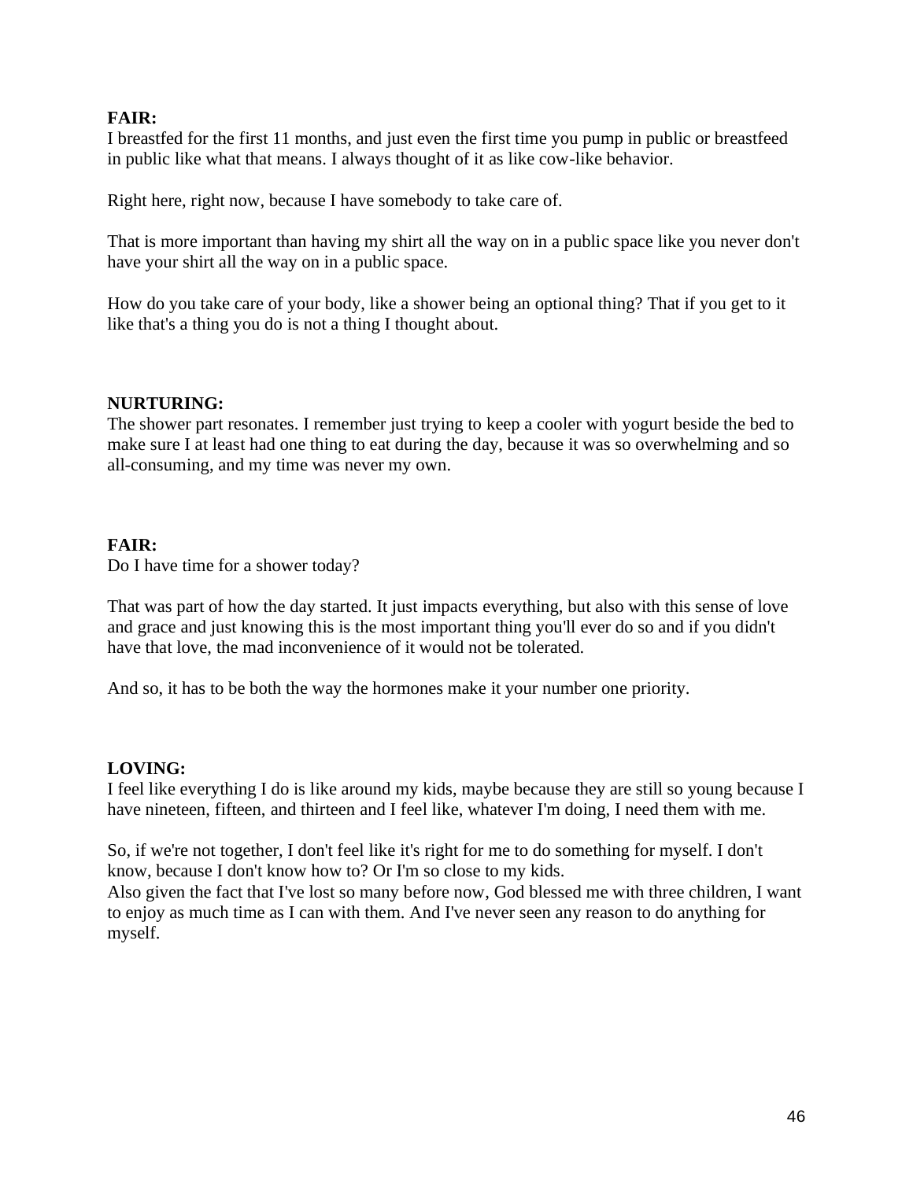**FAIR:**
I breastfed for the first 11 months, and just even the first time you pump in public or breastfeed in public like what that means. I always thought of it as like cow-like behavior.

Right here, right now, because I have somebody to take care of.

That is more important than having my shirt all the way on in a public space like you never don't have your shirt all the way on in a public space.

How do you take care of your body, like a shower being an optional thing? That if you get to it like that's a thing you do is not a thing I thought about.

**NURTURING:**
The shower part resonates. I remember just trying to keep a cooler with yogurt beside the bed to make sure I at least had one thing to eat during the day, because it was so overwhelming and so all-consuming, and my time was never my own.

**FAIR:**
Do I have time for a shower today?

That was part of how the day started. It just impacts everything, but also with this sense of love and grace and just knowing this is the most important thing you'll ever do so and if you didn't have that love, the mad inconvenience of it would not be tolerated.

And so, it has to be both the way the hormones make it your number one priority.

**LOVING:**
I feel like everything I do is like around my kids, maybe because they are still so young because I have nineteen, fifteen, and thirteen and I feel like, whatever I'm doing, I need them with me.

So, if we're not together, I don't feel like it's right for me to do something for myself. I don't know, because I don't know how to? Or I'm so close to my kids.
Also given the fact that I've lost so many before now, God blessed me with three children, I want to enjoy as much time as I can with them. And I've never seen any reason to do anything for myself.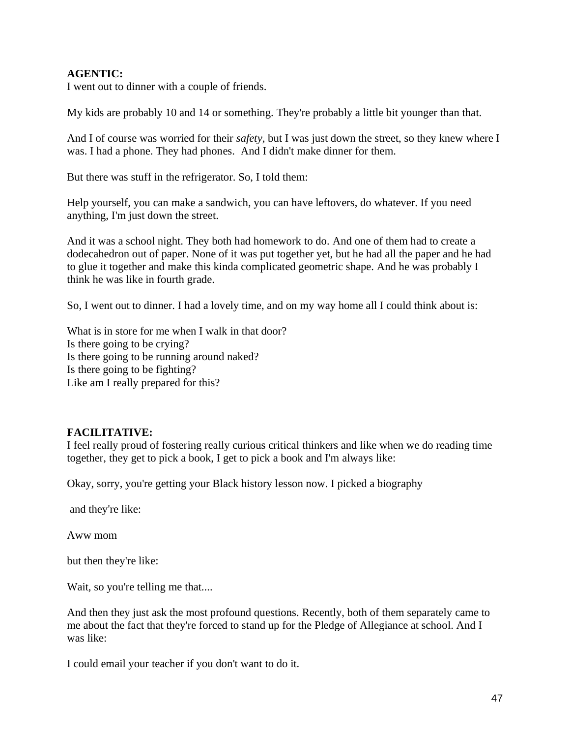**AGENTIC:**
I went out to dinner with a couple of friends.

My kids are probably 10 and 14 or something. They're probably a little bit younger than that.

And I of course was worried for their *safety*, but I was just down the street, so they knew where I was. I had a phone. They had phones. And I didn't make dinner for them.

But there was stuff in the refrigerator. So, I told them:

Help yourself, you can make a sandwich, you can have leftovers, do whatever. If you need anything, I'm just down the street.

And it was a school night. They both had homework to do. And one of them had to create a dodecahedron out of paper. None of it was put together yet, but he had all the paper and he had to glue it together and make this kinda complicated geometric shape. And he was probably I think he was like in fourth grade.

So, I went out to dinner. I had a lovely time, and on my way home all I could think about is:

What is in store for me when I walk in that door?
Is there going to be crying?
Is there going to be running around naked?
Is there going to be fighting?
Like am I really prepared for this?

**FACILITATIVE:**
I feel really proud of fostering really curious critical thinkers and like when we do reading time together, they get to pick a book, I get to pick a book and I'm always like:

Okay, sorry, you're getting your Black history lesson now. I picked a biography

and they're like:

Aww mom

but then they're like:

Wait, so you're telling me that....

And then they just ask the most profound questions. Recently, both of them separately came to me about the fact that they're forced to stand up for the Pledge of Allegiance at school. And I was like:

I could email your teacher if you don't want to do it.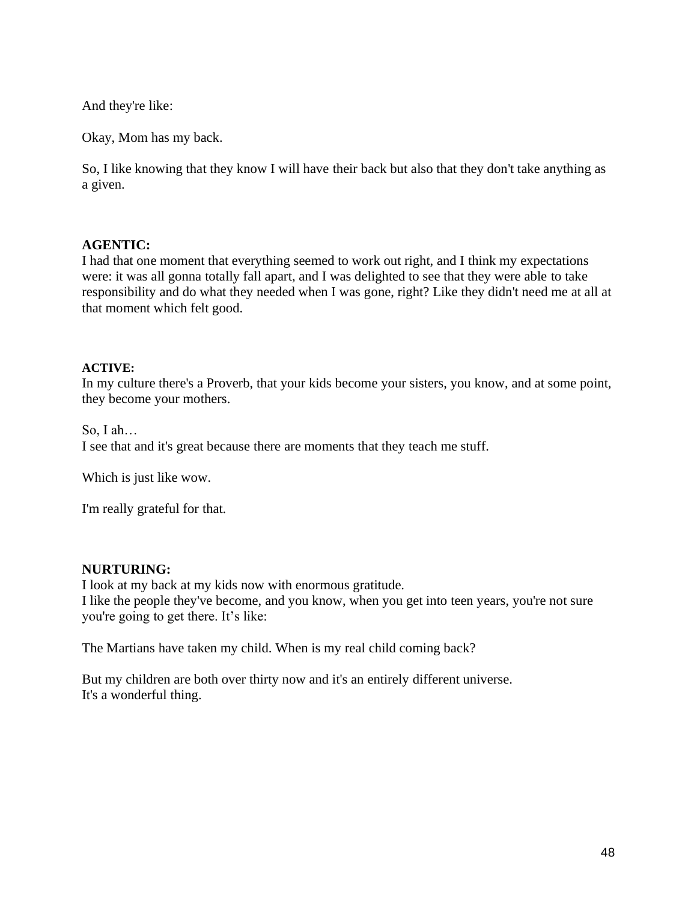And they're like:

Okay, Mom has my back.

So, I like knowing that they know I will have their back but also that they don't take anything as a given.

**AGENTIC:**
I had that one moment that everything seemed to work out right, and I think my expectations were: it was all gonna totally fall apart, and I was delighted to see that they were able to take responsibility and do what they needed when I was gone, right? Like they didn't need me at all at that moment which felt good.

**ACTIVE:**
In my culture there's a Proverb, that your kids become your sisters, you know, and at some point, they become your mothers.

So, I ah…
I see that and it's great because there are moments that they teach me stuff.

Which is just like wow.

I'm really grateful for that.

**NURTURING:**
I look at my back at my kids now with enormous gratitude.
I like the people they've become, and you know, when you get into teen years, you're not sure you're going to get there. It's like:

The Martians have taken my child. When is my real child coming back?

But my children are both over thirty now and it's an entirely different universe.
It's a wonderful thing.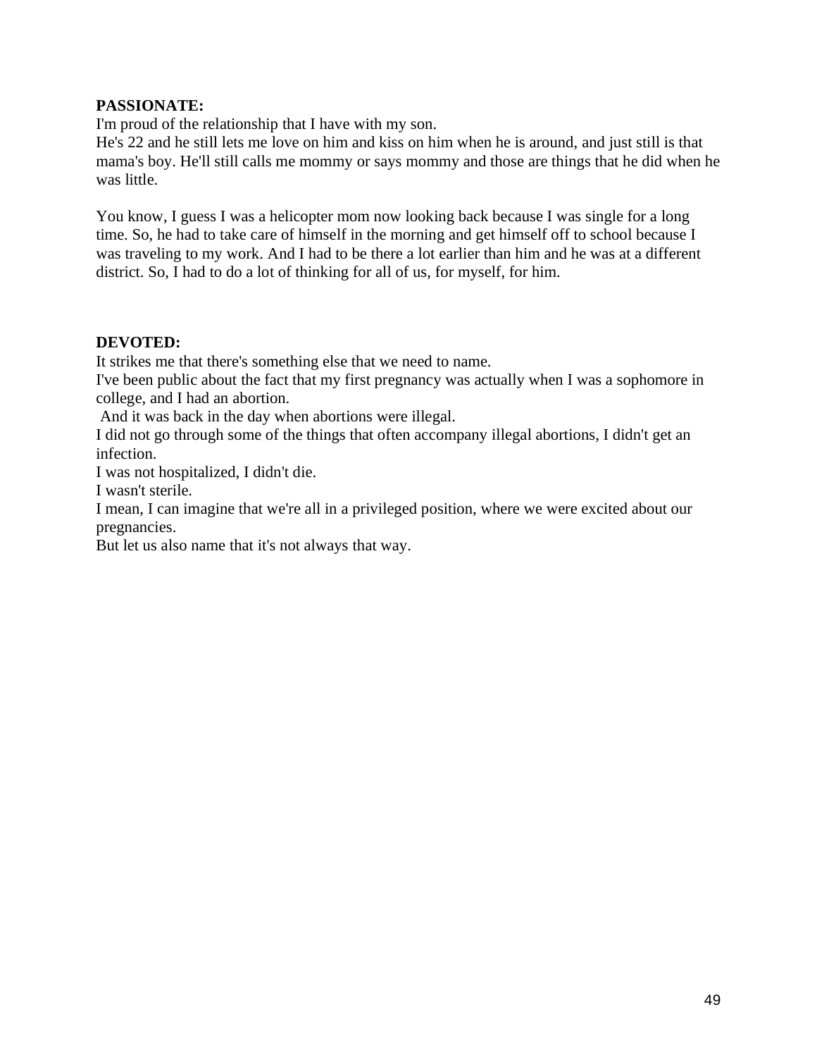**PASSIONATE:**
I'm proud of the relationship that I have with my son.
He's 22 and he still lets me love on him and kiss on him when he is around, and just still is that mama's boy. He'll still calls me mommy or says mommy and those are things that he did when he was little.

You know, I guess I was a helicopter mom now looking back because I was single for a long time. So, he had to take care of himself in the morning and get himself off to school because I was traveling to my work. And I had to be there a lot earlier than him and he was at a different district. So, I had to do a lot of thinking for all of us, for myself, for him.

**DEVOTED:**
It strikes me that there's something else that we need to name.
I've been public about the fact that my first pregnancy was actually when I was a sophomore in college, and I had an abortion.
And it was back in the day when abortions were illegal.
I did not go through some of the things that often accompany illegal abortions, I didn't get an infection.
I was not hospitalized, I didn't die.
I wasn't sterile.
I mean, I can imagine that we're all in a privileged position, where we were excited about our pregnancies.
But let us also name that it's not always that way.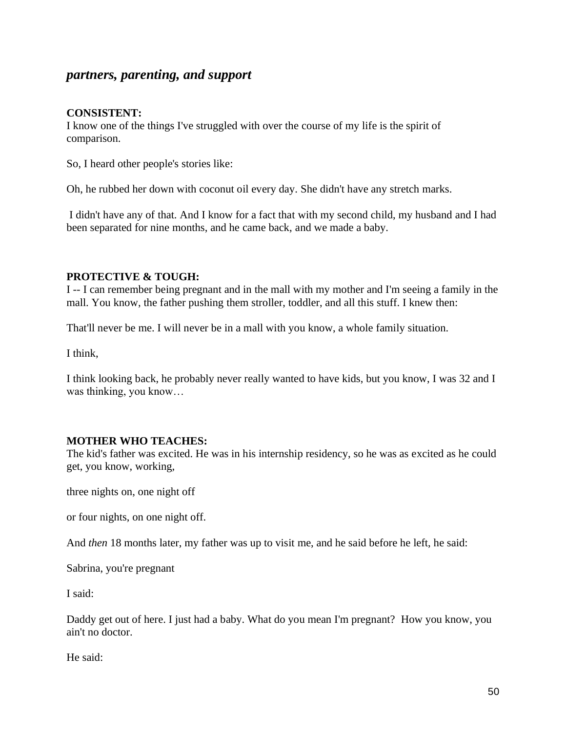## *partners, parenting, and support*

**CONSISTENT:**
I know one of the things I've struggled with over the course of my life is the spirit of comparison.

So, I heard other people's stories like:

Oh, he rubbed her down with coconut oil every day. She didn't have any stretch marks.

I didn't have any of that. And I know for a fact that with my second child, my husband and I had been separated for nine months, and he came back, and we made a baby.

**PROTECTIVE & TOUGH:**
I -- I can remember being pregnant and in the mall with my mother and I'm seeing a family in the mall. You know, the father pushing them stroller, toddler, and all this stuff. I knew then:

That'll never be me. I will never be in a mall with you know, a whole family situation.

I think,

I think looking back, he probably never really wanted to have kids, but you know, I was 32 and I was thinking, you know…

**MOTHER WHO TEACHES:**
The kid's father was excited. He was in his internship residency, so he was as excited as he could get, you know, working,

three nights on, one night off

or four nights, on one night off.

And *then* 18 months later, my father was up to visit me, and he said before he left, he said:

Sabrina, you're pregnant

I said:

Daddy get out of here. I just had a baby. What do you mean I'm pregnant? How you know, you ain't no doctor.

He said: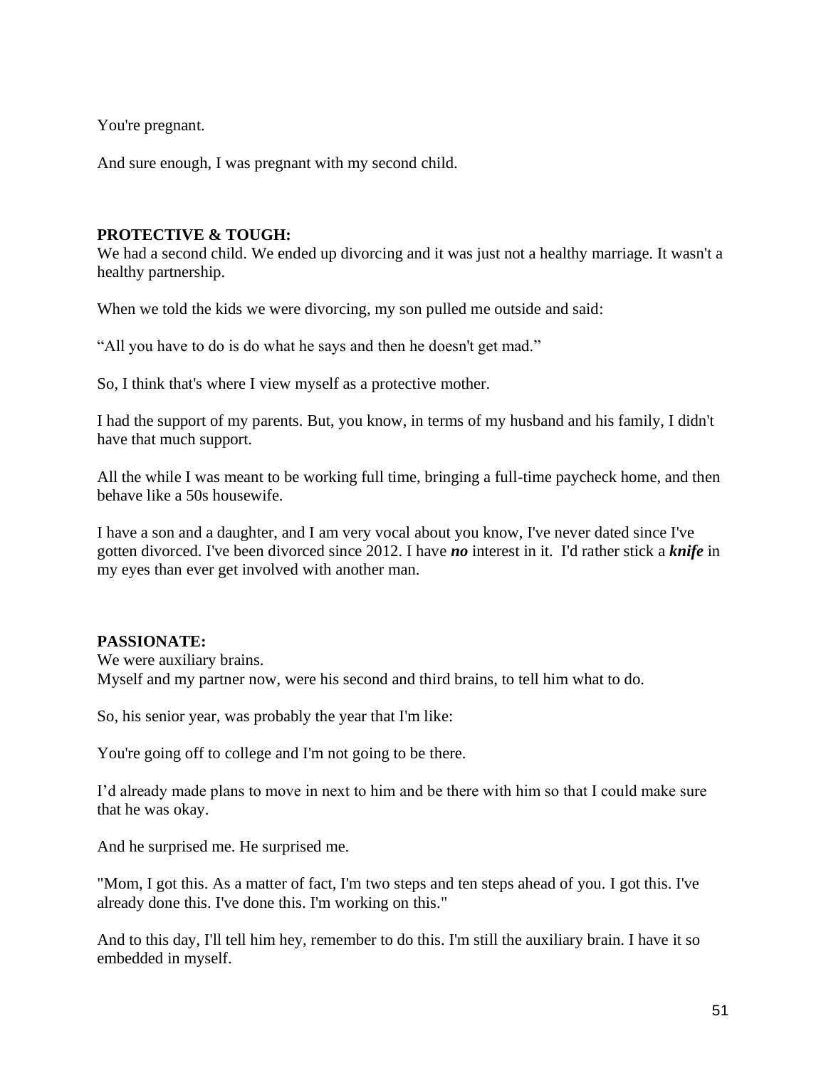You're pregnant.

And sure enough, I was pregnant with my second child.

**PROTECTIVE & TOUGH:**
We had a second child. We ended up divorcing and it was just not a healthy marriage. It wasn't a healthy partnership.

When we told the kids we were divorcing, my son pulled me outside and said:

"All you have to do is do what he says and then he doesn't get mad."

So, I think that's where I view myself as a protective mother.

I had the support of my parents. But, you know, in terms of my husband and his family, I didn't have that much support.

All the while I was meant to be working full time, bringing a full-time paycheck home, and then behave like a 50s housewife.

I have a son and a daughter, and I am very vocal about you know, I've never dated since I've gotten divorced. I've been divorced since 2012. I have ***no*** interest in it. I'd rather stick a ***knife*** in my eyes than ever get involved with another man.

**PASSIONATE:**
We were auxiliary brains.
Myself and my partner now, were his second and third brains, to tell him what to do.

So, his senior year, was probably the year that I'm like:

You're going off to college and I'm not going to be there.

I'd already made plans to move in next to him and be there with him so that I could make sure that he was okay.

And he surprised me. He surprised me.

"Mom, I got this. As a matter of fact, I'm two steps and ten steps ahead of you. I got this. I've already done this. I've done this. I'm working on this."

And to this day, I'll tell him hey, remember to do this. I'm still the auxiliary brain. I have it so embedded in myself.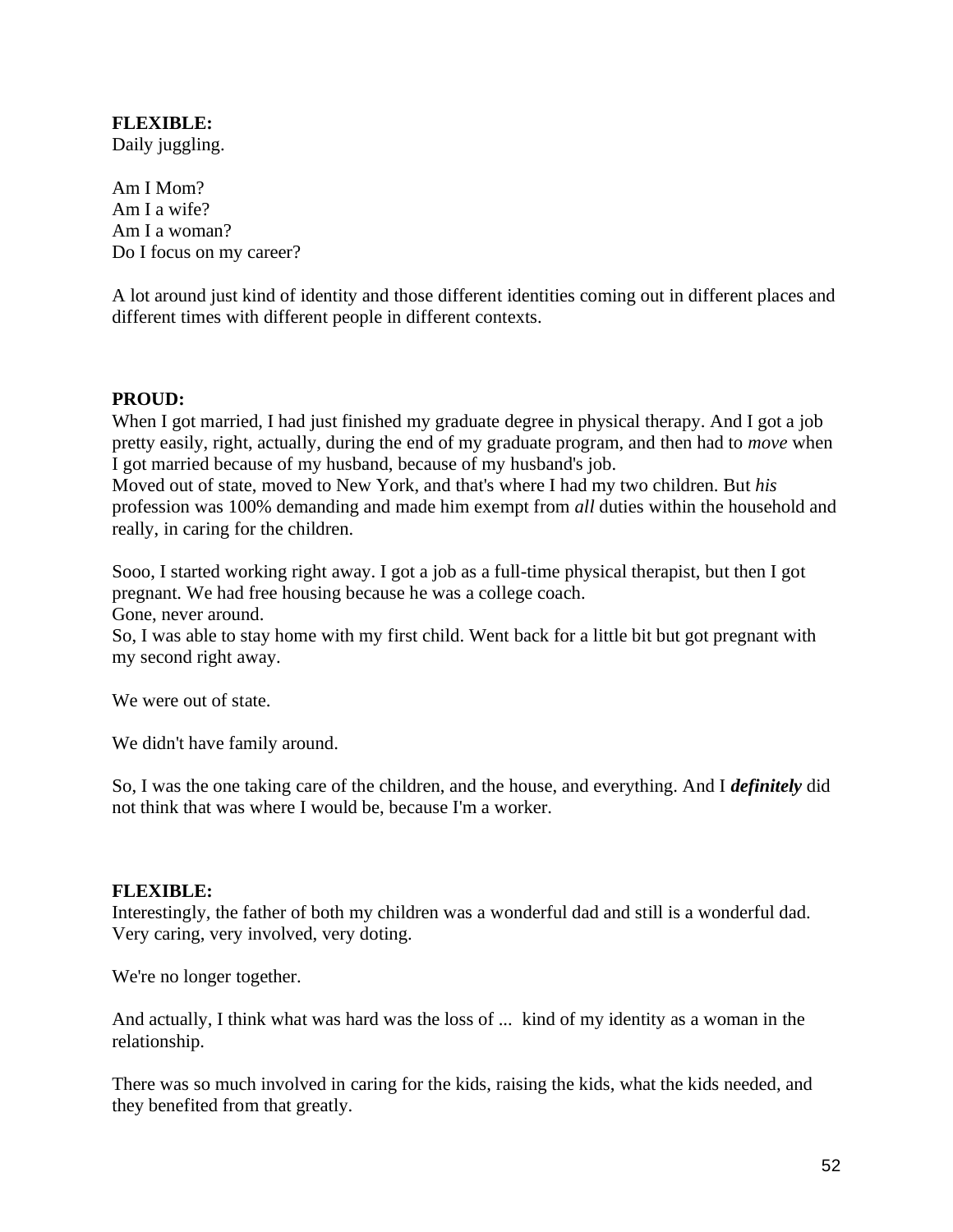**FLEXIBLE:**
Daily juggling.

Am I Mom?
Am I a wife?
Am I a woman?
Do I focus on my career?

A lot around just kind of identity and those different identities coming out in different places and different times with different people in different contexts.

**PROUD:**
When I got married, I had just finished my graduate degree in physical therapy. And I got a job pretty easily, right, actually, during the end of my graduate program, and then had to *move* when I got married because of my husband, because of my husband's job.
Moved out of state, moved to New York, and that's where I had my two children. But *his* profession was 100% demanding and made him exempt from *all* duties within the household and really, in caring for the children.

Sooo, I started working right away. I got a job as a full-time physical therapist, but then I got pregnant. We had free housing because he was a college coach.
Gone, never around.
So, I was able to stay home with my first child. Went back for a little bit but got pregnant with my second right away.

We were out of state.

We didn't have family around.

So, I was the one taking care of the children, and the house, and everything. And I ***definitely*** did not think that was where I would be, because I'm a worker.

**FLEXIBLE:**
Interestingly, the father of both my children was a wonderful dad and still is a wonderful dad. Very caring, very involved, very doting.

We're no longer together.

And actually, I think what was hard was the loss of ... kind of my identity as a woman in the relationship.

There was so much involved in caring for the kids, raising the kids, what the kids needed, and they benefited from that greatly.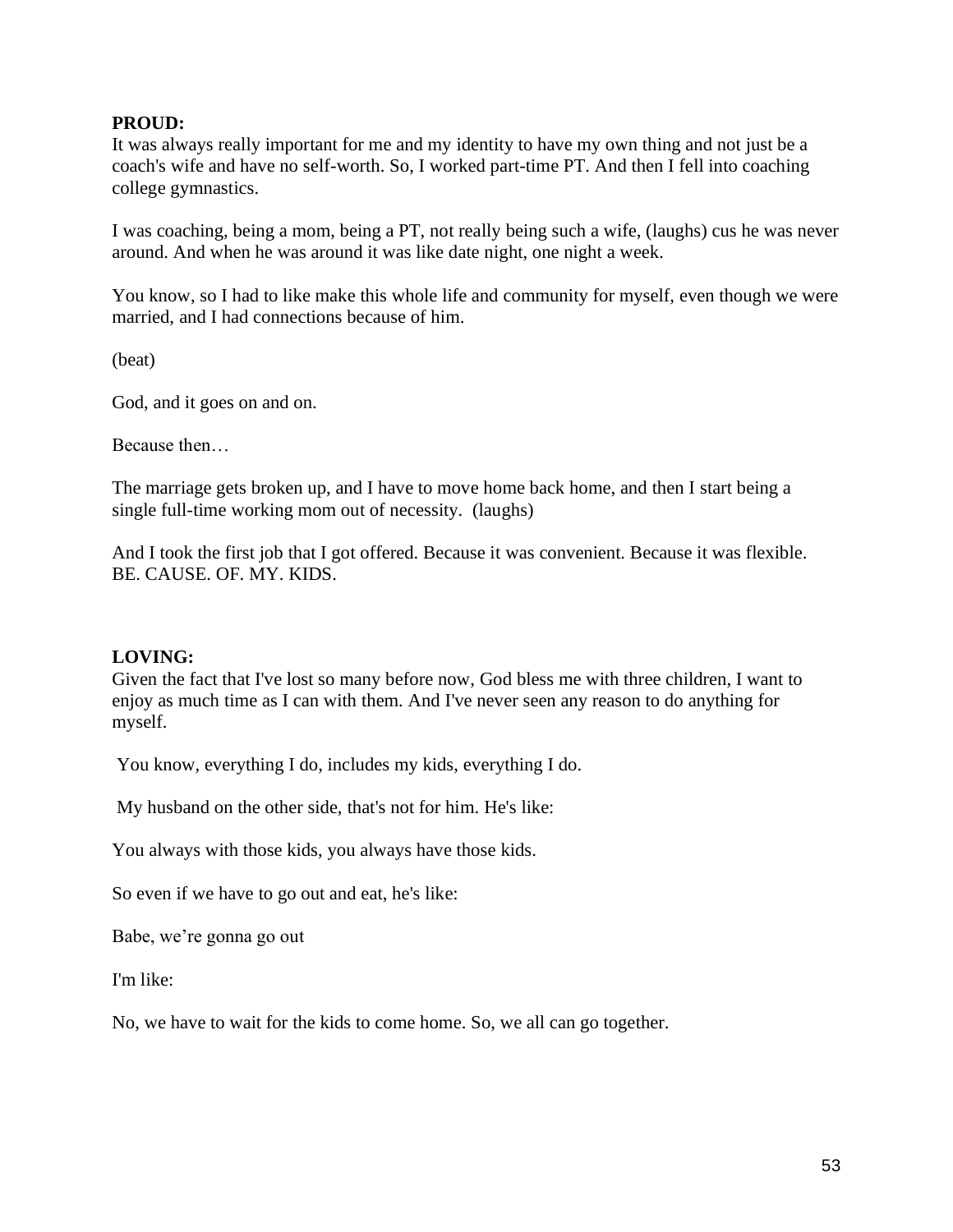**PROUD:**
It was always really important for me and my identity to have my own thing and not just be a coach's wife and have no self-worth. So, I worked part-time PT. And then I fell into coaching college gymnastics.

I was coaching, being a mom, being a PT, not really being such a wife, (laughs) cus he was never around. And when he was around it was like date night, one night a week.

You know, so I had to like make this whole life and community for myself, even though we were married, and I had connections because of him.

(beat)

God, and it goes on and on.

Because then…

The marriage gets broken up, and I have to move home back home, and then I start being a single full-time working mom out of necessity. (laughs)

And I took the first job that I got offered. Because it was convenient. Because it was flexible. BE. CAUSE. OF. MY. KIDS.

**LOVING:**
Given the fact that I've lost so many before now, God bless me with three children, I want to enjoy as much time as I can with them. And I've never seen any reason to do anything for myself.

You know, everything I do, includes my kids, everything I do.

My husband on the other side, that's not for him. He's like:

You always with those kids, you always have those kids.

So even if we have to go out and eat, he's like:

Babe, we're gonna go out

I'm like:

No, we have to wait for the kids to come home. So, we all can go together.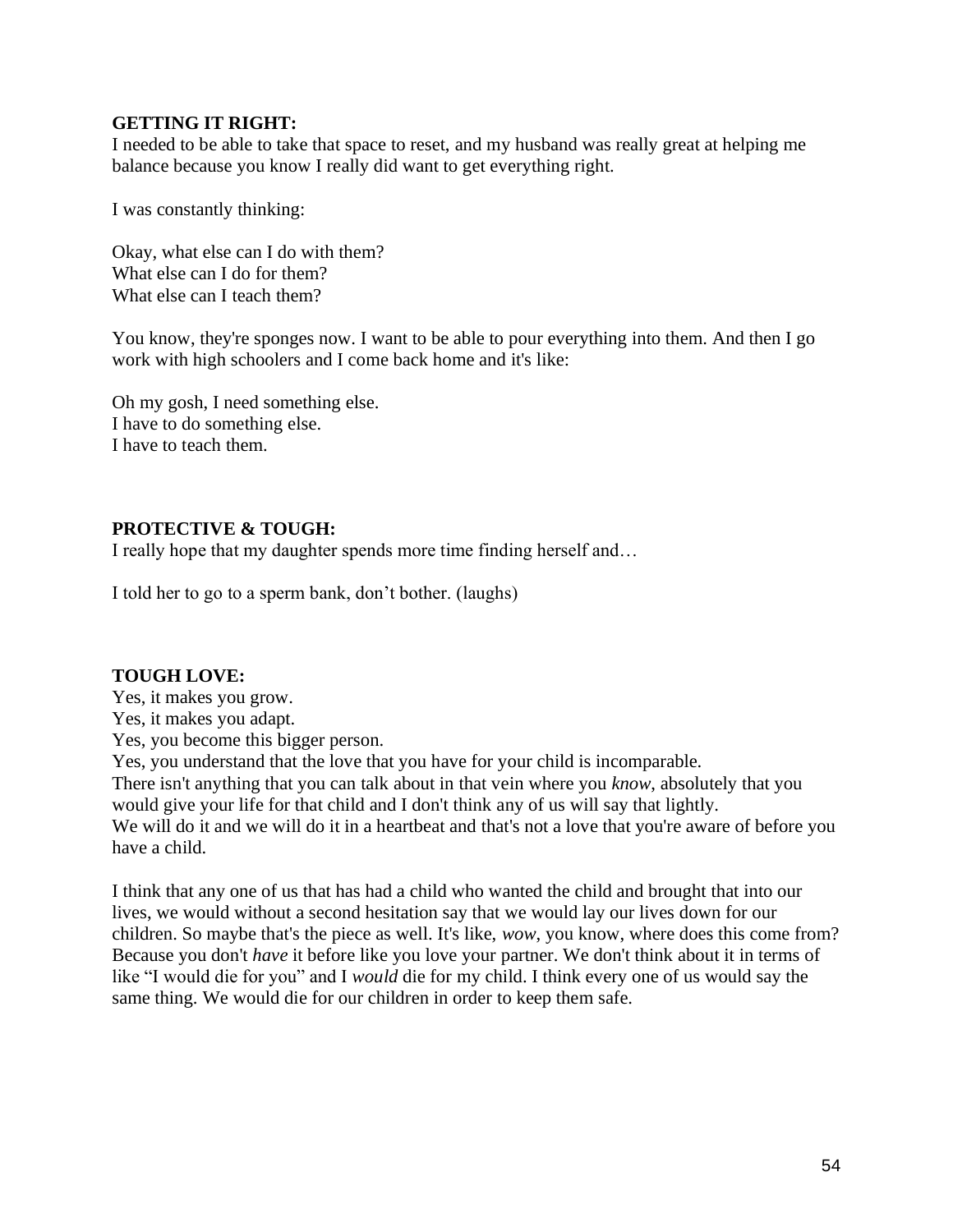**GETTING IT RIGHT:**
I needed to be able to take that space to reset, and my husband was really great at helping me balance because you know I really did want to get everything right.

I was constantly thinking:

Okay, what else can I do with them?
What else can I do for them?
What else can I teach them?

You know, they're sponges now. I want to be able to pour everything into them. And then I go work with high schoolers and I come back home and it's like:

Oh my gosh, I need something else.
I have to do something else.
I have to teach them.

**PROTECTIVE & TOUGH:**
I really hope that my daughter spends more time finding herself and…

I told her to go to a sperm bank, don't bother. (laughs)

**TOUGH LOVE:**
Yes, it makes you grow.
Yes, it makes you adapt.
Yes, you become this bigger person.
Yes, you understand that the love that you have for your child is incomparable.
There isn't anything that you can talk about in that vein where you *know*, absolutely that you would give your life for that child and I don't think any of us will say that lightly.
We will do it and we will do it in a heartbeat and that's not a love that you're aware of before you have a child.

I think that any one of us that has had a child who wanted the child and brought that into our lives, we would without a second hesitation say that we would lay our lives down for our children. So maybe that's the piece as well. It's like, *wow*, you know, where does this come from? Because you don't *have* it before like you love your partner. We don't think about it in terms of like "I would die for you" and I *would* die for my child. I think every one of us would say the same thing. We would die for our children in order to keep them safe.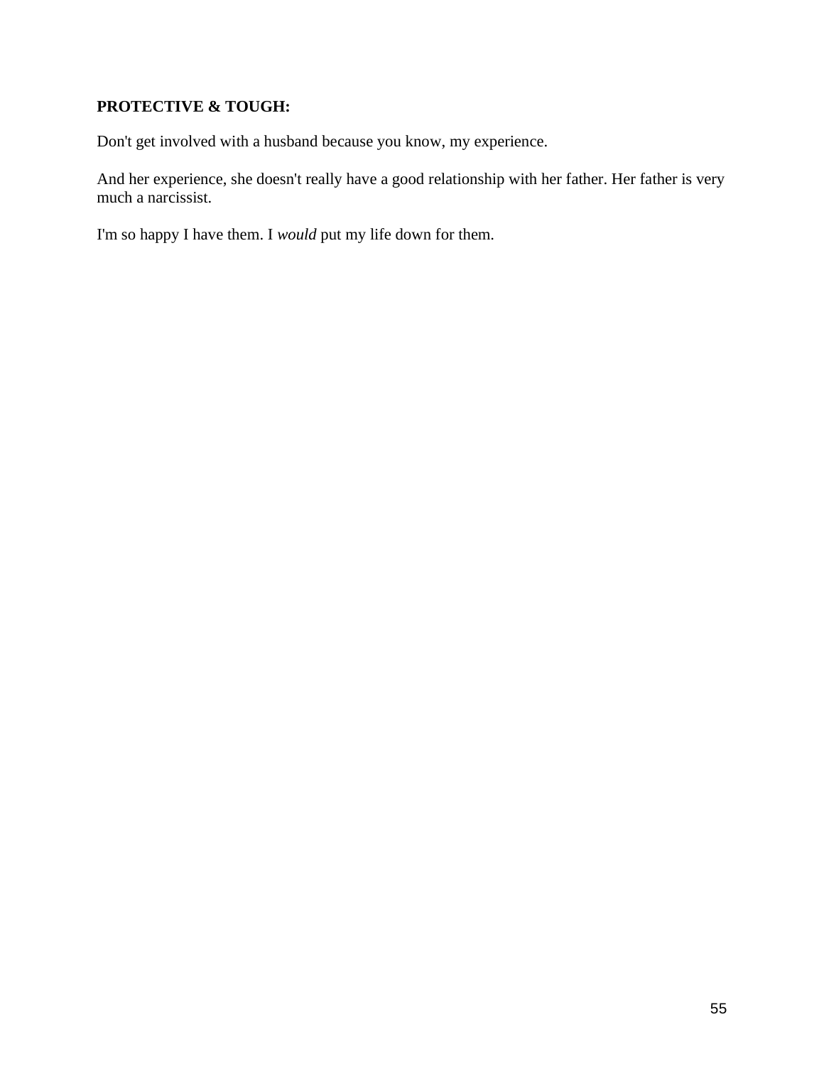**PROTECTIVE & TOUGH:**

Don't get involved with a husband because you know, my experience.

And her experience, she doesn't really have a good relationship with her father. Her father is very much a narcissist.

I'm so happy I have them. I *would* put my life down for them.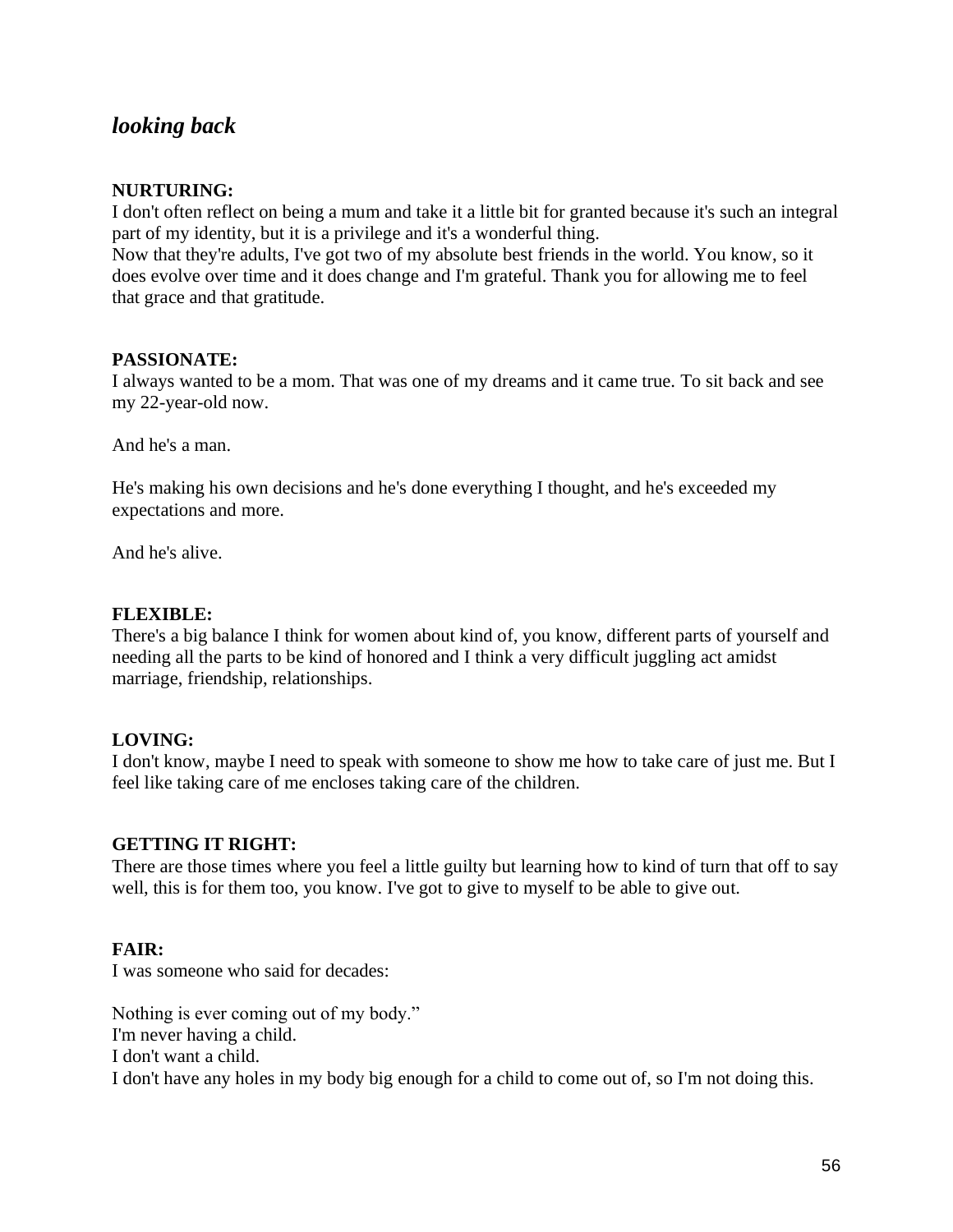## *looking back*

**NURTURING:**
I don't often reflect on being a mum and take it a little bit for granted because it's such an integral part of my identity, but it is a privilege and it's a wonderful thing.
Now that they're adults, I've got two of my absolute best friends in the world. You know, so it does evolve over time and it does change and I'm grateful. Thank you for allowing me to feel that grace and that gratitude.

**PASSIONATE:**
I always wanted to be a mom. That was one of my dreams and it came true. To sit back and see my 22-year-old now.

And he's a man.

He's making his own decisions and he's done everything I thought, and he's exceeded my expectations and more.

And he's alive.

**FLEXIBLE:**
There's a big balance I think for women about kind of, you know, different parts of yourself and needing all the parts to be kind of honored and I think a very difficult juggling act amidst marriage, friendship, relationships.

**LOVING:**
I don't know, maybe I need to speak with someone to show me how to take care of just me. But I feel like taking care of me encloses taking care of the children.

**GETTING IT RIGHT:**
There are those times where you feel a little guilty but learning how to kind of turn that off to say well, this is for them too, you know. I've got to give to myself to be able to give out.

**FAIR:**
I was someone who said for decades:

Nothing is ever coming out of my body."
I'm never having a child.
I don't want a child.
I don't have any holes in my body big enough for a child to come out of, so I'm not doing this.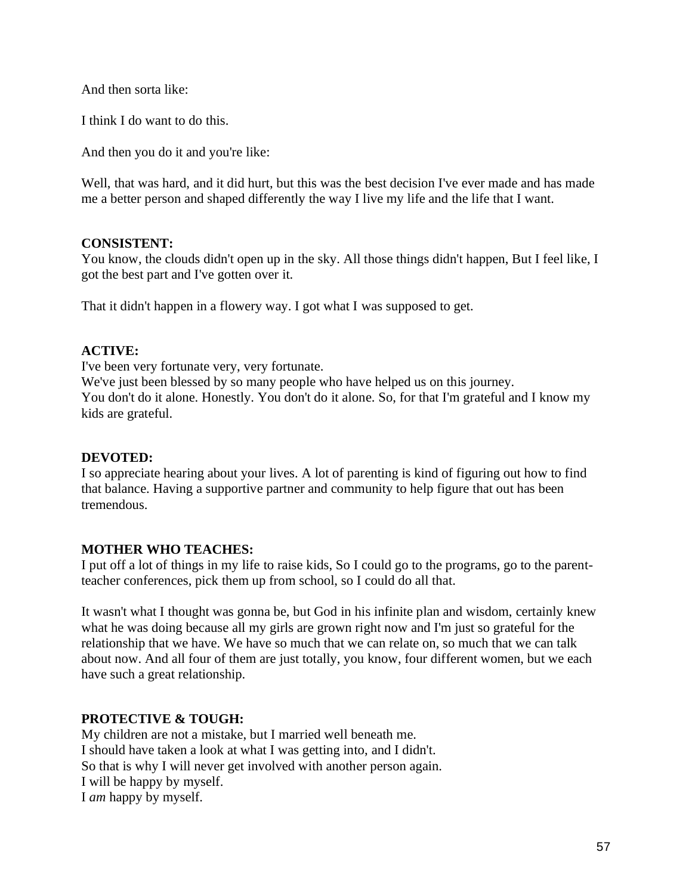And then sorta like:

I think I do want to do this.

And then you do it and you're like:

Well, that was hard, and it did hurt, but this was the best decision I've ever made and has made me a better person and shaped differently the way I live my life and the life that I want.

**CONSISTENT:**
You know, the clouds didn't open up in the sky. All those things didn't happen, But I feel like, I got the best part and I've gotten over it.

That it didn't happen in a flowery way. I got what I was supposed to get.

**ACTIVE:**
I've been very fortunate very, very fortunate.
We've just been blessed by so many people who have helped us on this journey.
You don't do it alone. Honestly. You don't do it alone. So, for that I'm grateful and I know my kids are grateful.

**DEVOTED:**
I so appreciate hearing about your lives. A lot of parenting is kind of figuring out how to find that balance. Having a supportive partner and community to help figure that out has been tremendous.

**MOTHER WHO TEACHES:**
I put off a lot of things in my life to raise kids, So I could go to the programs, go to the parent-teacher conferences, pick them up from school, so I could do all that.

It wasn't what I thought was gonna be, but God in his infinite plan and wisdom, certainly knew what he was doing because all my girls are grown right now and I'm just so grateful for the relationship that we have. We have so much that we can relate on, so much that we can talk about now. And all four of them are just totally, you know, four different women, but we each have such a great relationship.

**PROTECTIVE & TOUGH:**
My children are not a mistake, but I married well beneath me.
I should have taken a look at what I was getting into, and I didn't.
So that is why I will never get involved with another person again.
I will be happy by myself.
I *am* happy by myself.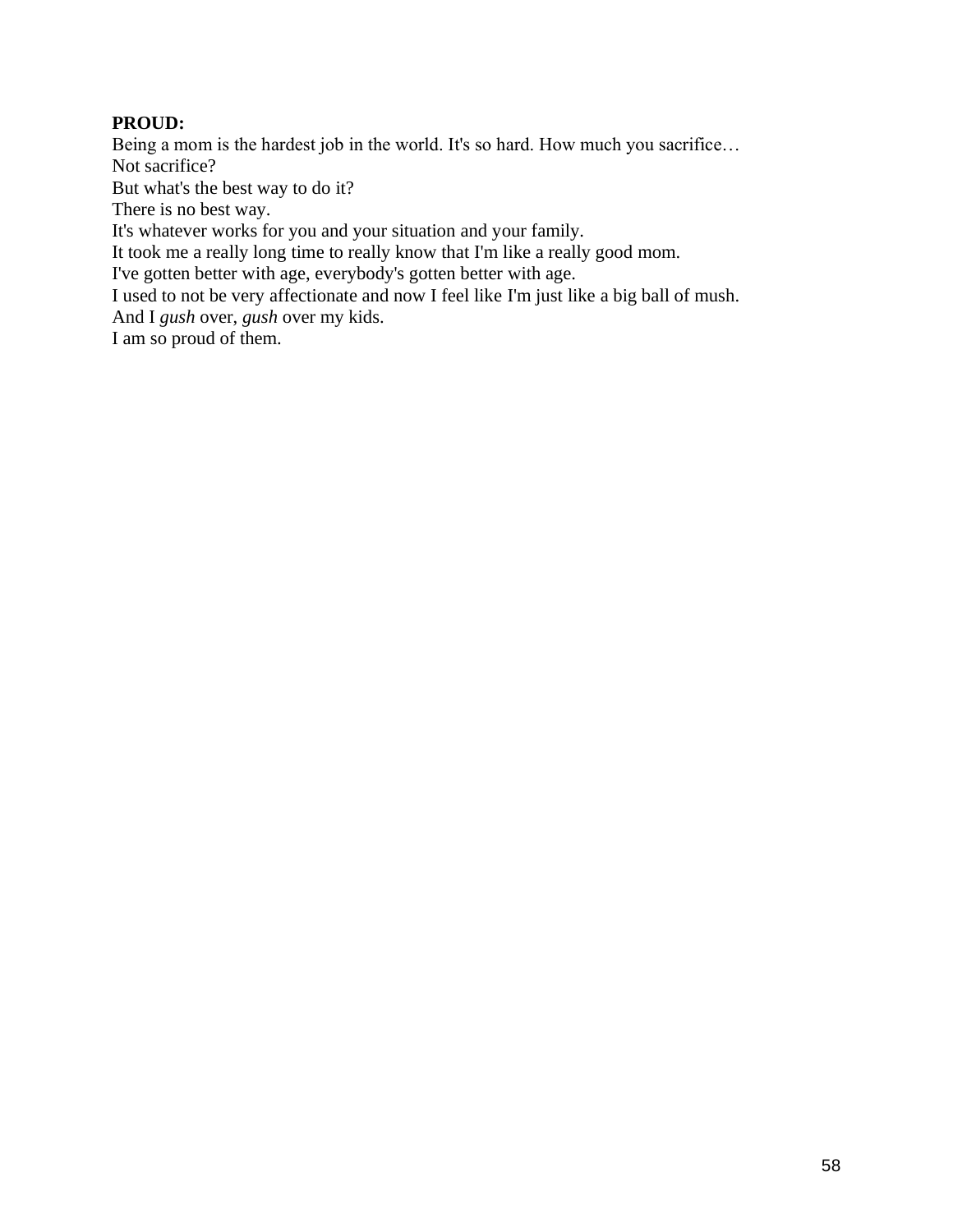**PROUD:**
Being a mom is the hardest job in the world. It's so hard. How much you sacrifice…
Not sacrifice?
But what's the best way to do it?
There is no best way.
It's whatever works for you and your situation and your family.
It took me a really long time to really know that I'm like a really good mom.
I've gotten better with age, everybody's gotten better with age.
I used to not be very affectionate and now I feel like I'm just like a big ball of mush.
And I *gush* over, *gush* over my kids.
I am so proud of them.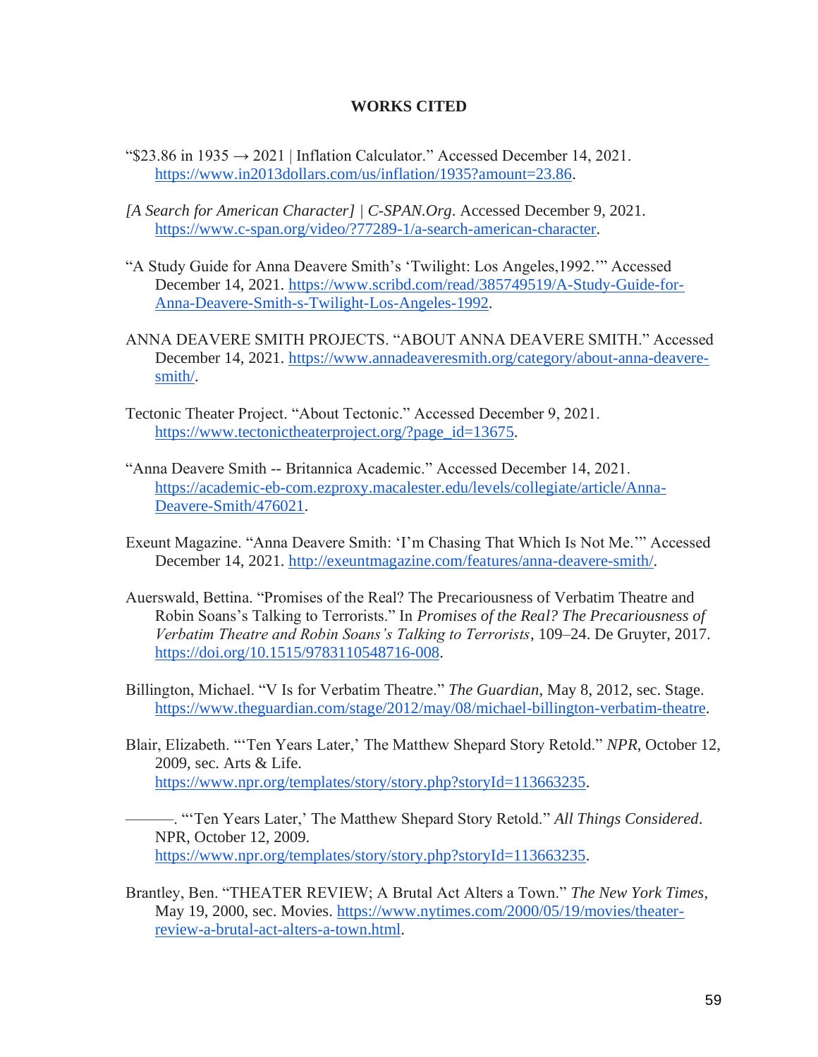# WORKS CITED

"$23.86 in 1935 → 2021 | Inflation Calculator." Accessed December 14, 2021. https://www.in2013dollars.com/us/inflation/1935?amount=23.86.

*[A Search for American Character] | C-SPAN.Org*. Accessed December 9, 2021. https://www.c-span.org/video/?77289-1/a-search-american-character.

"A Study Guide for Anna Deavere Smith's 'Twilight: Los Angeles,1992.'" Accessed December 14, 2021. https://www.scribd.com/read/385749519/A-Study-Guide-for-Anna-Deavere-Smith-s-Twilight-Los-Angeles-1992.

ANNA DEAVERE SMITH PROJECTS. "ABOUT ANNA DEAVERE SMITH." Accessed December 14, 2021. https://www.annadeaveresmith.org/category/about-anna-deavere-smith/.

Tectonic Theater Project. "About Tectonic." Accessed December 9, 2021. https://www.tectonictheaterproject.org/?page_id=13675.

"Anna Deavere Smith -- Britannica Academic." Accessed December 14, 2021. https://academic-eb-com.ezproxy.macalester.edu/levels/collegiate/article/Anna-Deavere-Smith/476021.

Exeunt Magazine. "Anna Deavere Smith: 'I'm Chasing That Which Is Not Me.'" Accessed December 14, 2021. http://exeuntmagazine.com/features/anna-deavere-smith/.

Auerswald, Bettina. "Promises of the Real? The Precariousness of Verbatim Theatre and Robin Soans's Talking to Terrorists." In *Promises of the Real? The Precariousness of Verbatim Theatre and Robin Soans's Talking to Terrorists*, 109–24. De Gruyter, 2017. https://doi.org/10.1515/9783110548716-008.

Billington, Michael. "V Is for Verbatim Theatre." *The Guardian*, May 8, 2012, sec. Stage. https://www.theguardian.com/stage/2012/may/08/michael-billington-verbatim-theatre.

Blair, Elizabeth. "'Ten Years Later,' The Matthew Shepard Story Retold." *NPR*, October 12, 2009, sec. Arts & Life. https://www.npr.org/templates/story/story.php?storyId=113663235.

———. "'Ten Years Later,' The Matthew Shepard Story Retold." *All Things Considered*. NPR, October 12, 2009. https://www.npr.org/templates/story/story.php?storyId=113663235.

Brantley, Ben. "THEATER REVIEW; A Brutal Act Alters a Town." *The New York Times*, May 19, 2000, sec. Movies. https://www.nytimes.com/2000/05/19/movies/theater-review-a-brutal-act-alters-a-town.html.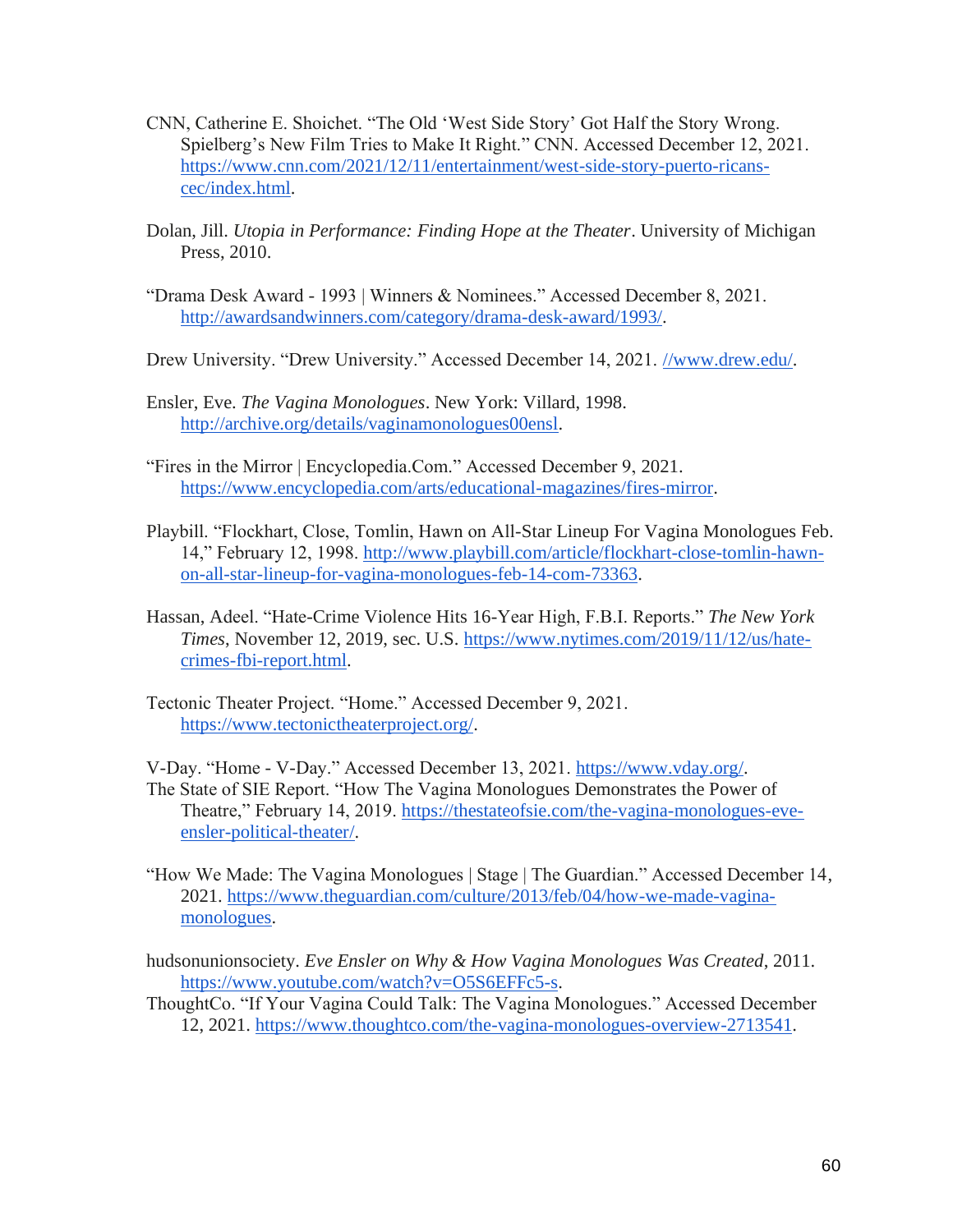CNN, Catherine E. Shoichet. "The Old 'West Side Story' Got Half the Story Wrong. Spielberg's New Film Tries to Make It Right." CNN. Accessed December 12, 2021. https://www.cnn.com/2021/12/11/entertainment/west-side-story-puerto-ricans-cec/index.html.

Dolan, Jill. *Utopia in Performance: Finding Hope at the Theater*. University of Michigan Press, 2010.

"Drama Desk Award - 1993 | Winners & Nominees." Accessed December 8, 2021. http://awardsandwinners.com/category/drama-desk-award/1993/.

Drew University. "Drew University." Accessed December 14, 2021. //www.drew.edu/.

Ensler, Eve. *The Vagina Monologues*. New York: Villard, 1998. http://archive.org/details/vaginamonologues00ensl.

"Fires in the Mirror | Encyclopedia.Com." Accessed December 9, 2021. https://www.encyclopedia.com/arts/educational-magazines/fires-mirror.

Playbill. "Flockhart, Close, Tomlin, Hawn on All-Star Lineup For Vagina Monologues Feb. 14," February 12, 1998. http://www.playbill.com/article/flockhart-close-tomlin-hawn-on-all-star-lineup-for-vagina-monologues-feb-14-com-73363.

Hassan, Adeel. "Hate-Crime Violence Hits 16-Year High, F.B.I. Reports." *The New York Times*, November 12, 2019, sec. U.S. https://www.nytimes.com/2019/11/12/us/hate-crimes-fbi-report.html.

Tectonic Theater Project. "Home." Accessed December 9, 2021. https://www.tectonictheaterproject.org/.

V-Day. "Home - V-Day." Accessed December 13, 2021. https://www.vday.org/.

The State of SIE Report. "How The Vagina Monologues Demonstrates the Power of Theatre," February 14, 2019. https://thestateofsie.com/the-vagina-monologues-eve-ensler-political-theater/.

"How We Made: The Vagina Monologues | Stage | The Guardian." Accessed December 14, 2021. https://www.theguardian.com/culture/2013/feb/04/how-we-made-vagina-monologues.

hudsonunionsociety. *Eve Ensler on Why & How Vagina Monologues Was Created*, 2011. https://www.youtube.com/watch?v=O5S6EFFc5-s.

ThoughtCo. "If Your Vagina Could Talk: The Vagina Monologues." Accessed December 12, 2021. https://www.thoughtco.com/the-vagina-monologues-overview-2713541.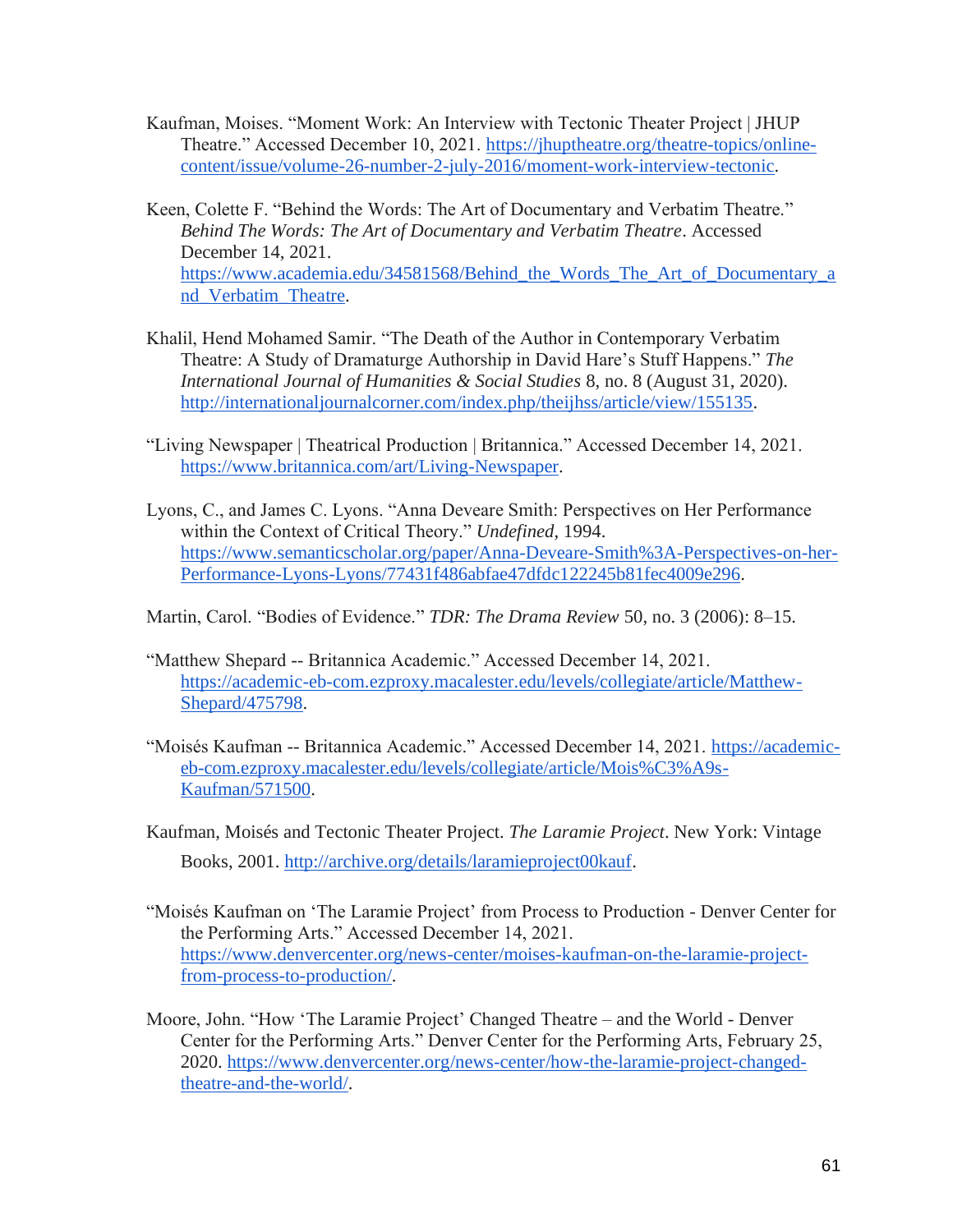Kaufman, Moises. "Moment Work: An Interview with Tectonic Theater Project | JHUP Theatre." Accessed December 10, 2021. https://jhuptheatre.org/theatre-topics/online-content/issue/volume-26-number-2-july-2016/moment-work-interview-tectonic.

Keen, Colette F. "Behind the Words: The Art of Documentary and Verbatim Theatre." *Behind The Words: The Art of Documentary and Verbatim Theatre*. Accessed December 14, 2021. https://www.academia.edu/34581568/Behind_the_Words_The_Art_of_Documentary_and_Verbatim_Theatre.

Khalil, Hend Mohamed Samir. "The Death of the Author in Contemporary Verbatim Theatre: A Study of Dramaturge Authorship in David Hare's Stuff Happens." *The International Journal of Humanities & Social Studies* 8, no. 8 (August 31, 2020). http://internationaljournalcorner.com/index.php/theijhss/article/view/155135.

"Living Newspaper | Theatrical Production | Britannica." Accessed December 14, 2021. https://www.britannica.com/art/Living-Newspaper.

Lyons, C., and James C. Lyons. "Anna Deveare Smith: Perspectives on Her Performance within the Context of Critical Theory." *Undefined*, 1994. https://www.semanticscholar.org/paper/Anna-Deveare-Smith%3A-Perspectives-on-her-Performance-Lyons-Lyons/77431f486abfae47dfdc122245b81fec4009e296.

Martin, Carol. "Bodies of Evidence." *TDR: The Drama Review* 50, no. 3 (2006): 8–15.

"Matthew Shepard -- Britannica Academic." Accessed December 14, 2021. https://academic-eb-com.ezproxy.macalester.edu/levels/collegiate/article/Matthew-Shepard/475798.

"Moisés Kaufman -- Britannica Academic." Accessed December 14, 2021. https://academic-eb-com.ezproxy.macalester.edu/levels/collegiate/article/Mois%C3%A9s-Kaufman/571500.

Kaufman, Moisés and Tectonic Theater Project. *The Laramie Project*. New York: Vintage Books, 2001. http://archive.org/details/laramieproject00kauf.

"Moisés Kaufman on 'The Laramie Project' from Process to Production - Denver Center for the Performing Arts." Accessed December 14, 2021. https://www.denvercenter.org/news-center/moises-kaufman-on-the-laramie-project-from-process-to-production/.

Moore, John. "How 'The Laramie Project' Changed Theatre – and the World - Denver Center for the Performing Arts." Denver Center for the Performing Arts, February 25, 2020. https://www.denvercenter.org/news-center/how-the-laramie-project-changed-theatre-and-the-world/.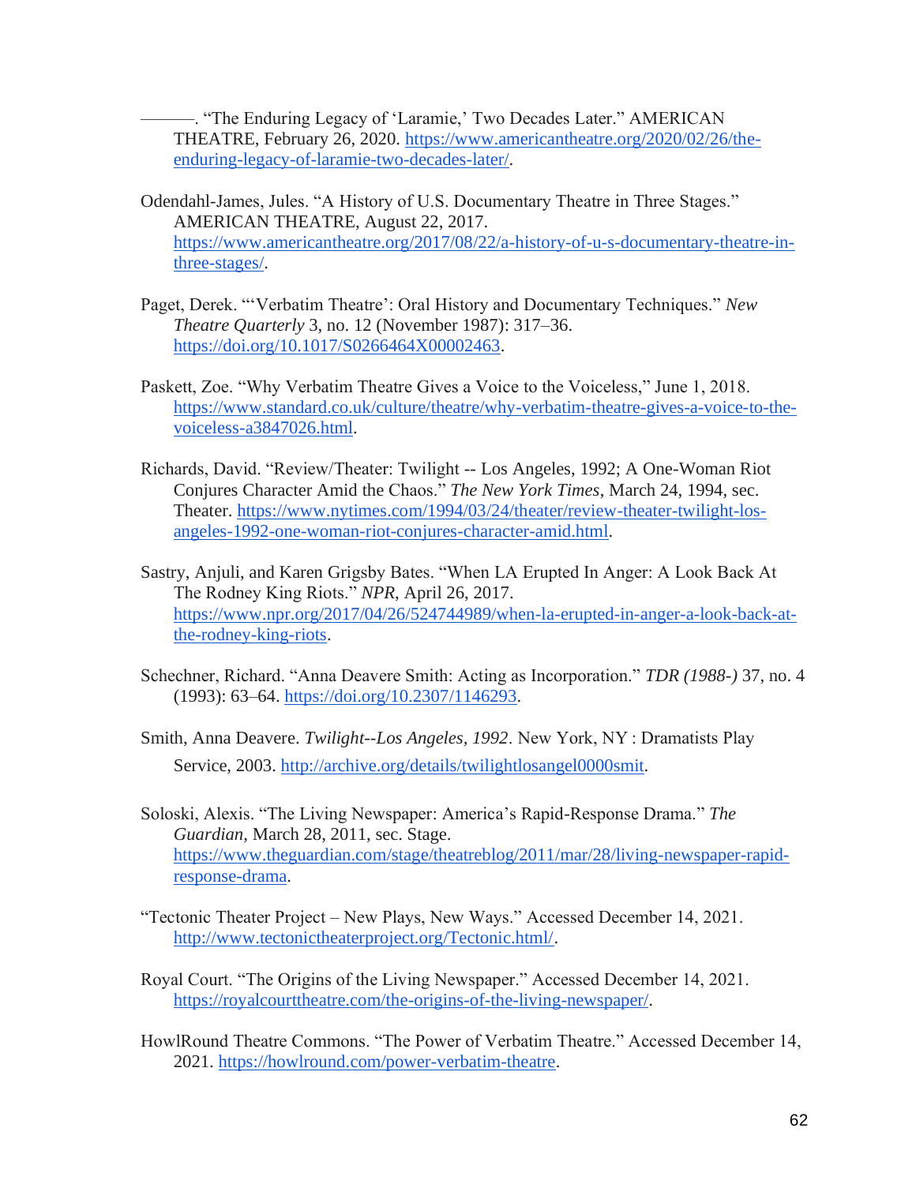———. "The Enduring Legacy of 'Laramie,' Two Decades Later." AMERICAN THEATRE, February 26, 2020. https://www.americantheatre.org/2020/02/26/the-enduring-legacy-of-laramie-two-decades-later/.

Odendahl-James, Jules. "A History of U.S. Documentary Theatre in Three Stages." AMERICAN THEATRE, August 22, 2017. https://www.americantheatre.org/2017/08/22/a-history-of-u-s-documentary-theatre-in-three-stages/.

Paget, Derek. "'Verbatim Theatre': Oral History and Documentary Techniques." *New Theatre Quarterly* 3, no. 12 (November 1987): 317–36. https://doi.org/10.1017/S0266464X00002463.

Paskett, Zoe. "Why Verbatim Theatre Gives a Voice to the Voiceless," June 1, 2018. https://www.standard.co.uk/culture/theatre/why-verbatim-theatre-gives-a-voice-to-the-voiceless-a3847026.html.

Richards, David. "Review/Theater: Twilight -- Los Angeles, 1992; A One-Woman Riot Conjures Character Amid the Chaos." *The New York Times*, March 24, 1994, sec. Theater. https://www.nytimes.com/1994/03/24/theater/review-theater-twilight-los-angeles-1992-one-woman-riot-conjures-character-amid.html.

Sastry, Anjuli, and Karen Grigsby Bates. "When LA Erupted In Anger: A Look Back At The Rodney King Riots." *NPR*, April 26, 2017. https://www.npr.org/2017/04/26/524744989/when-la-erupted-in-anger-a-look-back-at-the-rodney-king-riots.

Schechner, Richard. "Anna Deavere Smith: Acting as Incorporation." *TDR (1988-)* 37, no. 4 (1993): 63–64. https://doi.org/10.2307/1146293.

Smith, Anna Deavere. *Twilight--Los Angeles, 1992*. New York, NY : Dramatists Play Service, 2003. http://archive.org/details/twilightlosangel0000smit.

Soloski, Alexis. "The Living Newspaper: America's Rapid-Response Drama." *The Guardian*, March 28, 2011, sec. Stage. https://www.theguardian.com/stage/theatreblog/2011/mar/28/living-newspaper-rapid-response-drama.

"Tectonic Theater Project – New Plays, New Ways." Accessed December 14, 2021. http://www.tectonictheaterproject.org/Tectonic.html/.

Royal Court. "The Origins of the Living Newspaper." Accessed December 14, 2021. https://royalcourttheatre.com/the-origins-of-the-living-newspaper/.

HowlRound Theatre Commons. "The Power of Verbatim Theatre." Accessed December 14, 2021. https://howlround.com/power-verbatim-theatre.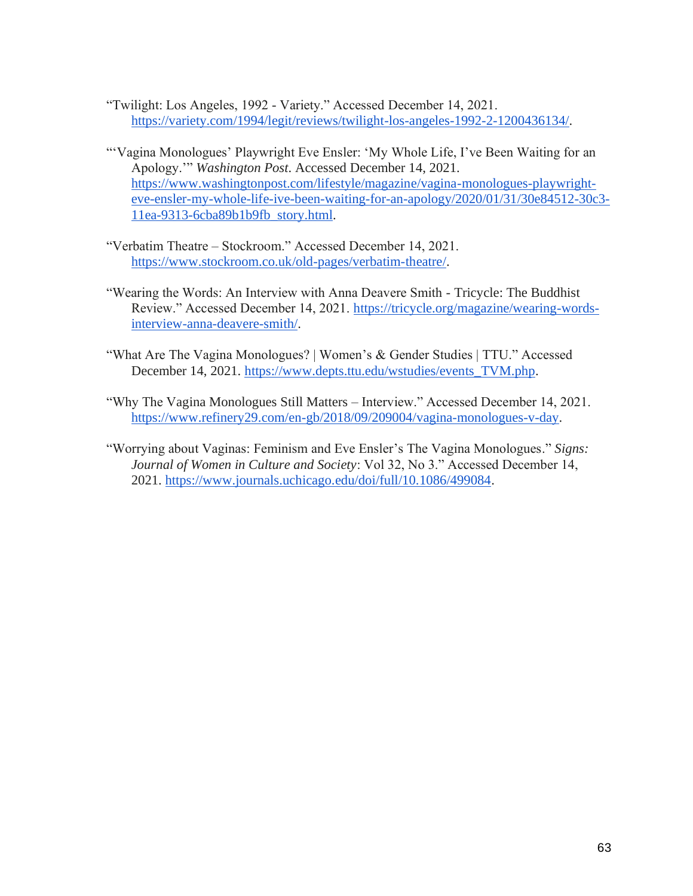"Twilight: Los Angeles, 1992 - Variety." Accessed December 14, 2021. https://variety.com/1994/legit/reviews/twilight-los-angeles-1992-2-1200436134/.

"'Vagina Monologues' Playwright Eve Ensler: 'My Whole Life, I've Been Waiting for an Apology.'" *Washington Post*. Accessed December 14, 2021. https://www.washingtonpost.com/lifestyle/magazine/vagina-monologues-playwright-eve-ensler-my-whole-life-ive-been-waiting-for-an-apology/2020/01/31/30e84512-30c3-11ea-9313-6cba89b1b9fb_story.html.

"Verbatim Theatre – Stockroom." Accessed December 14, 2021. https://www.stockroom.co.uk/old-pages/verbatim-theatre/.

"Wearing the Words: An Interview with Anna Deavere Smith - Tricycle: The Buddhist Review." Accessed December 14, 2021. https://tricycle.org/magazine/wearing-words-interview-anna-deavere-smith/.

"What Are The Vagina Monologues? | Women's & Gender Studies | TTU." Accessed December 14, 2021. https://www.depts.ttu.edu/wstudies/events_TVM.php.

"Why The Vagina Monologues Still Matters – Interview." Accessed December 14, 2021. https://www.refinery29.com/en-gb/2018/09/209004/vagina-monologues-v-day.

"Worrying about Vaginas: Feminism and Eve Ensler's The Vagina Monologues." *Signs: Journal of Women in Culture and Society*: Vol 32, No 3." Accessed December 14, 2021. https://www.journals.uchicago.edu/doi/full/10.1086/499084.